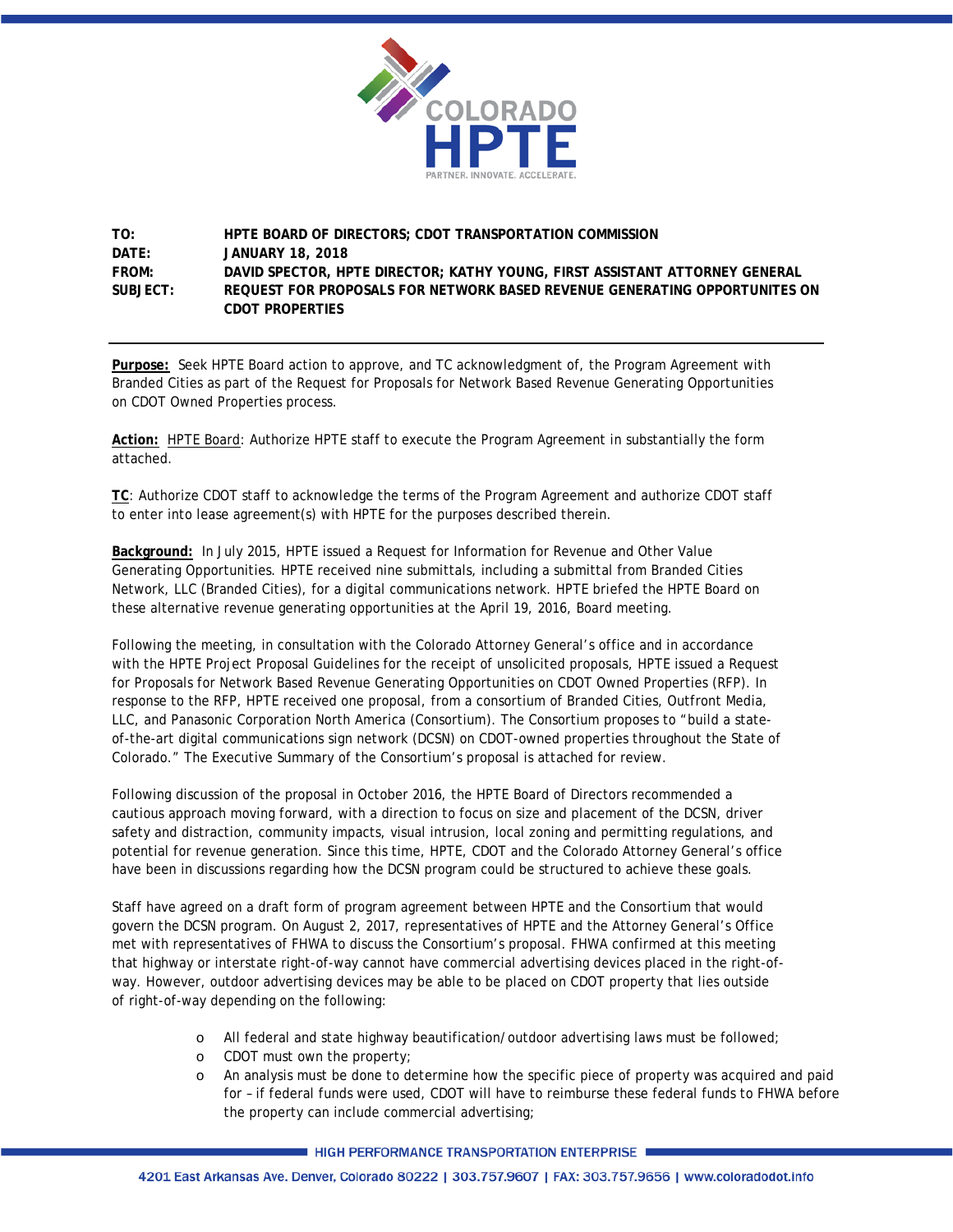TO: HPTE BOARD OF DIRECTORS; CDOT TRANSPORTATION COMMISSION

DATE: JANUARY 18, 2018

FROM: DAVID SPECTOR, HPTE DIRECTOR; KATHY YOUNG, FIRST ASSISTANT ATTORNEY GENERAL

SUBJECT: REQUEST FOR PROPOSALS FOR NETWORK BASED REVENUE GENERATING OPPORTUNITES ON CDOT PROPERTIES

---

**Purpose:** Seek HPTE Board action to approve, and TC acknowledgment of, the Program Agreement with Branded Cities as part of the Request for Proposals for Network Based Revenue Generating Opportunities on CDOT Owned Properties process.

**Action:** HPTE Board: Authorize HPTE staff to execute the Program Agreement in substantially the form attached.

**TC**: Authorize CDOT staff to acknowledge the terms of the Program Agreement and authorize CDOT staff to enter into lease agreement(s) with HPTE for the purposes described therein.

**Background:** In July 2015, HPTE issued a Request for Information for Revenue and Other Value Generating Opportunities. HPTE received nine submittals, including a submittal from Branded Cities Network, LLC (Branded Cities), for a digital communications network. HPTE briefed the HPTE Board on these alternative revenue generating opportunities at the April 19, 2016, Board meeting.

Following the meeting, in consultation with the Colorado Attorney General's office and in accordance with the HPTE Project Proposal Guidelines for the receipt of unsolicited proposals, HPTE issued a Request for Proposals for Network Based Revenue Generating Opportunities on CDOT Owned Properties (RFP). In response to the RFP, HPTE received one proposal, from a consortium of Branded Cities, Outfront Media, LLC, and Panasonic Corporation North America (Consortium). The Consortium proposes to "build a state-of-the-art digital communications sign network (DCSN) on CDOT-owned properties throughout the State of Colorado." The Executive Summary of the Consortium's proposal is attached for review.

Following discussion of the proposal in October 2016, the HPTE Board of Directors recommended a cautious approach moving forward, with a direction to focus on size and placement of the DCSN, driver safety and distraction, community impacts, visual intrusion, local zoning and permitting regulations, and potential for revenue generation. Since this time, HPTE, CDOT and the Colorado Attorney General's office have been in discussions regarding how the DCSN program could be structured to achieve these goals.

Staff have agreed on a draft form of program agreement between HPTE and the Consortium that would govern the DCSN program. On August 2, 2017, representatives of HPTE and the Attorney General's Office met with representatives of FHWA to discuss the Consortium's proposal. FHWA confirmed at this meeting that highway or interstate right-of-way cannot have commercial advertising devices placed in the right-of-way. However, outdoor advertising devices may be able to be placed on CDOT property that lies outside of right-of-way depending on the following:

- All federal and state highway beautification/outdoor advertising laws must be followed;
- CDOT must own the property;
- An analysis must be done to determine how the specific piece of property was acquired and paid for – if federal funds were used, CDOT will have to reimburse these federal funds to FHWA before the property can include commercial advertising;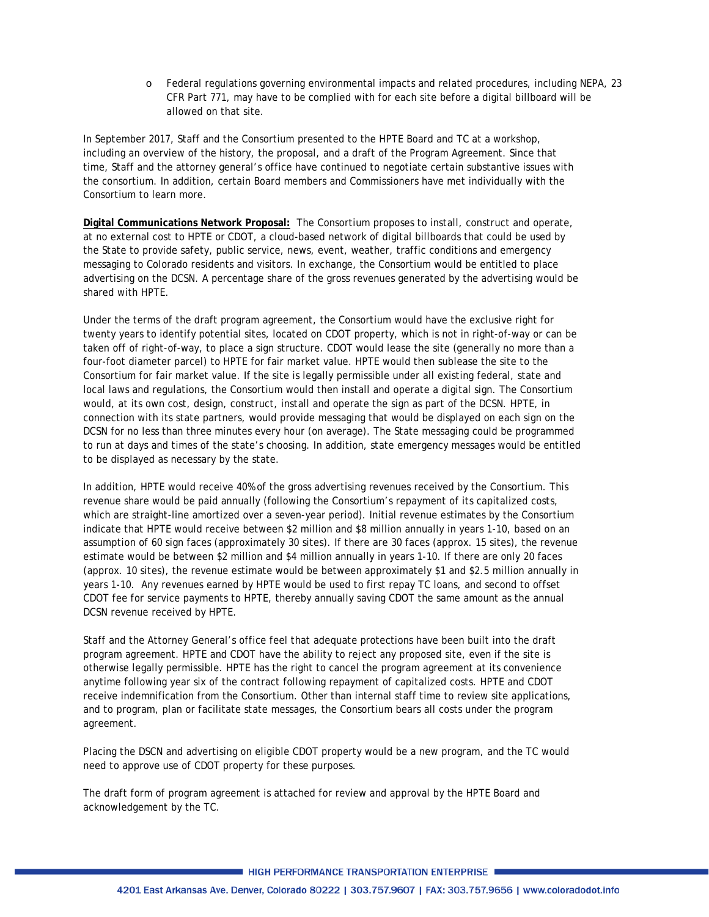- Federal regulations governing environmental impacts and related procedures, including NEPA, 23 CFR Part 771, may have to be complied with for each site before a digital billboard will be allowed on that site.

In September 2017, Staff and the Consortium presented to the HPTE Board and TC at a workshop, including an overview of the history, the proposal, and a draft of the Program Agreement. Since that time, Staff and the attorney general's office have continued to negotiate certain substantive issues with the consortium. In addition, certain Board members and Commissioners have met individually with the Consortium to learn more.

**Digital Communications Network Proposal:** The Consortium proposes to install, construct and operate, at no external cost to HPTE or CDOT, a cloud-based network of digital billboards that could be used by the State to provide safety, public service, news, event, weather, traffic conditions and emergency messaging to Colorado residents and visitors. In exchange, the Consortium would be entitled to place advertising on the DCSN. A percentage share of the gross revenues generated by the advertising would be shared with HPTE.

Under the terms of the draft program agreement, the Consortium would have the exclusive right for twenty years to identify potential sites, located on CDOT property, which is not in right-of-way or can be taken off of right-of-way, to place a sign structure. CDOT would lease the site (generally no more than a four-foot diameter parcel) to HPTE for fair market value. HPTE would then sublease the site to the Consortium for fair market value. If the site is legally permissible under all existing federal, state and local laws and regulations, the Consortium would then install and operate a digital sign. The Consortium would, at its own cost, design, construct, install and operate the sign as part of the DCSN. HPTE, in connection with its state partners, would provide messaging that would be displayed on each sign on the DCSN for no less than three minutes every hour (on average). The State messaging could be programmed to run at days and times of the state's choosing. In addition, state emergency messages would be entitled to be displayed as necessary by the state.

In addition, HPTE would receive 40% of the gross advertising revenues received by the Consortium. This revenue share would be paid annually (following the Consortium's repayment of its capitalized costs, which are straight-line amortized over a seven-year period). Initial revenue estimates by the Consortium indicate that HPTE would receive between $2 million and $8 million annually in years 1-10, based on an assumption of 60 sign faces (approximately 30 sites). If there are 30 faces (approx. 15 sites), the revenue estimate would be between $2 million and $4 million annually in years 1-10. If there are only 20 faces (approx. 10 sites), the revenue estimate would be between approximately $1 and $2.5 million annually in years 1-10. Any revenues earned by HPTE would be used to first repay TC loans, and second to offset CDOT fee for service payments to HPTE, thereby annually saving CDOT the same amount as the annual DCSN revenue received by HPTE.

Staff and the Attorney General's office feel that adequate protections have been built into the draft program agreement. HPTE and CDOT have the ability to reject any proposed site, even if the site is otherwise legally permissible. HPTE has the right to cancel the program agreement at its convenience anytime following year six of the contract following repayment of capitalized costs. HPTE and CDOT receive indemnification from the Consortium. Other than internal staff time to review site applications, and to program, plan or facilitate state messages, the Consortium bears all costs under the program agreement.

Placing the DSCN and advertising on eligible CDOT property would be a new program, and the TC would need to approve use of CDOT property for these purposes.

The draft form of program agreement is attached for review and approval by the HPTE Board and acknowledgement by the TC.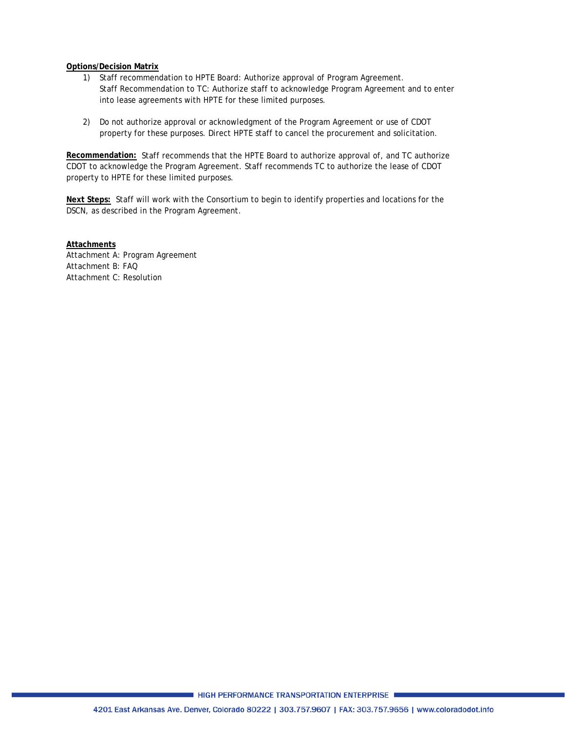**Options/Decision Matrix**

1) Staff recommendation to HPTE Board: Authorize approval of Program Agreement.
   Staff Recommendation to TC: Authorize staff to acknowledge Program Agreement and to enter into lease agreements with HPTE for these limited purposes.

2) Do not authorize approval or acknowledgment of the Program Agreement or use of CDOT property for these purposes. Direct HPTE staff to cancel the procurement and solicitation.

**Recommendation:** Staff recommends that the HPTE Board to authorize approval of, and TC authorize CDOT to acknowledge the Program Agreement. Staff recommends TC to authorize the lease of CDOT property to HPTE for these limited purposes.

**Next Steps:** Staff will work with the Consortium to begin to identify properties and locations for the DSCN, as described in the Program Agreement.

**Attachments**

Attachment A: Program Agreement
Attachment B: FAQ
Attachment C: Resolution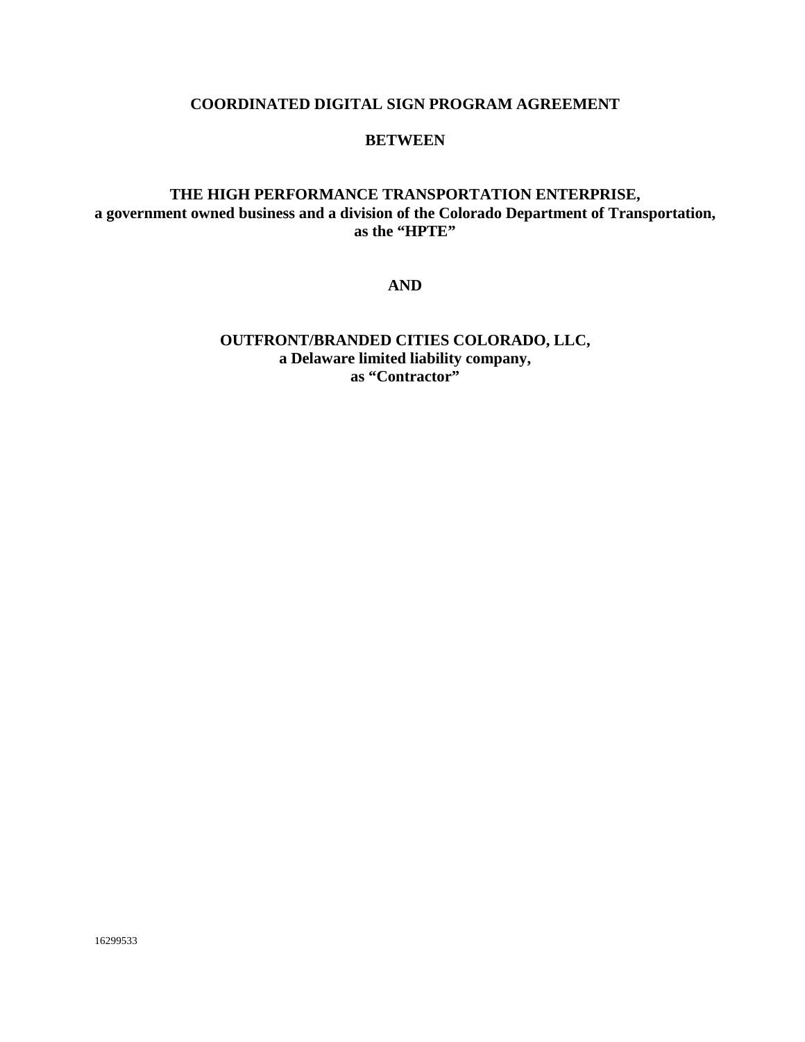**COORDINATED DIGITAL SIGN PROGRAM AGREEMENT**

**BETWEEN**

**THE HIGH PERFORMANCE TRANSPORTATION ENTERPRISE,**
**a government owned business and a division of the Colorado Department of Transportation, as the "HPTE"**

**AND**

**OUTFRONT/BRANDED CITIES COLORADO, LLC,**
**a Delaware limited liability company,**
**as "Contractor"**

16299533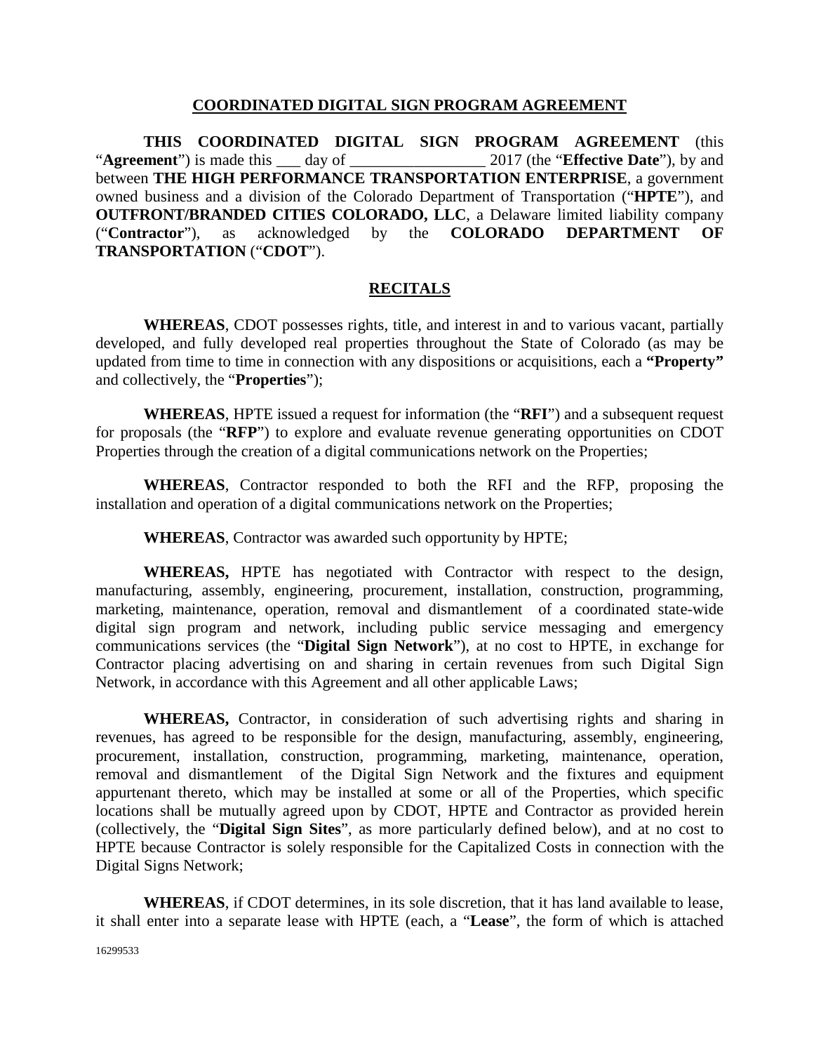# COORDINATED DIGITAL SIGN PROGRAM AGREEMENT

**THIS COORDINATED DIGITAL SIGN PROGRAM AGREEMENT** (this "**Agreement**") is made this ___ day of _________________ 2017 (the "**Effective Date**"), by and between **THE HIGH PERFORMANCE TRANSPORTATION ENTERPRISE**, a government owned business and a division of the Colorado Department of Transportation ("**HPTE**"), and **OUTFRONT/BRANDED CITIES COLORADO, LLC**, a Delaware limited liability company ("**Contractor**"), as acknowledged by the **COLORADO DEPARTMENT OF TRANSPORTATION** ("**CDOT**").

## RECITALS

**WHEREAS**, CDOT possesses rights, title, and interest in and to various vacant, partially developed, and fully developed real properties throughout the State of Colorado (as may be updated from time to time in connection with any dispositions or acquisitions, each a **"Property"** and collectively, the "**Properties**");

**WHEREAS**, HPTE issued a request for information (the "**RFI**") and a subsequent request for proposals (the "**RFP**") to explore and evaluate revenue generating opportunities on CDOT Properties through the creation of a digital communications network on the Properties;

**WHEREAS**, Contractor responded to both the RFI and the RFP, proposing the installation and operation of a digital communications network on the Properties;

**WHEREAS**, Contractor was awarded such opportunity by HPTE;

**WHEREAS,** HPTE has negotiated with Contractor with respect to the design, manufacturing, assembly, engineering, procurement, installation, construction, programming, marketing, maintenance, operation, removal and dismantlement of a coordinated state-wide digital sign program and network, including public service messaging and emergency communications services (the "**Digital Sign Network**"), at no cost to HPTE, in exchange for Contractor placing advertising on and sharing in certain revenues from such Digital Sign Network, in accordance with this Agreement and all other applicable Laws;

**WHEREAS,** Contractor, in consideration of such advertising rights and sharing in revenues, has agreed to be responsible for the design, manufacturing, assembly, engineering, procurement, installation, construction, programming, marketing, maintenance, operation, removal and dismantlement of the Digital Sign Network and the fixtures and equipment appurtenant thereto, which may be installed at some or all of the Properties, which specific locations shall be mutually agreed upon by CDOT, HPTE and Contractor as provided herein (collectively, the "**Digital Sign Sites**", as more particularly defined below), and at no cost to HPTE because Contractor is solely responsible for the Capitalized Costs in connection with the Digital Signs Network;

**WHEREAS**, if CDOT determines, in its sole discretion, that it has land available to lease, it shall enter into a separate lease with HPTE (each, a "**Lease**", the form of which is attached

16299533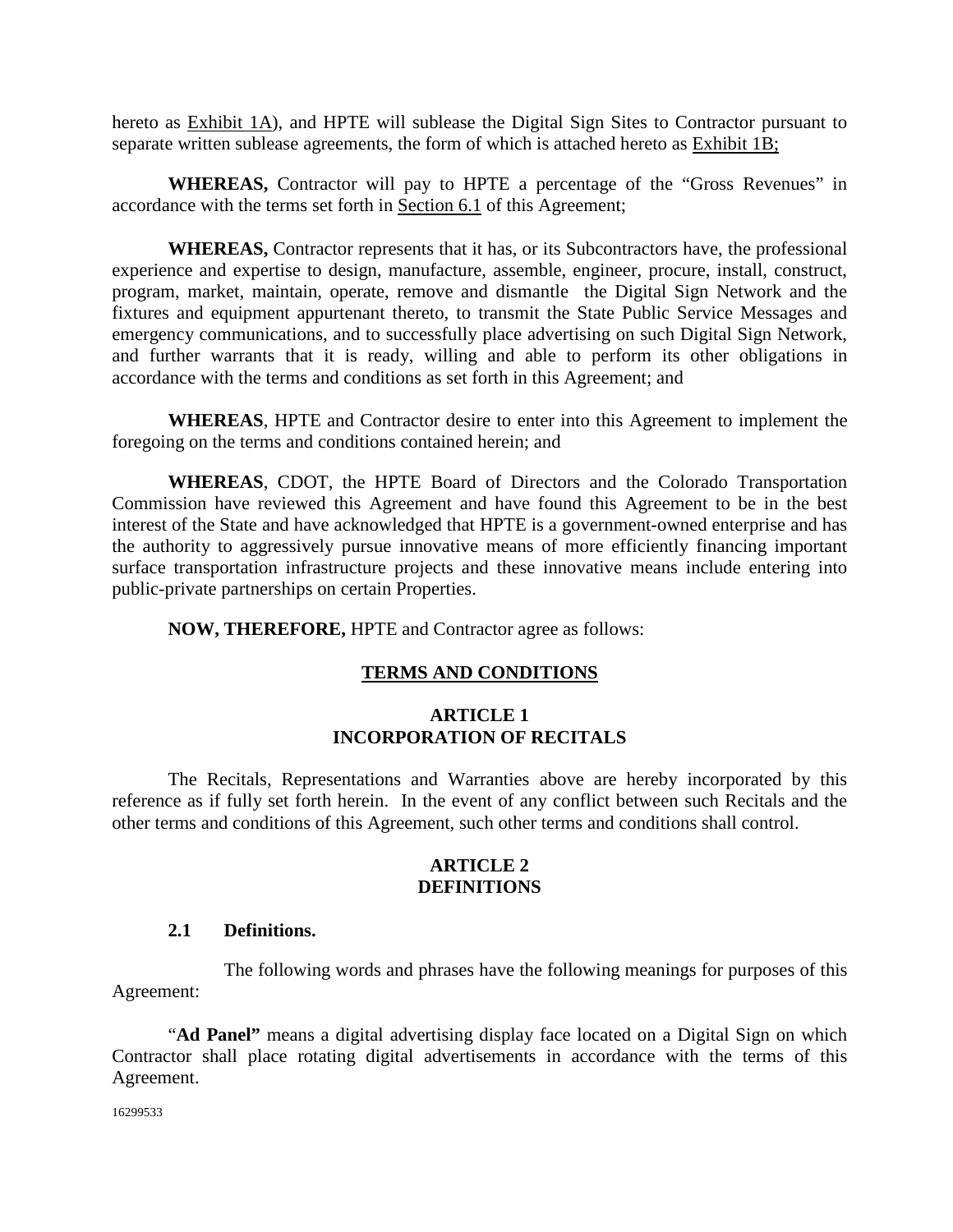hereto as Exhibit 1A), and HPTE will sublease the Digital Sign Sites to Contractor pursuant to separate written sublease agreements, the form of which is attached hereto as Exhibit 1B;

**WHEREAS,** Contractor will pay to HPTE a percentage of the "Gross Revenues" in accordance with the terms set forth in Section 6.1 of this Agreement;

**WHEREAS,** Contractor represents that it has, or its Subcontractors have, the professional experience and expertise to design, manufacture, assemble, engineer, procure, install, construct, program, market, maintain, operate, remove and dismantle the Digital Sign Network and the fixtures and equipment appurtenant thereto, to transmit the State Public Service Messages and emergency communications, and to successfully place advertising on such Digital Sign Network, and further warrants that it is ready, willing and able to perform its other obligations in accordance with the terms and conditions as set forth in this Agreement; and

**WHEREAS**, HPTE and Contractor desire to enter into this Agreement to implement the foregoing on the terms and conditions contained herein; and

**WHEREAS**, CDOT, the HPTE Board of Directors and the Colorado Transportation Commission have reviewed this Agreement and have found this Agreement to be in the best interest of the State and have acknowledged that HPTE is a government-owned enterprise and has the authority to aggressively pursue innovative means of more efficiently financing important surface transportation infrastructure projects and these innovative means include entering into public-private partnerships on certain Properties.

**NOW, THEREFORE,** HPTE and Contractor agree as follows:

## TERMS AND CONDITIONS

## ARTICLE 1
## INCORPORATION OF RECITALS

The Recitals, Representations and Warranties above are hereby incorporated by this reference as if fully set forth herein. In the event of any conflict between such Recitals and the other terms and conditions of this Agreement, such other terms and conditions shall control.

## ARTICLE 2
## DEFINITIONS

### 2.1 Definitions.

The following words and phrases have the following meanings for purposes of this Agreement:

"**Ad Panel"** means a digital advertising display face located on a Digital Sign on which Contractor shall place rotating digital advertisements in accordance with the terms of this Agreement.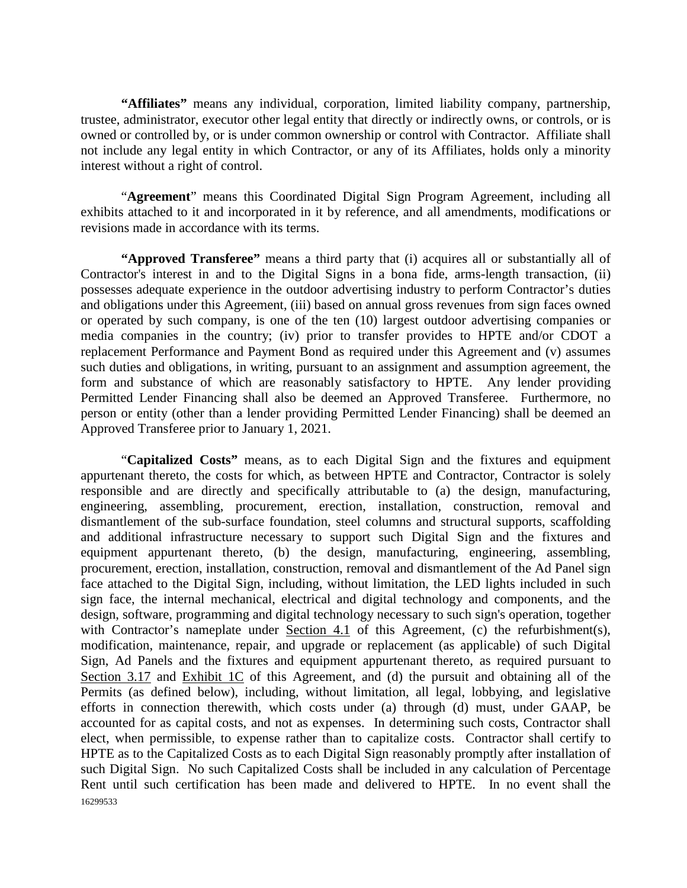**"Affiliates"** means any individual, corporation, limited liability company, partnership, trustee, administrator, executor other legal entity that directly or indirectly owns, or controls, or is owned or controlled by, or is under common ownership or control with Contractor. Affiliate shall not include any legal entity in which Contractor, or any of its Affiliates, holds only a minority interest without a right of control.

"**Agreement**" means this Coordinated Digital Sign Program Agreement, including all exhibits attached to it and incorporated in it by reference, and all amendments, modifications or revisions made in accordance with its terms.

**"Approved Transferee"** means a third party that (i) acquires all or substantially all of Contractor's interest in and to the Digital Signs in a bona fide, arms-length transaction, (ii) possesses adequate experience in the outdoor advertising industry to perform Contractor's duties and obligations under this Agreement, (iii) based on annual gross revenues from sign faces owned or operated by such company, is one of the ten (10) largest outdoor advertising companies or media companies in the country; (iv) prior to transfer provides to HPTE and/or CDOT a replacement Performance and Payment Bond as required under this Agreement and (v) assumes such duties and obligations, in writing, pursuant to an assignment and assumption agreement, the form and substance of which are reasonably satisfactory to HPTE. Any lender providing Permitted Lender Financing shall also be deemed an Approved Transferee. Furthermore, no person or entity (other than a lender providing Permitted Lender Financing) shall be deemed an Approved Transferee prior to January 1, 2021.

"**Capitalized Costs"** means, as to each Digital Sign and the fixtures and equipment appurtenant thereto, the costs for which, as between HPTE and Contractor, Contractor is solely responsible and are directly and specifically attributable to (a) the design, manufacturing, engineering, assembling, procurement, erection, installation, construction, removal and dismantlement of the sub-surface foundation, steel columns and structural supports, scaffolding and additional infrastructure necessary to support such Digital Sign and the fixtures and equipment appurtenant thereto, (b) the design, manufacturing, engineering, assembling, procurement, erection, installation, construction, removal and dismantlement of the Ad Panel sign face attached to the Digital Sign, including, without limitation, the LED lights included in such sign face, the internal mechanical, electrical and digital technology and components, and the design, software, programming and digital technology necessary to such sign's operation, together with Contractor's nameplate under Section 4.1 of this Agreement, (c) the refurbishment(s), modification, maintenance, repair, and upgrade or replacement (as applicable) of such Digital Sign, Ad Panels and the fixtures and equipment appurtenant thereto, as required pursuant to Section 3.17 and Exhibit 1C of this Agreement, and (d) the pursuit and obtaining all of the Permits (as defined below), including, without limitation, all legal, lobbying, and legislative efforts in connection therewith, which costs under (a) through (d) must, under GAAP, be accounted for as capital costs, and not as expenses. In determining such costs, Contractor shall elect, when permissible, to expense rather than to capitalize costs. Contractor shall certify to HPTE as to the Capitalized Costs as to each Digital Sign reasonably promptly after installation of such Digital Sign. No such Capitalized Costs shall be included in any calculation of Percentage Rent until such certification has been made and delivered to HPTE. In no event shall the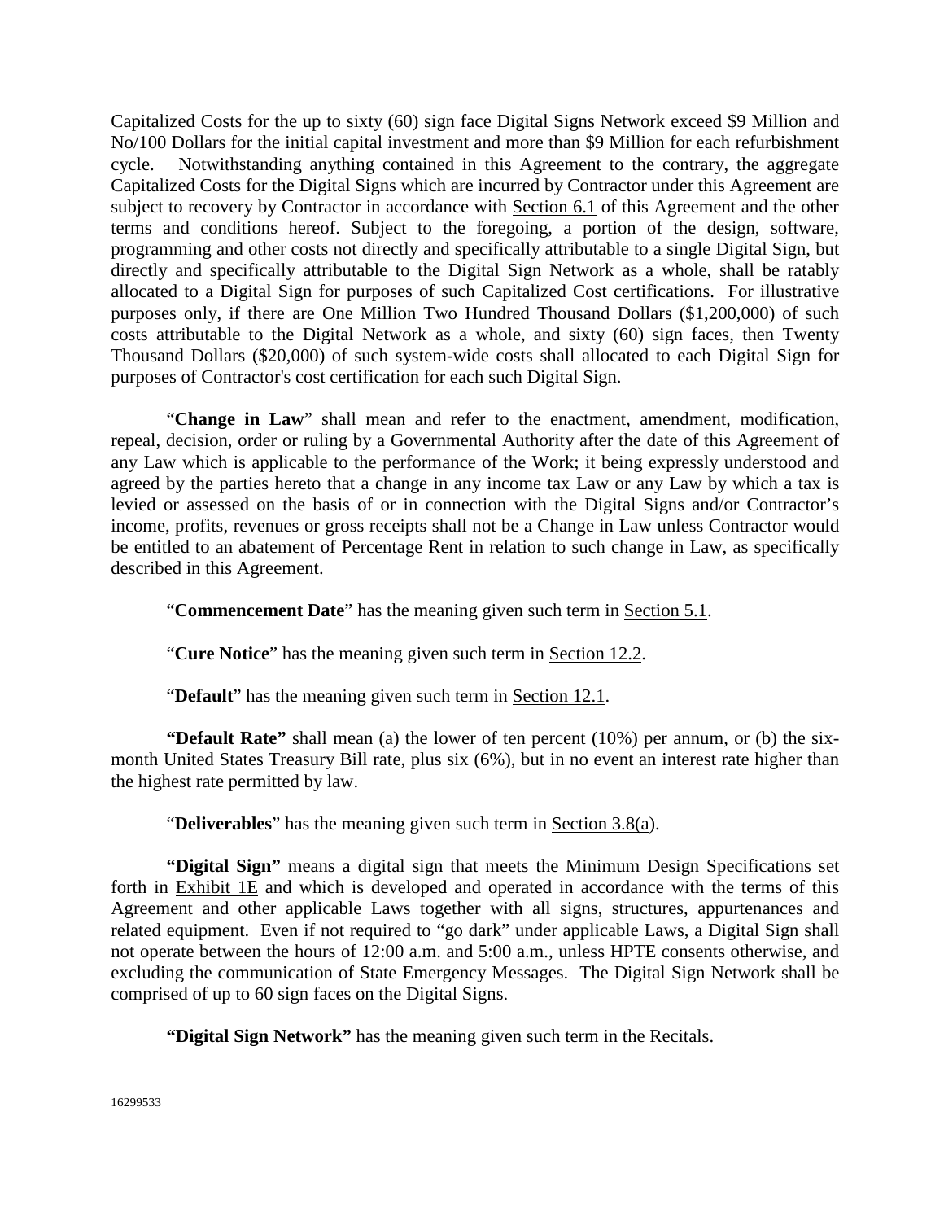Capitalized Costs for the up to sixty (60) sign face Digital Signs Network exceed $9 Million and No/100 Dollars for the initial capital investment and more than $9 Million for each refurbishment cycle. Notwithstanding anything contained in this Agreement to the contrary, the aggregate Capitalized Costs for the Digital Signs which are incurred by Contractor under this Agreement are subject to recovery by Contractor in accordance with Section 6.1 of this Agreement and the other terms and conditions hereof. Subject to the foregoing, a portion of the design, software, programming and other costs not directly and specifically attributable to a single Digital Sign, but directly and specifically attributable to the Digital Sign Network as a whole, shall be ratably allocated to a Digital Sign for purposes of such Capitalized Cost certifications. For illustrative purposes only, if there are One Million Two Hundred Thousand Dollars ($1,200,000) of such costs attributable to the Digital Network as a whole, and sixty (60) sign faces, then Twenty Thousand Dollars ($20,000) of such system-wide costs shall allocated to each Digital Sign for purposes of Contractor's cost certification for each such Digital Sign.

"**Change in Law**" shall mean and refer to the enactment, amendment, modification, repeal, decision, order or ruling by a Governmental Authority after the date of this Agreement of any Law which is applicable to the performance of the Work; it being expressly understood and agreed by the parties hereto that a change in any income tax Law or any Law by which a tax is levied or assessed on the basis of or in connection with the Digital Signs and/or Contractor's income, profits, revenues or gross receipts shall not be a Change in Law unless Contractor would be entitled to an abatement of Percentage Rent in relation to such change in Law, as specifically described in this Agreement.

"**Commencement Date**" has the meaning given such term in Section 5.1.

"**Cure Notice**" has the meaning given such term in Section 12.2.

"**Default**" has the meaning given such term in Section 12.1.

**"Default Rate"** shall mean (a) the lower of ten percent (10%) per annum, or (b) the six-month United States Treasury Bill rate, plus six (6%), but in no event an interest rate higher than the highest rate permitted by law.

"**Deliverables**" has the meaning given such term in Section 3.8(a).

**"Digital Sign"** means a digital sign that meets the Minimum Design Specifications set forth in Exhibit 1E and which is developed and operated in accordance with the terms of this Agreement and other applicable Laws together with all signs, structures, appurtenances and related equipment. Even if not required to "go dark" under applicable Laws, a Digital Sign shall not operate between the hours of 12:00 a.m. and 5:00 a.m., unless HPTE consents otherwise, and excluding the communication of State Emergency Messages. The Digital Sign Network shall be comprised of up to 60 sign faces on the Digital Signs.

**"Digital Sign Network"** has the meaning given such term in the Recitals.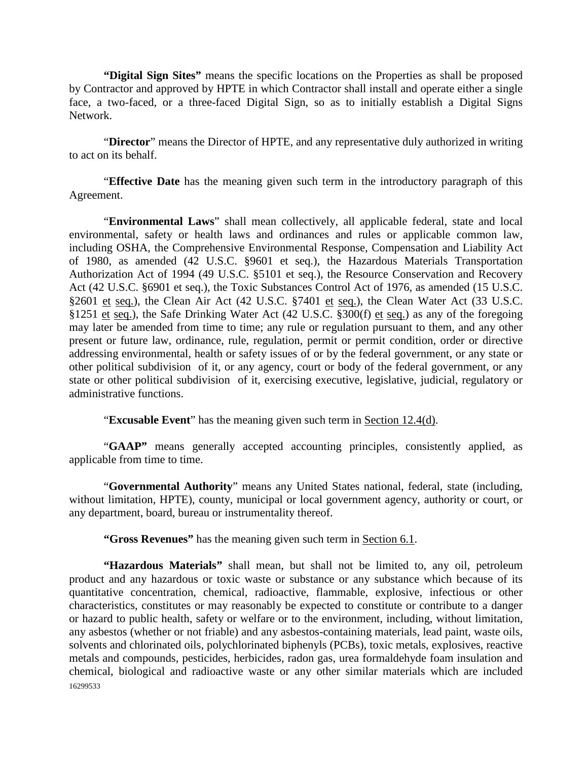**"Digital Sign Sites"** means the specific locations on the Properties as shall be proposed by Contractor and approved by HPTE in which Contractor shall install and operate either a single face, a two-faced, or a three-faced Digital Sign, so as to initially establish a Digital Signs Network.

"**Director**" means the Director of HPTE, and any representative duly authorized in writing to act on its behalf.

"**Effective Date** has the meaning given such term in the introductory paragraph of this Agreement.

"**Environmental Laws**" shall mean collectively, all applicable federal, state and local environmental, safety or health laws and ordinances and rules or applicable common law, including OSHA, the Comprehensive Environmental Response, Compensation and Liability Act of 1980, as amended (42 U.S.C. §9601 et seq.), the Hazardous Materials Transportation Authorization Act of 1994 (49 U.S.C. §5101 et seq.), the Resource Conservation and Recovery Act (42 U.S.C. §6901 et seq.), the Toxic Substances Control Act of 1976, as amended (15 U.S.C. §2601 et seq.), the Clean Air Act (42 U.S.C. §7401 et seq.), the Clean Water Act (33 U.S.C. §1251 et seq.), the Safe Drinking Water Act (42 U.S.C. §300(f) et seq.) as any of the foregoing may later be amended from time to time; any rule or regulation pursuant to them, and any other present or future law, ordinance, rule, regulation, permit or permit condition, order or directive addressing environmental, health or safety issues of or by the federal government, or any state or other political subdivision of it, or any agency, court or body of the federal government, or any state or other political subdivision of it, exercising executive, legislative, judicial, regulatory or administrative functions.

"**Excusable Event**" has the meaning given such term in Section 12.4(d).

"**GAAP"** means generally accepted accounting principles, consistently applied, as applicable from time to time.

"**Governmental Authority**" means any United States national, federal, state (including, without limitation, HPTE), county, municipal or local government agency, authority or court, or any department, board, bureau or instrumentality thereof.

**"Gross Revenues"** has the meaning given such term in Section 6.1.

**"Hazardous Materials"** shall mean, but shall not be limited to, any oil, petroleum product and any hazardous or toxic waste or substance or any substance which because of its quantitative concentration, chemical, radioactive, flammable, explosive, infectious or other characteristics, constitutes or may reasonably be expected to constitute or contribute to a danger or hazard to public health, safety or welfare or to the environment, including, without limitation, any asbestos (whether or not friable) and any asbestos-containing materials, lead paint, waste oils, solvents and chlorinated oils, polychlorinated biphenyls (PCBs), toxic metals, explosives, reactive metals and compounds, pesticides, herbicides, radon gas, urea formaldehyde foam insulation and chemical, biological and radioactive waste or any other similar materials which are included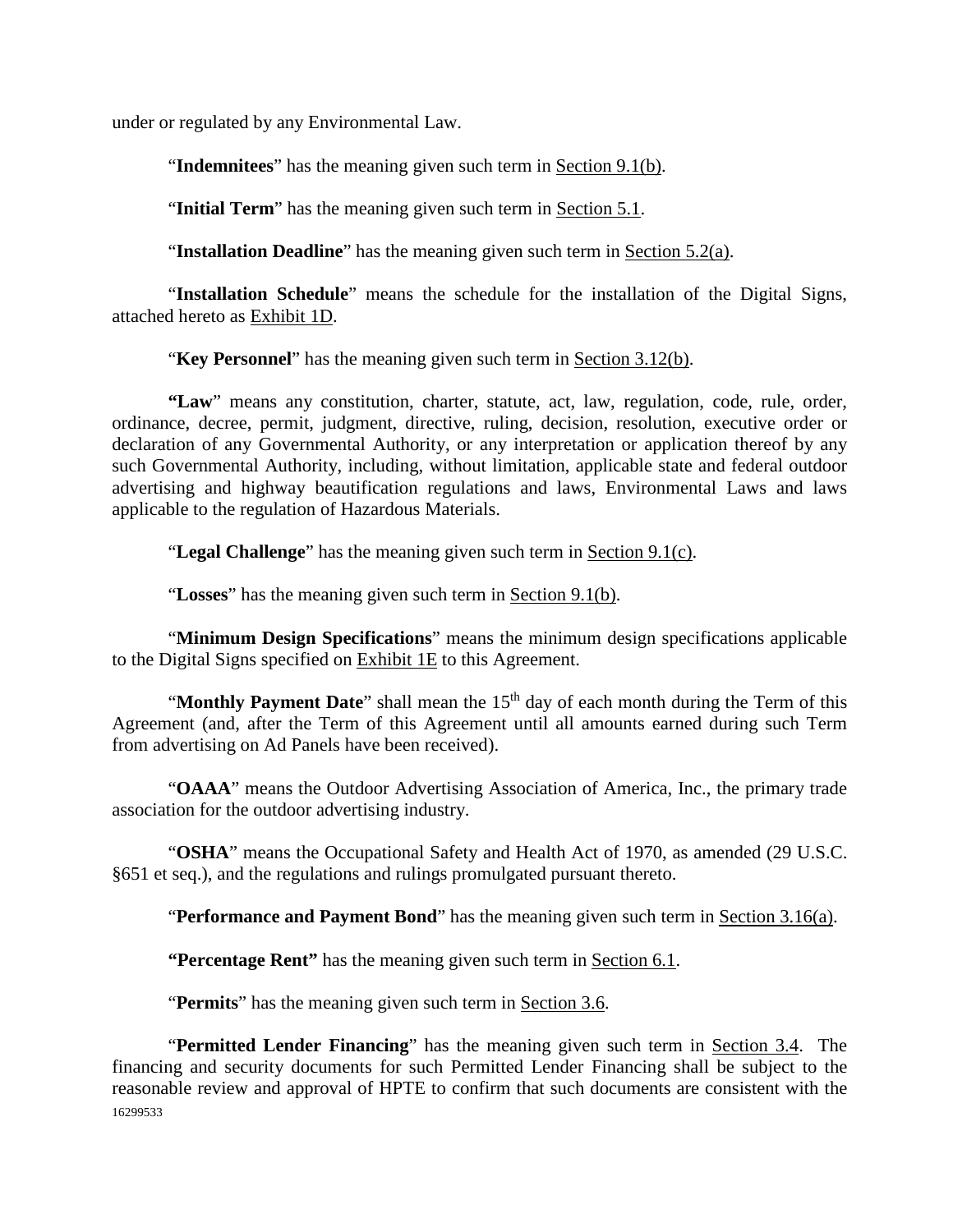under or regulated by any Environmental Law.

"**Indemnitees**" has the meaning given such term in Section 9.1(b).

"**Initial Term**" has the meaning given such term in Section 5.1.

"**Installation Deadline**" has the meaning given such term in Section 5.2(a).

"**Installation Schedule**" means the schedule for the installation of the Digital Signs, attached hereto as Exhibit 1D.

"**Key Personnel**" has the meaning given such term in Section 3.12(b).

**"Law**" means any constitution, charter, statute, act, law, regulation, code, rule, order, ordinance, decree, permit, judgment, directive, ruling, decision, resolution, executive order or declaration of any Governmental Authority, or any interpretation or application thereof by any such Governmental Authority, including, without limitation, applicable state and federal outdoor advertising and highway beautification regulations and laws, Environmental Laws and laws applicable to the regulation of Hazardous Materials.

"**Legal Challenge**" has the meaning given such term in Section 9.1(c).

"**Losses**" has the meaning given such term in Section 9.1(b).

"**Minimum Design Specifications**" means the minimum design specifications applicable to the Digital Signs specified on Exhibit 1E to this Agreement.

"**Monthly Payment Date**" shall mean the 15th day of each month during the Term of this Agreement (and, after the Term of this Agreement until all amounts earned during such Term from advertising on Ad Panels have been received).

"**OAAA**" means the Outdoor Advertising Association of America, Inc., the primary trade association for the outdoor advertising industry.

"**OSHA**" means the Occupational Safety and Health Act of 1970, as amended (29 U.S.C. §651 et seq.), and the regulations and rulings promulgated pursuant thereto.

"**Performance and Payment Bond**" has the meaning given such term in Section 3.16(a).

**"Percentage Rent"** has the meaning given such term in Section 6.1.

"**Permits**" has the meaning given such term in Section 3.6.

"**Permitted Lender Financing**" has the meaning given such term in Section 3.4. The financing and security documents for such Permitted Lender Financing shall be subject to the reasonable review and approval of HPTE to confirm that such documents are consistent with the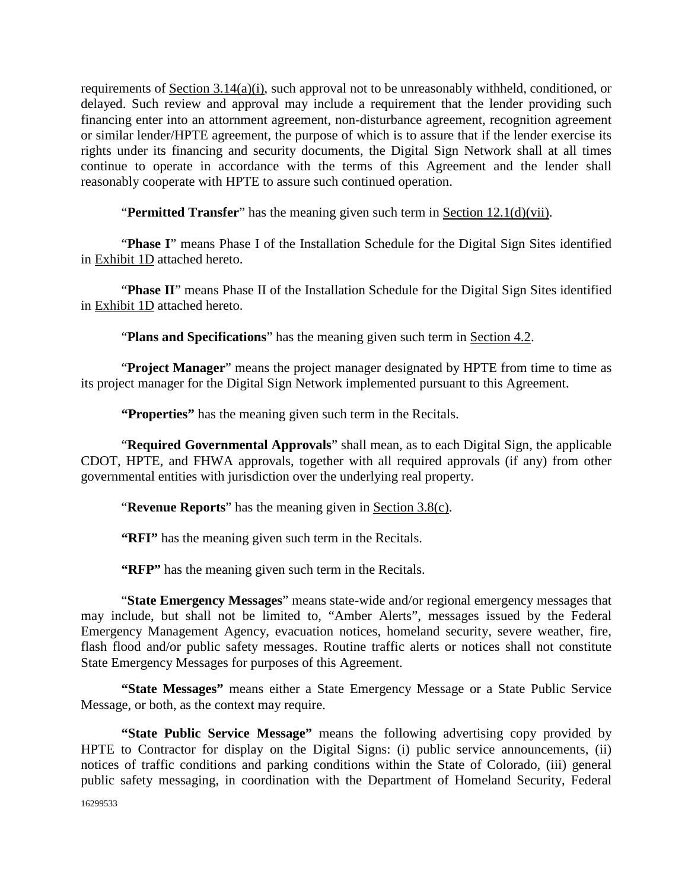requirements of Section 3.14(a)(i), such approval not to be unreasonably withheld, conditioned, or delayed. Such review and approval may include a requirement that the lender providing such financing enter into an attornment agreement, non-disturbance agreement, recognition agreement or similar lender/HPTE agreement, the purpose of which is to assure that if the lender exercise its rights under its financing and security documents, the Digital Sign Network shall at all times continue to operate in accordance with the terms of this Agreement and the lender shall reasonably cooperate with HPTE to assure such continued operation.

"**Permitted Transfer**" has the meaning given such term in Section 12.1(d)(vii).

"**Phase I**" means Phase I of the Installation Schedule for the Digital Sign Sites identified in Exhibit 1D attached hereto.

"**Phase II**" means Phase II of the Installation Schedule for the Digital Sign Sites identified in Exhibit 1D attached hereto.

"**Plans and Specifications**" has the meaning given such term in Section 4.2.

"**Project Manager**" means the project manager designated by HPTE from time to time as its project manager for the Digital Sign Network implemented pursuant to this Agreement.

**"Properties"** has the meaning given such term in the Recitals.

"**Required Governmental Approvals**" shall mean, as to each Digital Sign, the applicable CDOT, HPTE, and FHWA approvals, together with all required approvals (if any) from other governmental entities with jurisdiction over the underlying real property.

"**Revenue Reports**" has the meaning given in Section 3.8(c).

**"RFI"** has the meaning given such term in the Recitals.

**"RFP"** has the meaning given such term in the Recitals.

"**State Emergency Messages**" means state-wide and/or regional emergency messages that may include, but shall not be limited to, "Amber Alerts", messages issued by the Federal Emergency Management Agency, evacuation notices, homeland security, severe weather, fire, flash flood and/or public safety messages. Routine traffic alerts or notices shall not constitute State Emergency Messages for purposes of this Agreement.

**"State Messages"** means either a State Emergency Message or a State Public Service Message, or both, as the context may require.

**"State Public Service Message"** means the following advertising copy provided by HPTE to Contractor for display on the Digital Signs: (i) public service announcements, (ii) notices of traffic conditions and parking conditions within the State of Colorado, (iii) general public safety messaging, in coordination with the Department of Homeland Security, Federal

16299533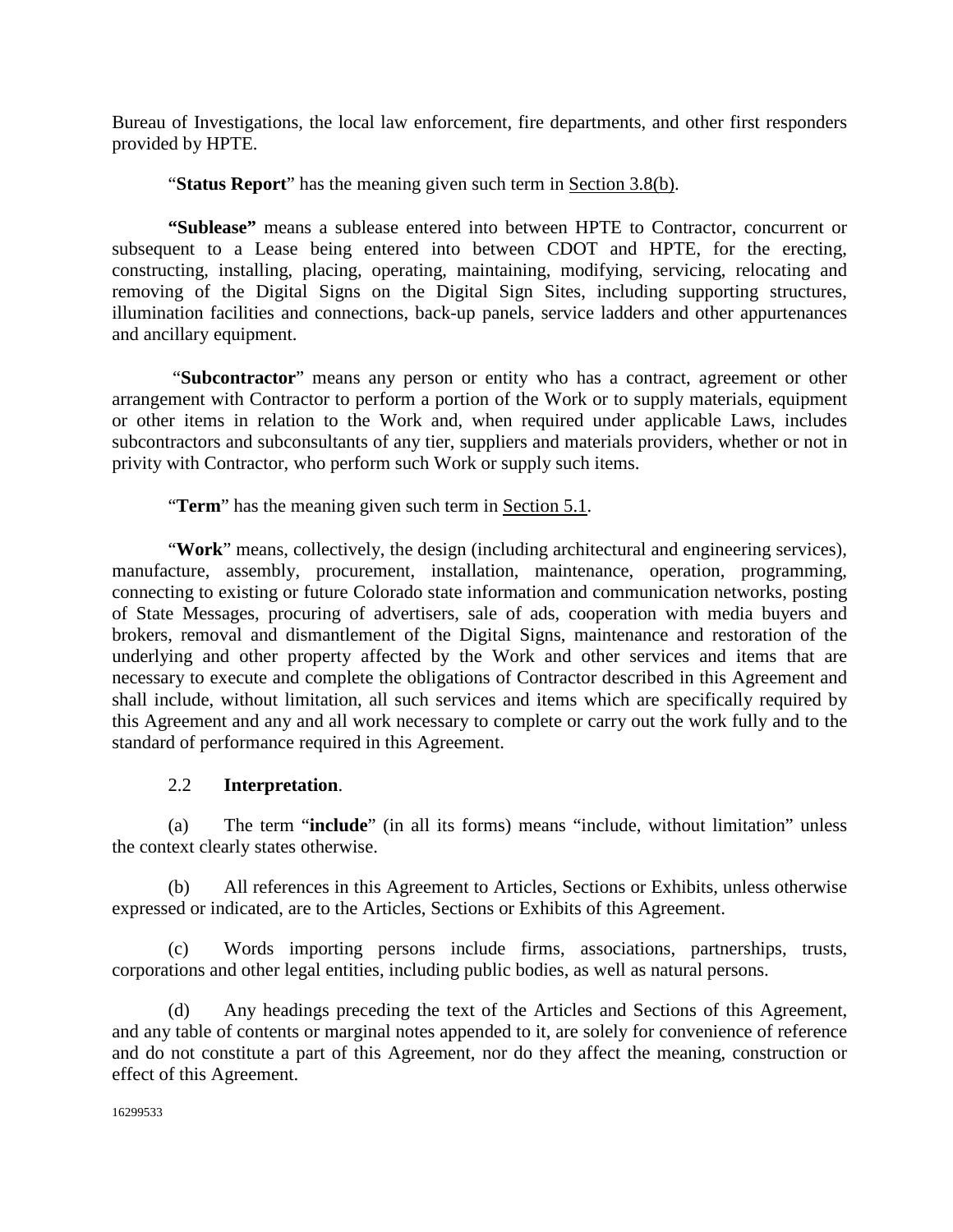Bureau of Investigations, the local law enforcement, fire departments, and other first responders provided by HPTE.

"**Status Report**" has the meaning given such term in Section 3.8(b).

**"Sublease"** means a sublease entered into between HPTE to Contractor, concurrent or subsequent to a Lease being entered into between CDOT and HPTE, for the erecting, constructing, installing, placing, operating, maintaining, modifying, servicing, relocating and removing of the Digital Signs on the Digital Sign Sites, including supporting structures, illumination facilities and connections, back-up panels, service ladders and other appurtenances and ancillary equipment.

"**Subcontractor**" means any person or entity who has a contract, agreement or other arrangement with Contractor to perform a portion of the Work or to supply materials, equipment or other items in relation to the Work and, when required under applicable Laws, includes subcontractors and subconsultants of any tier, suppliers and materials providers, whether or not in privity with Contractor, who perform such Work or supply such items.

"**Term**" has the meaning given such term in Section 5.1.

"**Work**" means, collectively, the design (including architectural and engineering services), manufacture, assembly, procurement, installation, maintenance, operation, programming, connecting to existing or future Colorado state information and communication networks, posting of State Messages, procuring of advertisers, sale of ads, cooperation with media buyers and brokers, removal and dismantlement of the Digital Signs, maintenance and restoration of the underlying and other property affected by the Work and other services and items that are necessary to execute and complete the obligations of Contractor described in this Agreement and shall include, without limitation, all such services and items which are specifically required by this Agreement and any and all work necessary to complete or carry out the work fully and to the standard of performance required in this Agreement.

2.2 **Interpretation**.

(a) The term "**include**" (in all its forms) means "include, without limitation" unless the context clearly states otherwise.

(b) All references in this Agreement to Articles, Sections or Exhibits, unless otherwise expressed or indicated, are to the Articles, Sections or Exhibits of this Agreement.

(c) Words importing persons include firms, associations, partnerships, trusts, corporations and other legal entities, including public bodies, as well as natural persons.

(d) Any headings preceding the text of the Articles and Sections of this Agreement, and any table of contents or marginal notes appended to it, are solely for convenience of reference and do not constitute a part of this Agreement, nor do they affect the meaning, construction or effect of this Agreement.

16299533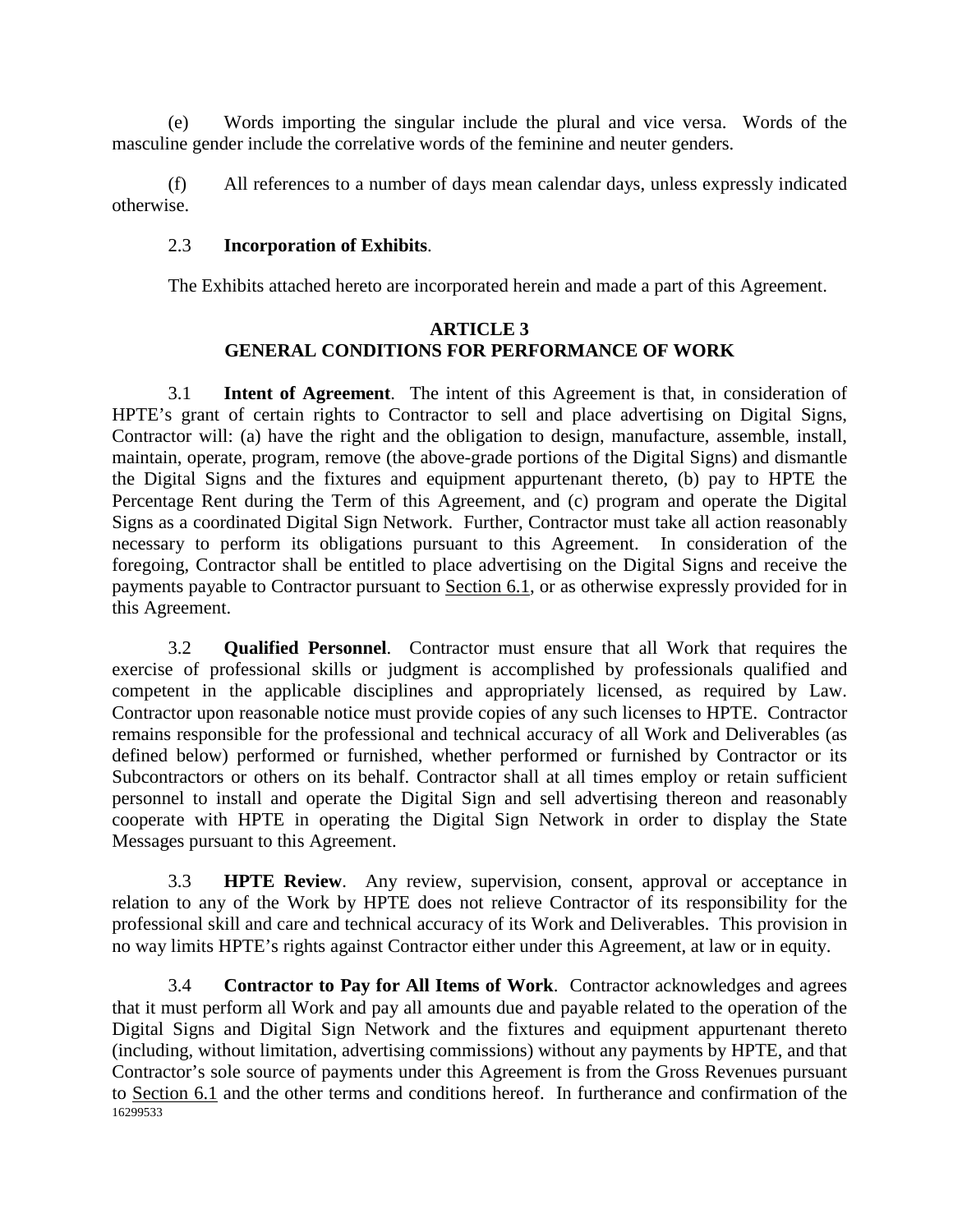(e) Words importing the singular include the plural and vice versa. Words of the masculine gender include the correlative words of the feminine and neuter genders.

(f) All references to a number of days mean calendar days, unless expressly indicated otherwise.

2.3 **Incorporation of Exhibits**.

The Exhibits attached hereto are incorporated herein and made a part of this Agreement.

## ARTICLE 3
## GENERAL CONDITIONS FOR PERFORMANCE OF WORK

3.1 **Intent of Agreement**. The intent of this Agreement is that, in consideration of HPTE's grant of certain rights to Contractor to sell and place advertising on Digital Signs, Contractor will: (a) have the right and the obligation to design, manufacture, assemble, install, maintain, operate, program, remove (the above-grade portions of the Digital Signs) and dismantle the Digital Signs and the fixtures and equipment appurtenant thereto, (b) pay to HPTE the Percentage Rent during the Term of this Agreement, and (c) program and operate the Digital Signs as a coordinated Digital Sign Network. Further, Contractor must take all action reasonably necessary to perform its obligations pursuant to this Agreement. In consideration of the foregoing, Contractor shall be entitled to place advertising on the Digital Signs and receive the payments payable to Contractor pursuant to Section 6.1, or as otherwise expressly provided for in this Agreement.

3.2 **Qualified Personnel**. Contractor must ensure that all Work that requires the exercise of professional skills or judgment is accomplished by professionals qualified and competent in the applicable disciplines and appropriately licensed, as required by Law. Contractor upon reasonable notice must provide copies of any such licenses to HPTE. Contractor remains responsible for the professional and technical accuracy of all Work and Deliverables (as defined below) performed or furnished, whether performed or furnished by Contractor or its Subcontractors or others on its behalf. Contractor shall at all times employ or retain sufficient personnel to install and operate the Digital Sign and sell advertising thereon and reasonably cooperate with HPTE in operating the Digital Sign Network in order to display the State Messages pursuant to this Agreement.

3.3 **HPTE Review**. Any review, supervision, consent, approval or acceptance in relation to any of the Work by HPTE does not relieve Contractor of its responsibility for the professional skill and care and technical accuracy of its Work and Deliverables. This provision in no way limits HPTE's rights against Contractor either under this Agreement, at law or in equity.

3.4 **Contractor to Pay for All Items of Work**. Contractor acknowledges and agrees that it must perform all Work and pay all amounts due and payable related to the operation of the Digital Signs and Digital Sign Network and the fixtures and equipment appurtenant thereto (including, without limitation, advertising commissions) without any payments by HPTE, and that Contractor's sole source of payments under this Agreement is from the Gross Revenues pursuant to Section 6.1 and the other terms and conditions hereof. In furtherance and confirmation of the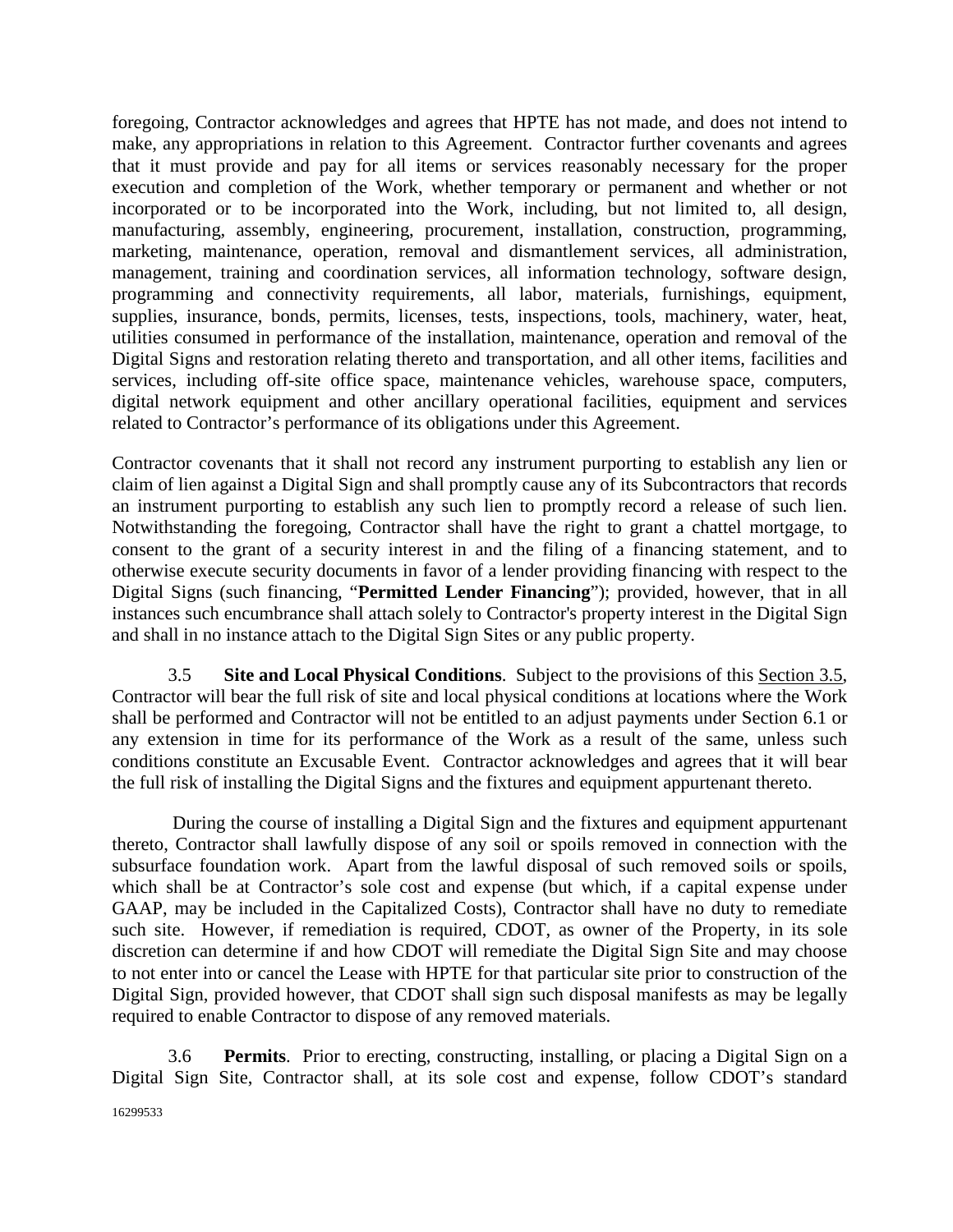foregoing, Contractor acknowledges and agrees that HPTE has not made, and does not intend to make, any appropriations in relation to this Agreement. Contractor further covenants and agrees that it must provide and pay for all items or services reasonably necessary for the proper execution and completion of the Work, whether temporary or permanent and whether or not incorporated or to be incorporated into the Work, including, but not limited to, all design, manufacturing, assembly, engineering, procurement, installation, construction, programming, marketing, maintenance, operation, removal and dismantlement services, all administration, management, training and coordination services, all information technology, software design, programming and connectivity requirements, all labor, materials, furnishings, equipment, supplies, insurance, bonds, permits, licenses, tests, inspections, tools, machinery, water, heat, utilities consumed in performance of the installation, maintenance, operation and removal of the Digital Signs and restoration relating thereto and transportation, and all other items, facilities and services, including off-site office space, maintenance vehicles, warehouse space, computers, digital network equipment and other ancillary operational facilities, equipment and services related to Contractor's performance of its obligations under this Agreement.

Contractor covenants that it shall not record any instrument purporting to establish any lien or claim of lien against a Digital Sign and shall promptly cause any of its Subcontractors that records an instrument purporting to establish any such lien to promptly record a release of such lien. Notwithstanding the foregoing, Contractor shall have the right to grant a chattel mortgage, to consent to the grant of a security interest in and the filing of a financing statement, and to otherwise execute security documents in favor of a lender providing financing with respect to the Digital Signs (such financing, "**Permitted Lender Financing**"); provided, however, that in all instances such encumbrance shall attach solely to Contractor's property interest in the Digital Sign and shall in no instance attach to the Digital Sign Sites or any public property.

3.5 **Site and Local Physical Conditions**. Subject to the provisions of this Section 3.5, Contractor will bear the full risk of site and local physical conditions at locations where the Work shall be performed and Contractor will not be entitled to an adjust payments under Section 6.1 or any extension in time for its performance of the Work as a result of the same, unless such conditions constitute an Excusable Event. Contractor acknowledges and agrees that it will bear the full risk of installing the Digital Signs and the fixtures and equipment appurtenant thereto.

During the course of installing a Digital Sign and the fixtures and equipment appurtenant thereto, Contractor shall lawfully dispose of any soil or spoils removed in connection with the subsurface foundation work. Apart from the lawful disposal of such removed soils or spoils, which shall be at Contractor's sole cost and expense (but which, if a capital expense under GAAP, may be included in the Capitalized Costs), Contractor shall have no duty to remediate such site. However, if remediation is required, CDOT, as owner of the Property, in its sole discretion can determine if and how CDOT will remediate the Digital Sign Site and may choose to not enter into or cancel the Lease with HPTE for that particular site prior to construction of the Digital Sign, provided however, that CDOT shall sign such disposal manifests as may be legally required to enable Contractor to dispose of any removed materials.

3.6 **Permits**. Prior to erecting, constructing, installing, or placing a Digital Sign on a Digital Sign Site, Contractor shall, at its sole cost and expense, follow CDOT's standard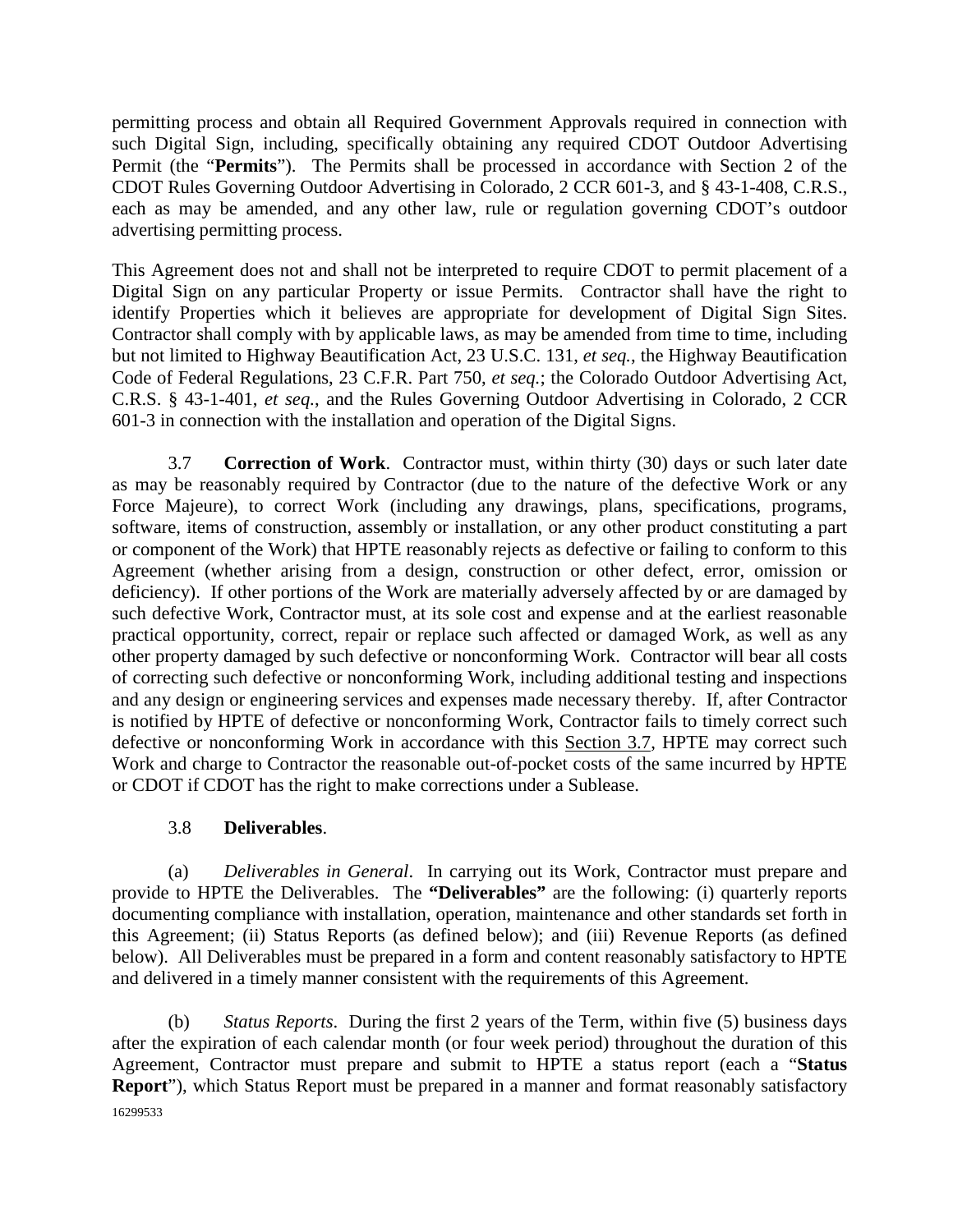permitting process and obtain all Required Government Approvals required in connection with such Digital Sign, including, specifically obtaining any required CDOT Outdoor Advertising Permit (the "**Permits**"). The Permits shall be processed in accordance with Section 2 of the CDOT Rules Governing Outdoor Advertising in Colorado, 2 CCR 601-3, and § 43-1-408, C.R.S., each as may be amended, and any other law, rule or regulation governing CDOT's outdoor advertising permitting process.

This Agreement does not and shall not be interpreted to require CDOT to permit placement of a Digital Sign on any particular Property or issue Permits. Contractor shall have the right to identify Properties which it believes are appropriate for development of Digital Sign Sites. Contractor shall comply with by applicable laws, as may be amended from time to time, including but not limited to Highway Beautification Act, 23 U.S.C. 131, *et seq.*, the Highway Beautification Code of Federal Regulations, 23 C.F.R. Part 750, *et seq.*; the Colorado Outdoor Advertising Act, C.R.S. § 43-1-401, *et seq.*, and the Rules Governing Outdoor Advertising in Colorado, 2 CCR 601-3 in connection with the installation and operation of the Digital Signs.

3.7 **Correction of Work**. Contractor must, within thirty (30) days or such later date as may be reasonably required by Contractor (due to the nature of the defective Work or any Force Majeure), to correct Work (including any drawings, plans, specifications, programs, software, items of construction, assembly or installation, or any other product constituting a part or component of the Work) that HPTE reasonably rejects as defective or failing to conform to this Agreement (whether arising from a design, construction or other defect, error, omission or deficiency). If other portions of the Work are materially adversely affected by or are damaged by such defective Work, Contractor must, at its sole cost and expense and at the earliest reasonable practical opportunity, correct, repair or replace such affected or damaged Work, as well as any other property damaged by such defective or nonconforming Work. Contractor will bear all costs of correcting such defective or nonconforming Work, including additional testing and inspections and any design or engineering services and expenses made necessary thereby. If, after Contractor is notified by HPTE of defective or nonconforming Work, Contractor fails to timely correct such defective or nonconforming Work in accordance with this Section 3.7, HPTE may correct such Work and charge to Contractor the reasonable out-of-pocket costs of the same incurred by HPTE or CDOT if CDOT has the right to make corrections under a Sublease.

3.8 **Deliverables**.

(a) *Deliverables in General*. In carrying out its Work, Contractor must prepare and provide to HPTE the Deliverables. The **"Deliverables"** are the following: (i) quarterly reports documenting compliance with installation, operation, maintenance and other standards set forth in this Agreement; (ii) Status Reports (as defined below); and (iii) Revenue Reports (as defined below). All Deliverables must be prepared in a form and content reasonably satisfactory to HPTE and delivered in a timely manner consistent with the requirements of this Agreement.

(b) *Status Reports*. During the first 2 years of the Term, within five (5) business days after the expiration of each calendar month (or four week period) throughout the duration of this Agreement, Contractor must prepare and submit to HPTE a status report (each a "**Status Report**"), which Status Report must be prepared in a manner and format reasonably satisfactory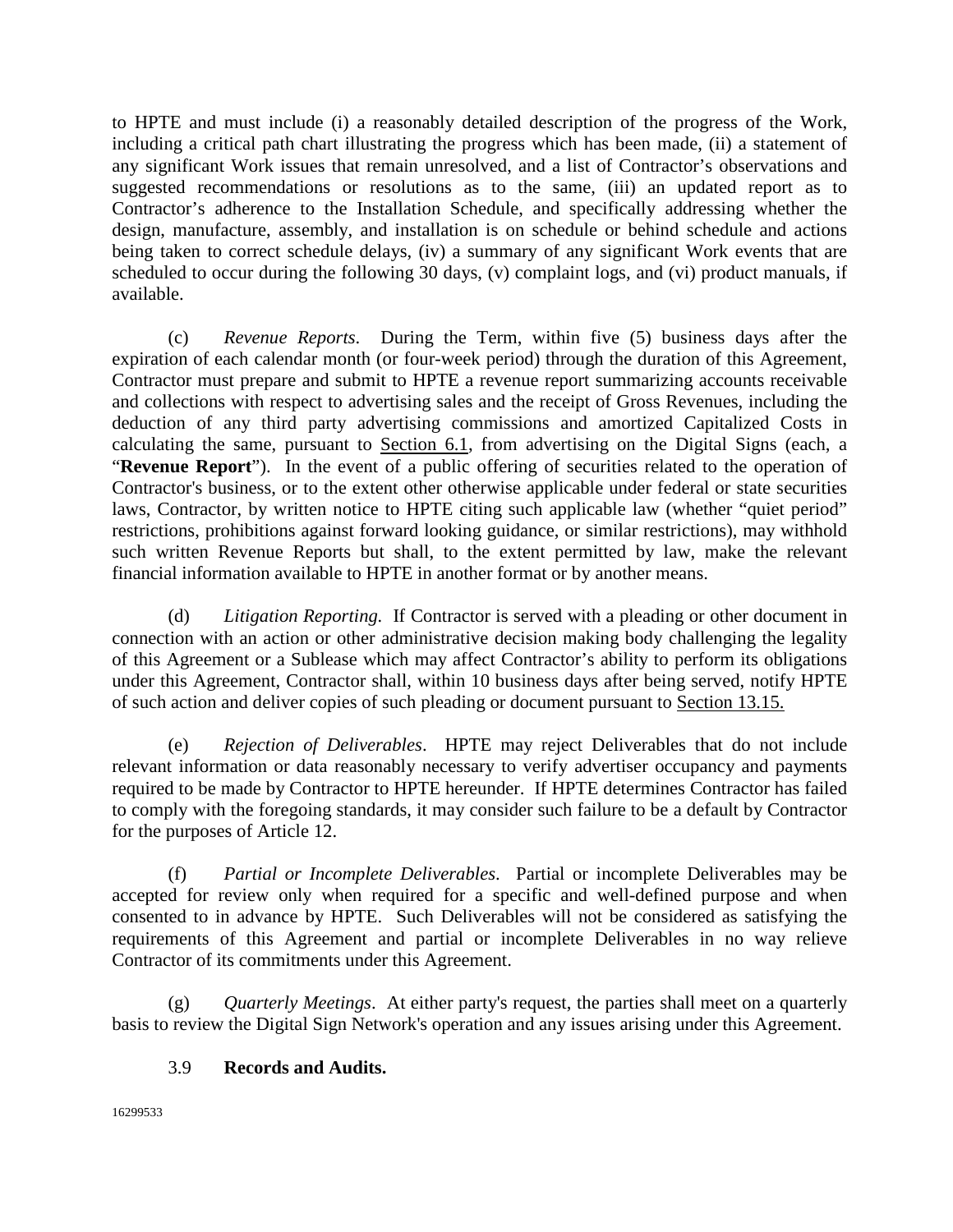to HPTE and must include (i) a reasonably detailed description of the progress of the Work, including a critical path chart illustrating the progress which has been made, (ii) a statement of any significant Work issues that remain unresolved, and a list of Contractor's observations and suggested recommendations or resolutions as to the same, (iii) an updated report as to Contractor's adherence to the Installation Schedule, and specifically addressing whether the design, manufacture, assembly, and installation is on schedule or behind schedule and actions being taken to correct schedule delays, (iv) a summary of any significant Work events that are scheduled to occur during the following 30 days, (v) complaint logs, and (vi) product manuals, if available.

(c) *Revenue Reports*. During the Term, within five (5) business days after the expiration of each calendar month (or four-week period) through the duration of this Agreement, Contractor must prepare and submit to HPTE a revenue report summarizing accounts receivable and collections with respect to advertising sales and the receipt of Gross Revenues, including the deduction of any third party advertising commissions and amortized Capitalized Costs in calculating the same, pursuant to Section 6.1, from advertising on the Digital Signs (each, a "**Revenue Report**"). In the event of a public offering of securities related to the operation of Contractor's business, or to the extent other otherwise applicable under federal or state securities laws, Contractor, by written notice to HPTE citing such applicable law (whether "quiet period" restrictions, prohibitions against forward looking guidance, or similar restrictions), may withhold such written Revenue Reports but shall, to the extent permitted by law, make the relevant financial information available to HPTE in another format or by another means.

(d) *Litigation Reporting.* If Contractor is served with a pleading or other document in connection with an action or other administrative decision making body challenging the legality of this Agreement or a Sublease which may affect Contractor's ability to perform its obligations under this Agreement, Contractor shall, within 10 business days after being served, notify HPTE of such action and deliver copies of such pleading or document pursuant to Section 13.15.

(e) *Rejection of Deliverables*. HPTE may reject Deliverables that do not include relevant information or data reasonably necessary to verify advertiser occupancy and payments required to be made by Contractor to HPTE hereunder. If HPTE determines Contractor has failed to comply with the foregoing standards, it may consider such failure to be a default by Contractor for the purposes of Article 12.

(f) *Partial or Incomplete Deliverables*. Partial or incomplete Deliverables may be accepted for review only when required for a specific and well-defined purpose and when consented to in advance by HPTE. Such Deliverables will not be considered as satisfying the requirements of this Agreement and partial or incomplete Deliverables in no way relieve Contractor of its commitments under this Agreement.

(g) *Quarterly Meetings*. At either party's request, the parties shall meet on a quarterly basis to review the Digital Sign Network's operation and any issues arising under this Agreement.

3.9 **Records and Audits.**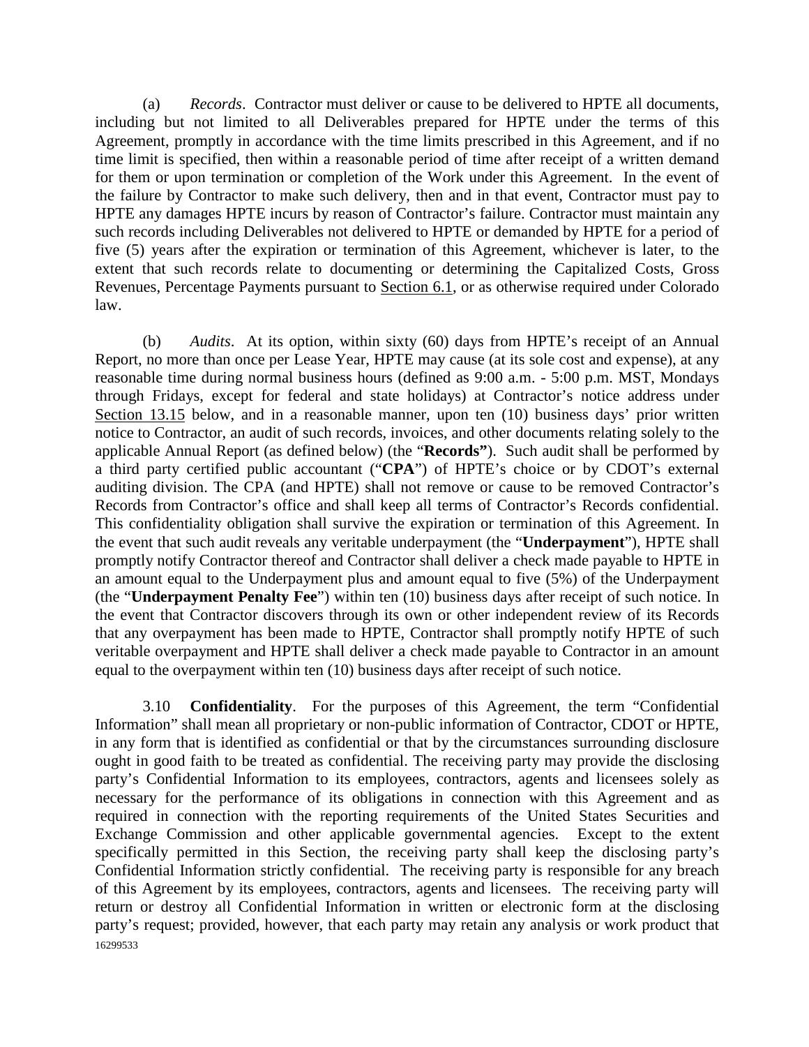(a) *Records*. Contractor must deliver or cause to be delivered to HPTE all documents, including but not limited to all Deliverables prepared for HPTE under the terms of this Agreement, promptly in accordance with the time limits prescribed in this Agreement, and if no time limit is specified, then within a reasonable period of time after receipt of a written demand for them or upon termination or completion of the Work under this Agreement. In the event of the failure by Contractor to make such delivery, then and in that event, Contractor must pay to HPTE any damages HPTE incurs by reason of Contractor's failure. Contractor must maintain any such records including Deliverables not delivered to HPTE or demanded by HPTE for a period of five (5) years after the expiration or termination of this Agreement, whichever is later, to the extent that such records relate to documenting or determining the Capitalized Costs, Gross Revenues, Percentage Payments pursuant to Section 6.1, or as otherwise required under Colorado law.

(b) *Audits*. At its option, within sixty (60) days from HPTE's receipt of an Annual Report, no more than once per Lease Year, HPTE may cause (at its sole cost and expense), at any reasonable time during normal business hours (defined as 9:00 a.m. - 5:00 p.m. MST, Mondays through Fridays, except for federal and state holidays) at Contractor's notice address under Section 13.15 below, and in a reasonable manner, upon ten (10) business days' prior written notice to Contractor, an audit of such records, invoices, and other documents relating solely to the applicable Annual Report (as defined below) (the "**Records"**). Such audit shall be performed by a third party certified public accountant ("**CPA**") of HPTE's choice or by CDOT's external auditing division. The CPA (and HPTE) shall not remove or cause to be removed Contractor's Records from Contractor's office and shall keep all terms of Contractor's Records confidential. This confidentiality obligation shall survive the expiration or termination of this Agreement. In the event that such audit reveals any veritable underpayment (the "**Underpayment**"), HPTE shall promptly notify Contractor thereof and Contractor shall deliver a check made payable to HPTE in an amount equal to the Underpayment plus and amount equal to five (5%) of the Underpayment (the "**Underpayment Penalty Fee**") within ten (10) business days after receipt of such notice. In the event that Contractor discovers through its own or other independent review of its Records that any overpayment has been made to HPTE, Contractor shall promptly notify HPTE of such veritable overpayment and HPTE shall deliver a check made payable to Contractor in an amount equal to the overpayment within ten (10) business days after receipt of such notice.

3.10 **Confidentiality**. For the purposes of this Agreement, the term "Confidential Information" shall mean all proprietary or non-public information of Contractor, CDOT or HPTE, in any form that is identified as confidential or that by the circumstances surrounding disclosure ought in good faith to be treated as confidential. The receiving party may provide the disclosing party's Confidential Information to its employees, contractors, agents and licensees solely as necessary for the performance of its obligations in connection with this Agreement and as required in connection with the reporting requirements of the United States Securities and Exchange Commission and other applicable governmental agencies. Except to the extent specifically permitted in this Section, the receiving party shall keep the disclosing party's Confidential Information strictly confidential. The receiving party is responsible for any breach of this Agreement by its employees, contractors, agents and licensees. The receiving party will return or destroy all Confidential Information in written or electronic form at the disclosing party's request; provided, however, that each party may retain any analysis or work product that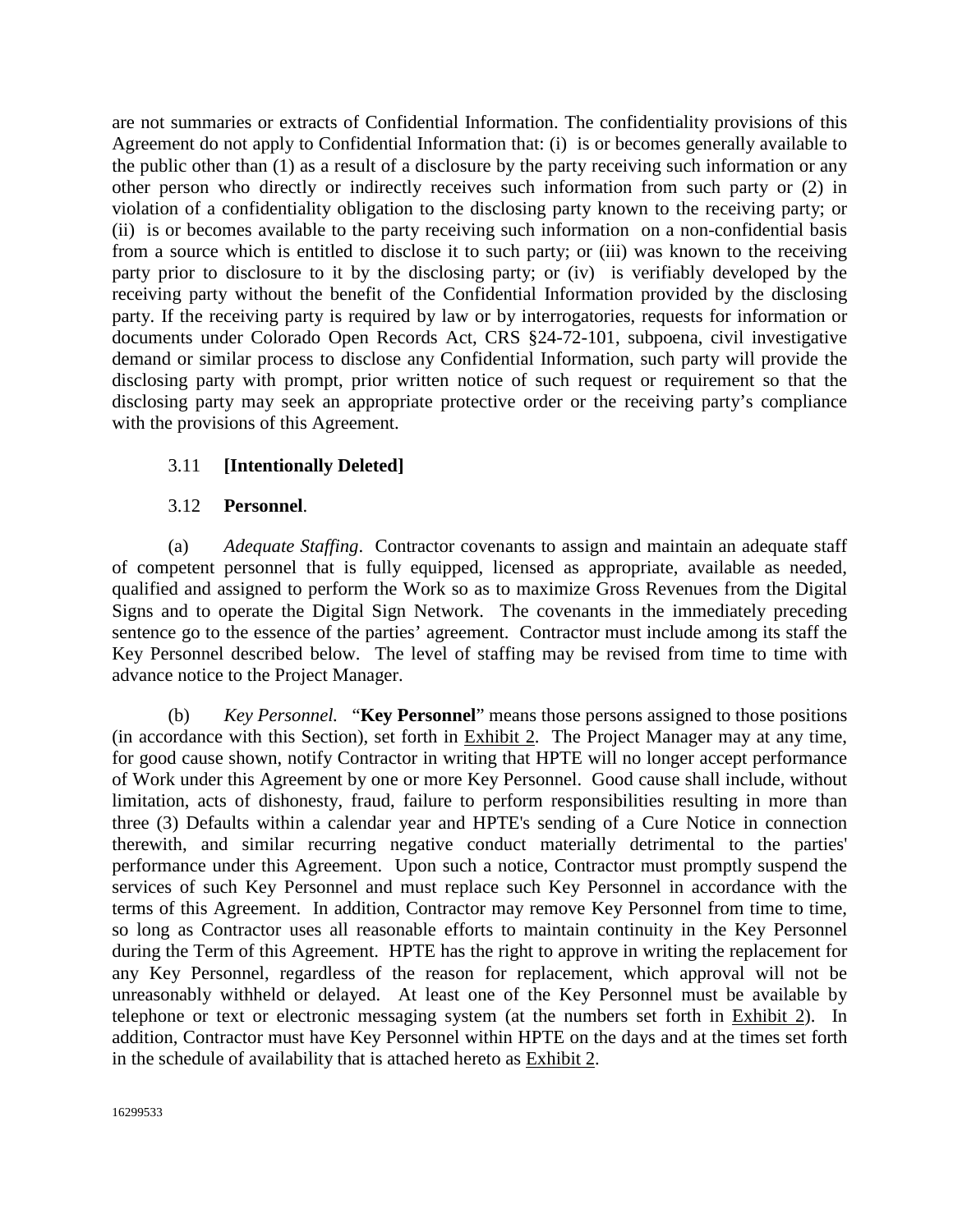are not summaries or extracts of Confidential Information. The confidentiality provisions of this Agreement do not apply to Confidential Information that: (i) is or becomes generally available to the public other than (1) as a result of a disclosure by the party receiving such information or any other person who directly or indirectly receives such information from such party or (2) in violation of a confidentiality obligation to the disclosing party known to the receiving party; or (ii) is or becomes available to the party receiving such information on a non-confidential basis from a source which is entitled to disclose it to such party; or (iii) was known to the receiving party prior to disclosure to it by the disclosing party; or (iv) is verifiably developed by the receiving party without the benefit of the Confidential Information provided by the disclosing party. If the receiving party is required by law or by interrogatories, requests for information or documents under Colorado Open Records Act, CRS §24-72-101, subpoena, civil investigative demand or similar process to disclose any Confidential Information, such party will provide the disclosing party with prompt, prior written notice of such request or requirement so that the disclosing party may seek an appropriate protective order or the receiving party's compliance with the provisions of this Agreement.

3.11 **[Intentionally Deleted]**

3.12 **Personnel**.

(a) *Adequate Staffing*. Contractor covenants to assign and maintain an adequate staff of competent personnel that is fully equipped, licensed as appropriate, available as needed, qualified and assigned to perform the Work so as to maximize Gross Revenues from the Digital Signs and to operate the Digital Sign Network. The covenants in the immediately preceding sentence go to the essence of the parties' agreement. Contractor must include among its staff the Key Personnel described below. The level of staffing may be revised from time to time with advance notice to the Project Manager.

(b) *Key Personnel.* "**Key Personnel**" means those persons assigned to those positions (in accordance with this Section), set forth in Exhibit 2. The Project Manager may at any time, for good cause shown, notify Contractor in writing that HPTE will no longer accept performance of Work under this Agreement by one or more Key Personnel. Good cause shall include, without limitation, acts of dishonesty, fraud, failure to perform responsibilities resulting in more than three (3) Defaults within a calendar year and HPTE's sending of a Cure Notice in connection therewith, and similar recurring negative conduct materially detrimental to the parties' performance under this Agreement. Upon such a notice, Contractor must promptly suspend the services of such Key Personnel and must replace such Key Personnel in accordance with the terms of this Agreement. In addition, Contractor may remove Key Personnel from time to time, so long as Contractor uses all reasonable efforts to maintain continuity in the Key Personnel during the Term of this Agreement. HPTE has the right to approve in writing the replacement for any Key Personnel, regardless of the reason for replacement, which approval will not be unreasonably withheld or delayed. At least one of the Key Personnel must be available by telephone or text or electronic messaging system (at the numbers set forth in Exhibit 2). In addition, Contractor must have Key Personnel within HPTE on the days and at the times set forth in the schedule of availability that is attached hereto as Exhibit 2.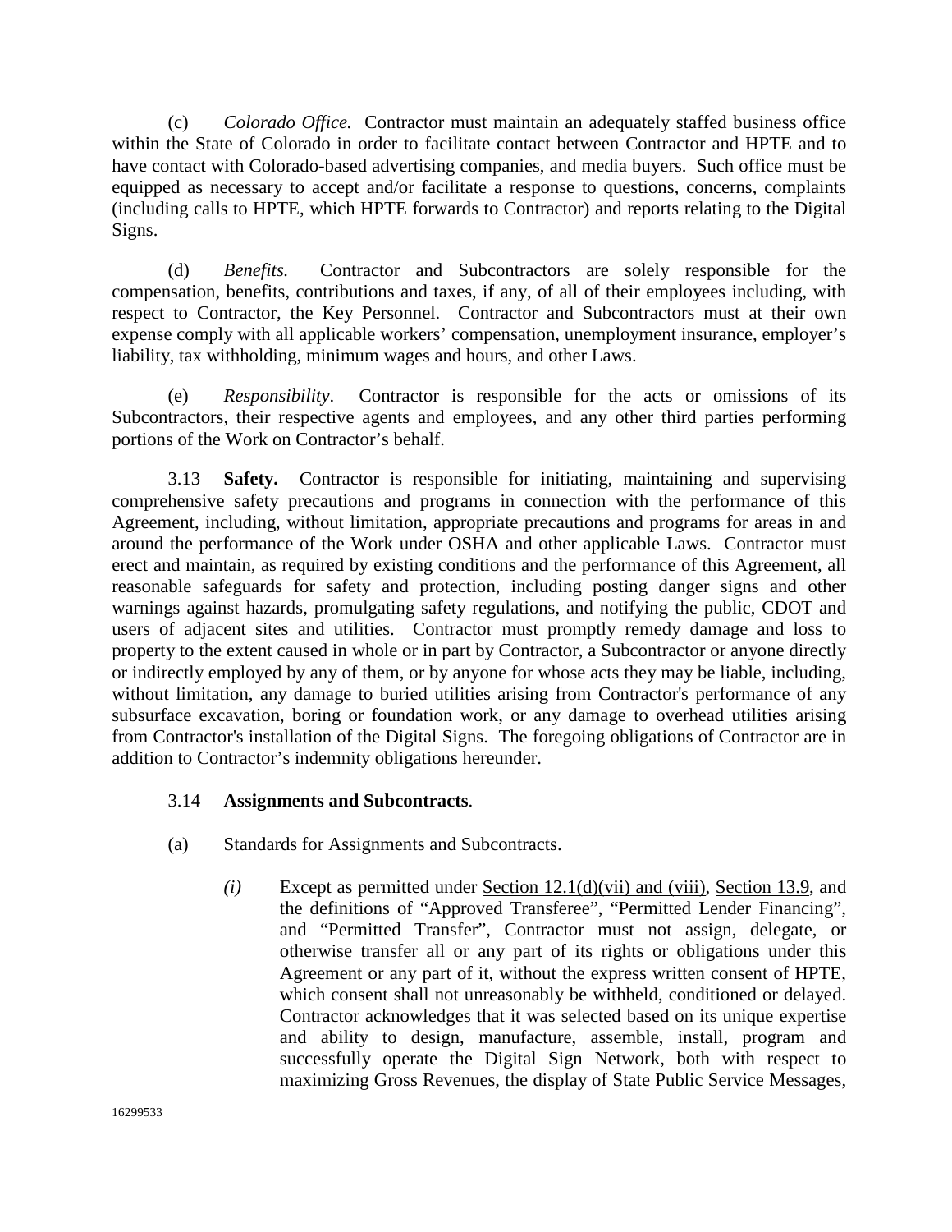(c) *Colorado Office.* Contractor must maintain an adequately staffed business office within the State of Colorado in order to facilitate contact between Contractor and HPTE and to have contact with Colorado-based advertising companies, and media buyers. Such office must be equipped as necessary to accept and/or facilitate a response to questions, concerns, complaints (including calls to HPTE, which HPTE forwards to Contractor) and reports relating to the Digital Signs.

(d) *Benefits.* Contractor and Subcontractors are solely responsible for the compensation, benefits, contributions and taxes, if any, of all of their employees including, with respect to Contractor, the Key Personnel. Contractor and Subcontractors must at their own expense comply with all applicable workers' compensation, unemployment insurance, employer's liability, tax withholding, minimum wages and hours, and other Laws.

(e) *Responsibility*. Contractor is responsible for the acts or omissions of its Subcontractors, their respective agents and employees, and any other third parties performing portions of the Work on Contractor's behalf.

3.13 **Safety.** Contractor is responsible for initiating, maintaining and supervising comprehensive safety precautions and programs in connection with the performance of this Agreement, including, without limitation, appropriate precautions and programs for areas in and around the performance of the Work under OSHA and other applicable Laws. Contractor must erect and maintain, as required by existing conditions and the performance of this Agreement, all reasonable safeguards for safety and protection, including posting danger signs and other warnings against hazards, promulgating safety regulations, and notifying the public, CDOT and users of adjacent sites and utilities. Contractor must promptly remedy damage and loss to property to the extent caused in whole or in part by Contractor, a Subcontractor or anyone directly or indirectly employed by any of them, or by anyone for whose acts they may be liable, including, without limitation, any damage to buried utilities arising from Contractor's performance of any subsurface excavation, boring or foundation work, or any damage to overhead utilities arising from Contractor's installation of the Digital Signs. The foregoing obligations of Contractor are in addition to Contractor's indemnity obligations hereunder.

3.14 **Assignments and Subcontracts**.

(a) Standards for Assignments and Subcontracts.

*(i)* Except as permitted under Section 12.1(d)(vii) and (viii), Section 13.9, and the definitions of "Approved Transferee", "Permitted Lender Financing", and "Permitted Transfer", Contractor must not assign, delegate, or otherwise transfer all or any part of its rights or obligations under this Agreement or any part of it, without the express written consent of HPTE, which consent shall not unreasonably be withheld, conditioned or delayed. Contractor acknowledges that it was selected based on its unique expertise and ability to design, manufacture, assemble, install, program and successfully operate the Digital Sign Network, both with respect to maximizing Gross Revenues, the display of State Public Service Messages,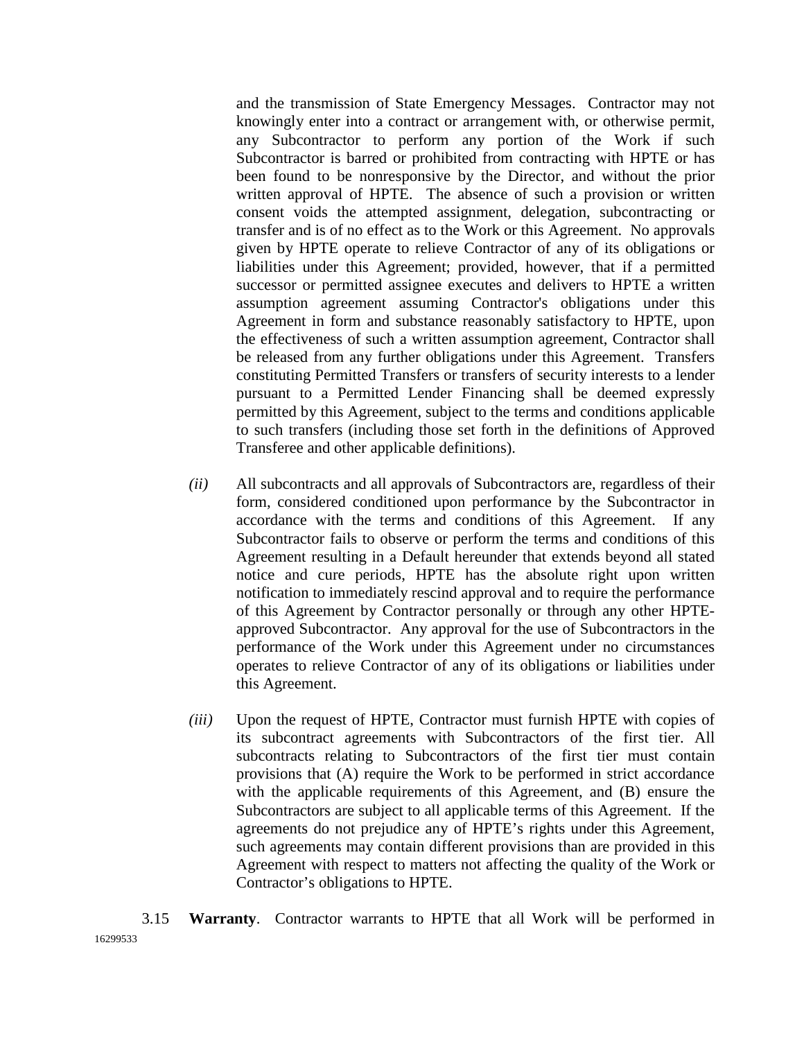and the transmission of State Emergency Messages. Contractor may not knowingly enter into a contract or arrangement with, or otherwise permit, any Subcontractor to perform any portion of the Work if such Subcontractor is barred or prohibited from contracting with HPTE or has been found to be nonresponsive by the Director, and without the prior written approval of HPTE. The absence of such a provision or written consent voids the attempted assignment, delegation, subcontracting or transfer and is of no effect as to the Work or this Agreement. No approvals given by HPTE operate to relieve Contractor of any of its obligations or liabilities under this Agreement; provided, however, that if a permitted successor or permitted assignee executes and delivers to HPTE a written assumption agreement assuming Contractor's obligations under this Agreement in form and substance reasonably satisfactory to HPTE, upon the effectiveness of such a written assumption agreement, Contractor shall be released from any further obligations under this Agreement. Transfers constituting Permitted Transfers or transfers of security interests to a lender pursuant to a Permitted Lender Financing shall be deemed expressly permitted by this Agreement, subject to the terms and conditions applicable to such transfers (including those set forth in the definitions of Approved Transferee and other applicable definitions).

*(ii)* All subcontracts and all approvals of Subcontractors are, regardless of their form, considered conditioned upon performance by the Subcontractor in accordance with the terms and conditions of this Agreement. If any Subcontractor fails to observe or perform the terms and conditions of this Agreement resulting in a Default hereunder that extends beyond all stated notice and cure periods, HPTE has the absolute right upon written notification to immediately rescind approval and to require the performance of this Agreement by Contractor personally or through any other HPTE-approved Subcontractor. Any approval for the use of Subcontractors in the performance of the Work under this Agreement under no circumstances operates to relieve Contractor of any of its obligations or liabilities under this Agreement.

*(iii)* Upon the request of HPTE, Contractor must furnish HPTE with copies of its subcontract agreements with Subcontractors of the first tier. All subcontracts relating to Subcontractors of the first tier must contain provisions that (A) require the Work to be performed in strict accordance with the applicable requirements of this Agreement, and (B) ensure the Subcontractors are subject to all applicable terms of this Agreement. If the agreements do not prejudice any of HPTE's rights under this Agreement, such agreements may contain different provisions than are provided in this Agreement with respect to matters not affecting the quality of the Work or Contractor's obligations to HPTE.

3.15 **Warranty**. Contractor warrants to HPTE that all Work will be performed in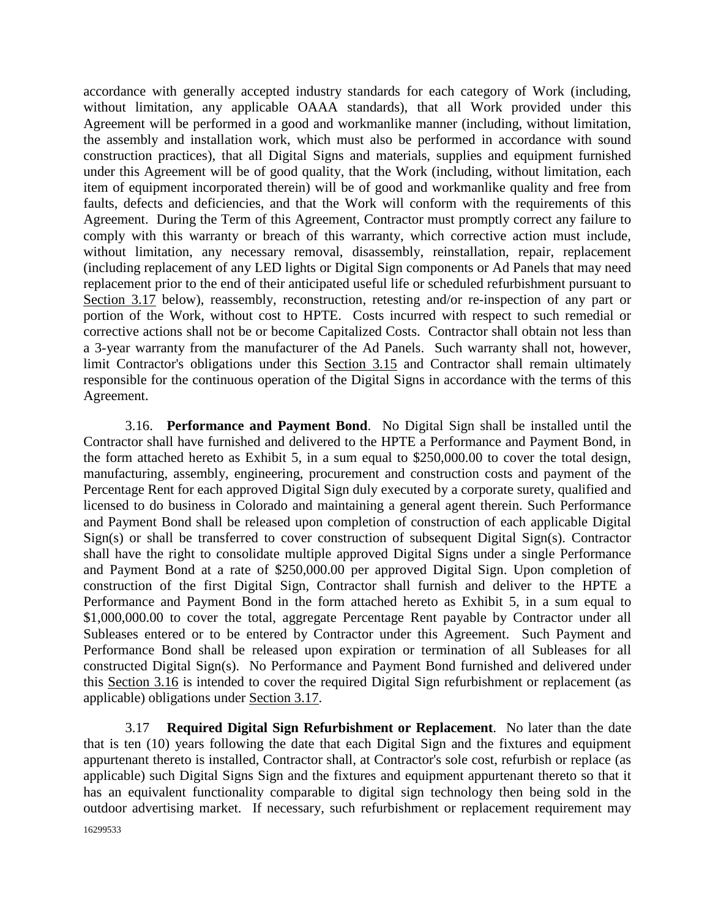accordance with generally accepted industry standards for each category of Work (including, without limitation, any applicable OAAA standards), that all Work provided under this Agreement will be performed in a good and workmanlike manner (including, without limitation, the assembly and installation work, which must also be performed in accordance with sound construction practices), that all Digital Signs and materials, supplies and equipment furnished under this Agreement will be of good quality, that the Work (including, without limitation, each item of equipment incorporated therein) will be of good and workmanlike quality and free from faults, defects and deficiencies, and that the Work will conform with the requirements of this Agreement. During the Term of this Agreement, Contractor must promptly correct any failure to comply with this warranty or breach of this warranty, which corrective action must include, without limitation, any necessary removal, disassembly, reinstallation, repair, replacement (including replacement of any LED lights or Digital Sign components or Ad Panels that may need replacement prior to the end of their anticipated useful life or scheduled refurbishment pursuant to Section 3.17 below), reassembly, reconstruction, retesting and/or re-inspection of any part or portion of the Work, without cost to HPTE. Costs incurred with respect to such remedial or corrective actions shall not be or become Capitalized Costs. Contractor shall obtain not less than a 3-year warranty from the manufacturer of the Ad Panels. Such warranty shall not, however, limit Contractor's obligations under this Section 3.15 and Contractor shall remain ultimately responsible for the continuous operation of the Digital Signs in accordance with the terms of this Agreement.

3.16. **Performance and Payment Bond**. No Digital Sign shall be installed until the Contractor shall have furnished and delivered to the HPTE a Performance and Payment Bond, in the form attached hereto as Exhibit 5, in a sum equal to $250,000.00 to cover the total design, manufacturing, assembly, engineering, procurement and construction costs and payment of the Percentage Rent for each approved Digital Sign duly executed by a corporate surety, qualified and licensed to do business in Colorado and maintaining a general agent therein. Such Performance and Payment Bond shall be released upon completion of construction of each applicable Digital Sign(s) or shall be transferred to cover construction of subsequent Digital Sign(s). Contractor shall have the right to consolidate multiple approved Digital Signs under a single Performance and Payment Bond at a rate of $250,000.00 per approved Digital Sign. Upon completion of construction of the first Digital Sign, Contractor shall furnish and deliver to the HPTE a Performance and Payment Bond in the form attached hereto as Exhibit 5, in a sum equal to $1,000,000.00 to cover the total, aggregate Percentage Rent payable by Contractor under all Subleases entered or to be entered by Contractor under this Agreement. Such Payment and Performance Bond shall be released upon expiration or termination of all Subleases for all constructed Digital Sign(s). No Performance and Payment Bond furnished and delivered under this Section 3.16 is intended to cover the required Digital Sign refurbishment or replacement (as applicable) obligations under Section 3.17.

3.17 **Required Digital Sign Refurbishment or Replacement**. No later than the date that is ten (10) years following the date that each Digital Sign and the fixtures and equipment appurtenant thereto is installed, Contractor shall, at Contractor's sole cost, refurbish or replace (as applicable) such Digital Signs Sign and the fixtures and equipment appurtenant thereto so that it has an equivalent functionality comparable to digital sign technology then being sold in the outdoor advertising market. If necessary, such refurbishment or replacement requirement may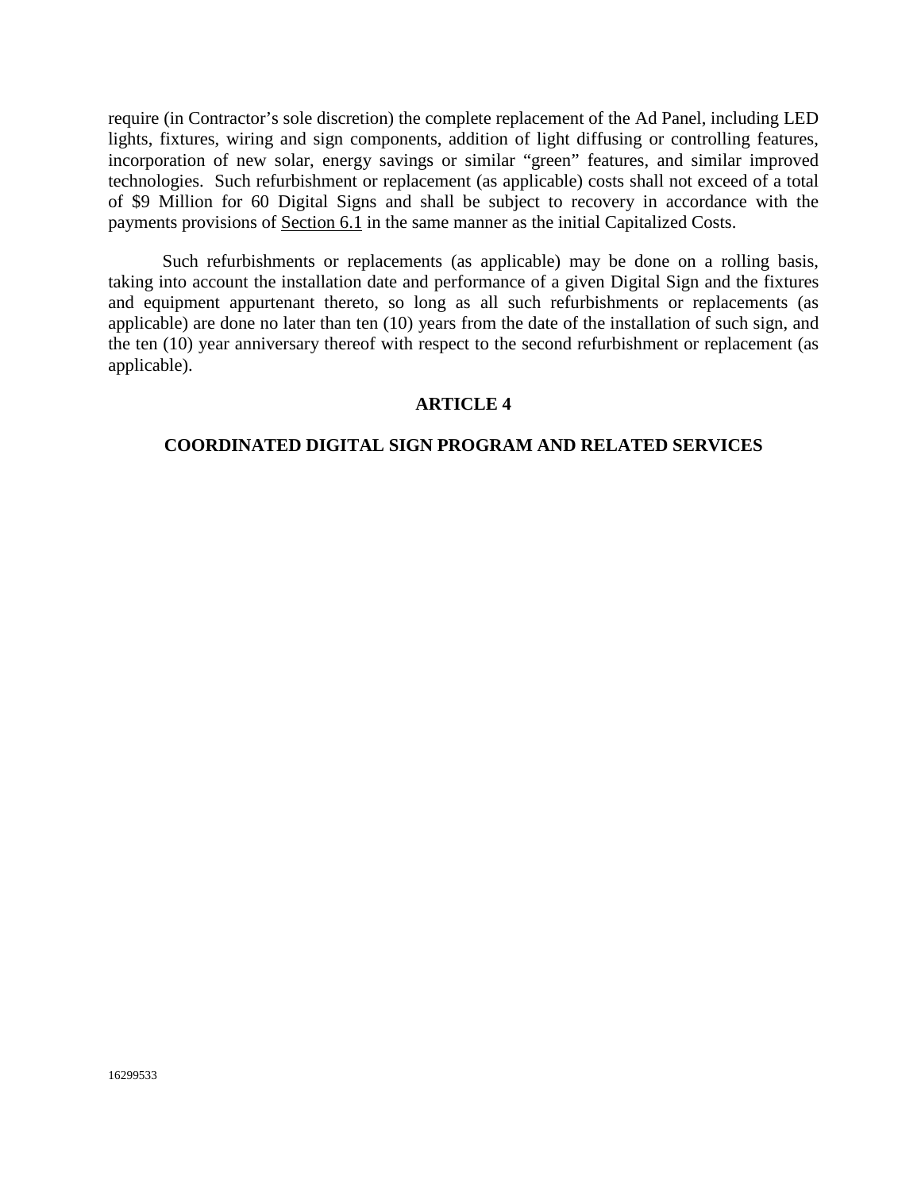require (in Contractor's sole discretion) the complete replacement of the Ad Panel, including LED lights, fixtures, wiring and sign components, addition of light diffusing or controlling features, incorporation of new solar, energy savings or similar "green" features, and similar improved technologies. Such refurbishment or replacement (as applicable) costs shall not exceed of a total of $9 Million for 60 Digital Signs and shall be subject to recovery in accordance with the payments provisions of Section 6.1 in the same manner as the initial Capitalized Costs.

Such refurbishments or replacements (as applicable) may be done on a rolling basis, taking into account the installation date and performance of a given Digital Sign and the fixtures and equipment appurtenant thereto, so long as all such refurbishments or replacements (as applicable) are done no later than ten (10) years from the date of the installation of such sign, and the ten (10) year anniversary thereof with respect to the second refurbishment or replacement (as applicable).

## ARTICLE 4

## COORDINATED DIGITAL SIGN PROGRAM AND RELATED SERVICES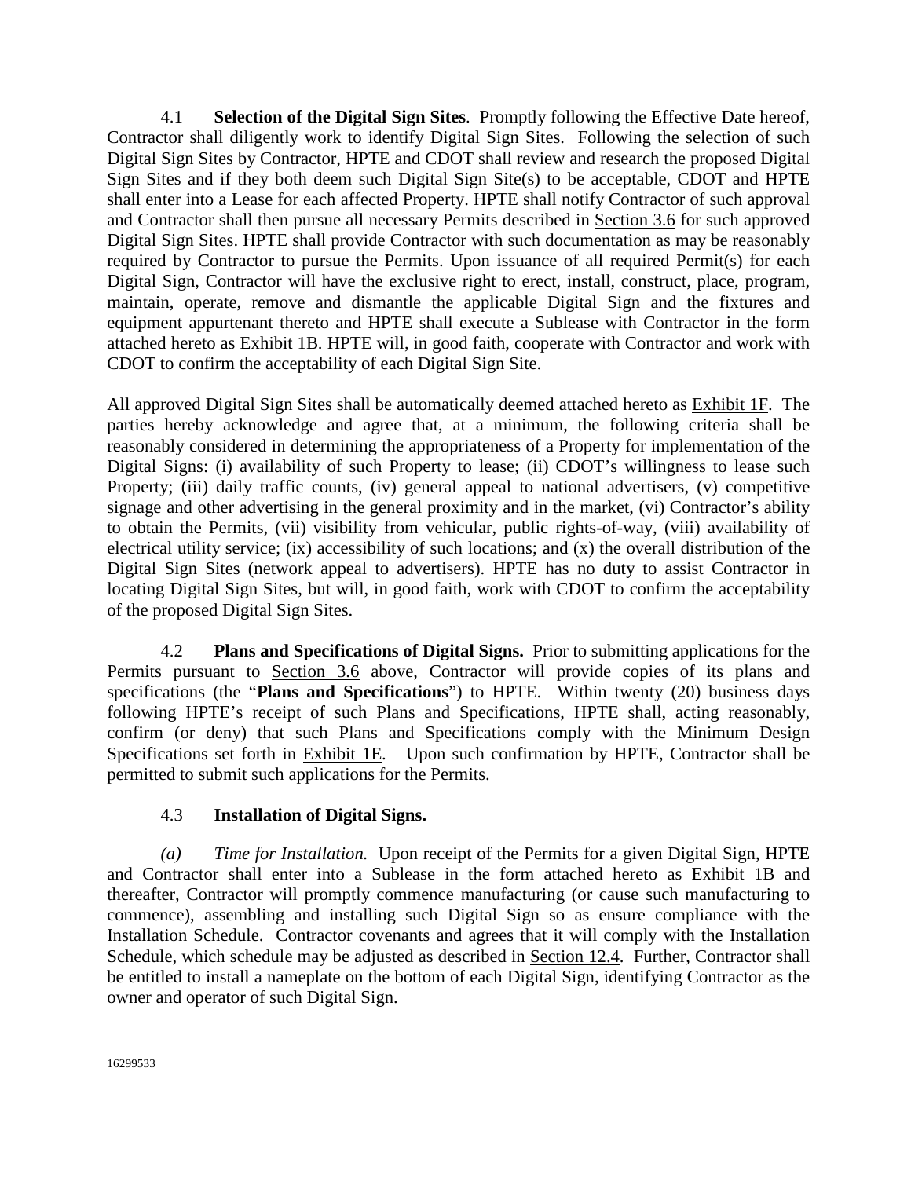4.1 **Selection of the Digital Sign Sites**. Promptly following the Effective Date hereof, Contractor shall diligently work to identify Digital Sign Sites. Following the selection of such Digital Sign Sites by Contractor, HPTE and CDOT shall review and research the proposed Digital Sign Sites and if they both deem such Digital Sign Site(s) to be acceptable, CDOT and HPTE shall enter into a Lease for each affected Property. HPTE shall notify Contractor of such approval and Contractor shall then pursue all necessary Permits described in Section 3.6 for such approved Digital Sign Sites. HPTE shall provide Contractor with such documentation as may be reasonably required by Contractor to pursue the Permits. Upon issuance of all required Permit(s) for each Digital Sign, Contractor will have the exclusive right to erect, install, construct, place, program, maintain, operate, remove and dismantle the applicable Digital Sign and the fixtures and equipment appurtenant thereto and HPTE shall execute a Sublease with Contractor in the form attached hereto as Exhibit 1B. HPTE will, in good faith, cooperate with Contractor and work with CDOT to confirm the acceptability of each Digital Sign Site.

All approved Digital Sign Sites shall be automatically deemed attached hereto as Exhibit 1F. The parties hereby acknowledge and agree that, at a minimum, the following criteria shall be reasonably considered in determining the appropriateness of a Property for implementation of the Digital Signs: (i) availability of such Property to lease; (ii) CDOT's willingness to lease such Property; (iii) daily traffic counts, (iv) general appeal to national advertisers, (v) competitive signage and other advertising in the general proximity and in the market, (vi) Contractor's ability to obtain the Permits, (vii) visibility from vehicular, public rights-of-way, (viii) availability of electrical utility service; (ix) accessibility of such locations; and (x) the overall distribution of the Digital Sign Sites (network appeal to advertisers). HPTE has no duty to assist Contractor in locating Digital Sign Sites, but will, in good faith, work with CDOT to confirm the acceptability of the proposed Digital Sign Sites.

4.2 **Plans and Specifications of Digital Signs.** Prior to submitting applications for the Permits pursuant to Section 3.6 above, Contractor will provide copies of its plans and specifications (the "**Plans and Specifications**") to HPTE. Within twenty (20) business days following HPTE's receipt of such Plans and Specifications, HPTE shall, acting reasonably, confirm (or deny) that such Plans and Specifications comply with the Minimum Design Specifications set forth in Exhibit 1E. Upon such confirmation by HPTE, Contractor shall be permitted to submit such applications for the Permits.

4.3 **Installation of Digital Signs.**

*(a) Time for Installation.* Upon receipt of the Permits for a given Digital Sign, HPTE and Contractor shall enter into a Sublease in the form attached hereto as Exhibit 1B and thereafter, Contractor will promptly commence manufacturing (or cause such manufacturing to commence), assembling and installing such Digital Sign so as ensure compliance with the Installation Schedule. Contractor covenants and agrees that it will comply with the Installation Schedule, which schedule may be adjusted as described in Section 12.4. Further, Contractor shall be entitled to install a nameplate on the bottom of each Digital Sign, identifying Contractor as the owner and operator of such Digital Sign.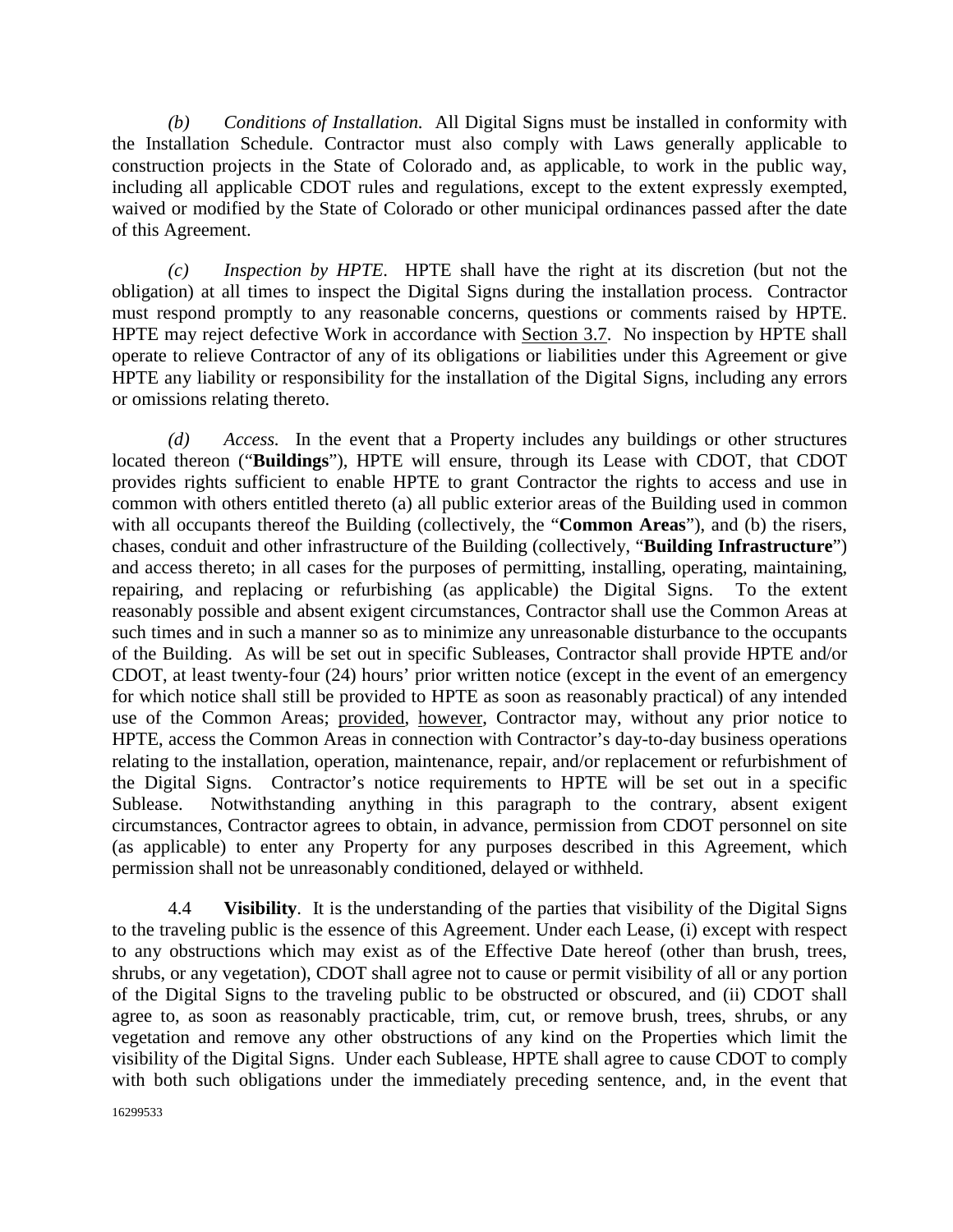*(b) Conditions of Installation.* All Digital Signs must be installed in conformity with the Installation Schedule. Contractor must also comply with Laws generally applicable to construction projects in the State of Colorado and, as applicable, to work in the public way, including all applicable CDOT rules and regulations, except to the extent expressly exempted, waived or modified by the State of Colorado or other municipal ordinances passed after the date of this Agreement.

*(c) Inspection by HPTE.* HPTE shall have the right at its discretion (but not the obligation) at all times to inspect the Digital Signs during the installation process. Contractor must respond promptly to any reasonable concerns, questions or comments raised by HPTE. HPTE may reject defective Work in accordance with Section 3.7. No inspection by HPTE shall operate to relieve Contractor of any of its obligations or liabilities under this Agreement or give HPTE any liability or responsibility for the installation of the Digital Signs, including any errors or omissions relating thereto.

*(d) Access.* In the event that a Property includes any buildings or other structures located thereon ("**Buildings**"), HPTE will ensure, through its Lease with CDOT, that CDOT provides rights sufficient to enable HPTE to grant Contractor the rights to access and use in common with others entitled thereto (a) all public exterior areas of the Building used in common with all occupants thereof the Building (collectively, the "**Common Areas**"), and (b) the risers, chases, conduit and other infrastructure of the Building (collectively, "**Building Infrastructure**") and access thereto; in all cases for the purposes of permitting, installing, operating, maintaining, repairing, and replacing or refurbishing (as applicable) the Digital Signs. To the extent reasonably possible and absent exigent circumstances, Contractor shall use the Common Areas at such times and in such a manner so as to minimize any unreasonable disturbance to the occupants of the Building. As will be set out in specific Subleases, Contractor shall provide HPTE and/or CDOT, at least twenty-four (24) hours' prior written notice (except in the event of an emergency for which notice shall still be provided to HPTE as soon as reasonably practical) of any intended use of the Common Areas; provided, however, Contractor may, without any prior notice to HPTE, access the Common Areas in connection with Contractor's day-to-day business operations relating to the installation, operation, maintenance, repair, and/or replacement or refurbishment of the Digital Signs. Contractor's notice requirements to HPTE will be set out in a specific Sublease. Notwithstanding anything in this paragraph to the contrary, absent exigent circumstances, Contractor agrees to obtain, in advance, permission from CDOT personnel on site (as applicable) to enter any Property for any purposes described in this Agreement, which permission shall not be unreasonably conditioned, delayed or withheld.

4.4 **Visibility**. It is the understanding of the parties that visibility of the Digital Signs to the traveling public is the essence of this Agreement. Under each Lease, (i) except with respect to any obstructions which may exist as of the Effective Date hereof (other than brush, trees, shrubs, or any vegetation), CDOT shall agree not to cause or permit visibility of all or any portion of the Digital Signs to the traveling public to be obstructed or obscured, and (ii) CDOT shall agree to, as soon as reasonably practicable, trim, cut, or remove brush, trees, shrubs, or any vegetation and remove any other obstructions of any kind on the Properties which limit the visibility of the Digital Signs. Under each Sublease, HPTE shall agree to cause CDOT to comply with both such obligations under the immediately preceding sentence, and, in the event that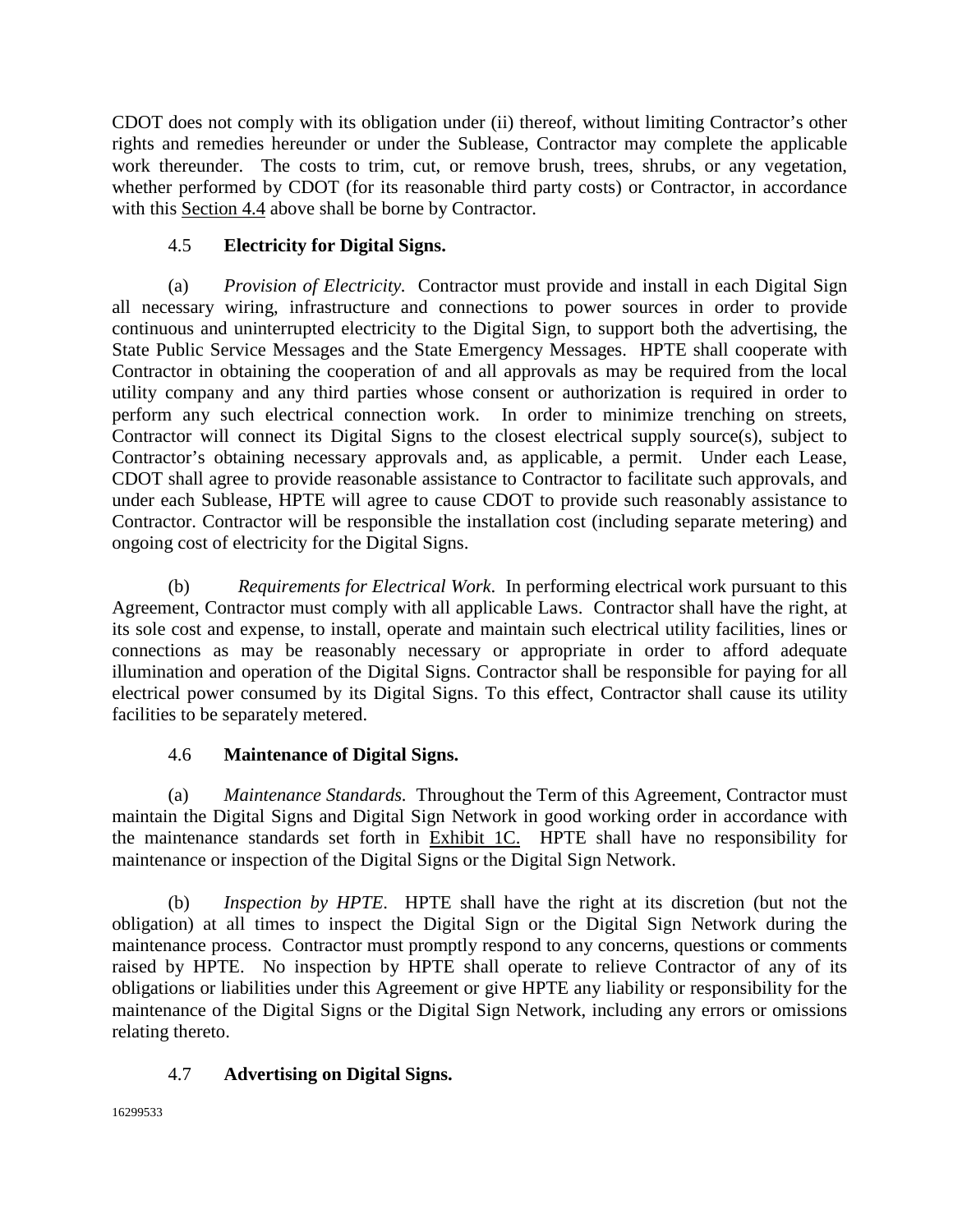CDOT does not comply with its obligation under (ii) thereof, without limiting Contractor's other rights and remedies hereunder or under the Sublease, Contractor may complete the applicable work thereunder. The costs to trim, cut, or remove brush, trees, shrubs, or any vegetation, whether performed by CDOT (for its reasonable third party costs) or Contractor, in accordance with this Section 4.4 above shall be borne by Contractor.

### 4.5 **Electricity for Digital Signs.**

(a) *Provision of Electricity.* Contractor must provide and install in each Digital Sign all necessary wiring, infrastructure and connections to power sources in order to provide continuous and uninterrupted electricity to the Digital Sign, to support both the advertising, the State Public Service Messages and the State Emergency Messages. HPTE shall cooperate with Contractor in obtaining the cooperation of and all approvals as may be required from the local utility company and any third parties whose consent or authorization is required in order to perform any such electrical connection work. In order to minimize trenching on streets, Contractor will connect its Digital Signs to the closest electrical supply source(s), subject to Contractor's obtaining necessary approvals and, as applicable, a permit. Under each Lease, CDOT shall agree to provide reasonable assistance to Contractor to facilitate such approvals, and under each Sublease, HPTE will agree to cause CDOT to provide such reasonably assistance to Contractor. Contractor will be responsible the installation cost (including separate metering) and ongoing cost of electricity for the Digital Signs.

(b) *Requirements for Electrical Work.* In performing electrical work pursuant to this Agreement, Contractor must comply with all applicable Laws. Contractor shall have the right, at its sole cost and expense, to install, operate and maintain such electrical utility facilities, lines or connections as may be reasonably necessary or appropriate in order to afford adequate illumination and operation of the Digital Signs. Contractor shall be responsible for paying for all electrical power consumed by its Digital Signs. To this effect, Contractor shall cause its utility facilities to be separately metered.

### 4.6 **Maintenance of Digital Signs.**

(a) *Maintenance Standards.* Throughout the Term of this Agreement, Contractor must maintain the Digital Signs and Digital Sign Network in good working order in accordance with the maintenance standards set forth in Exhibit 1C. HPTE shall have no responsibility for maintenance or inspection of the Digital Signs or the Digital Sign Network.

(b) *Inspection by HPTE.* HPTE shall have the right at its discretion (but not the obligation) at all times to inspect the Digital Sign or the Digital Sign Network during the maintenance process. Contractor must promptly respond to any concerns, questions or comments raised by HPTE. No inspection by HPTE shall operate to relieve Contractor of any of its obligations or liabilities under this Agreement or give HPTE any liability or responsibility for the maintenance of the Digital Signs or the Digital Sign Network, including any errors or omissions relating thereto.

### 4.7 **Advertising on Digital Signs.**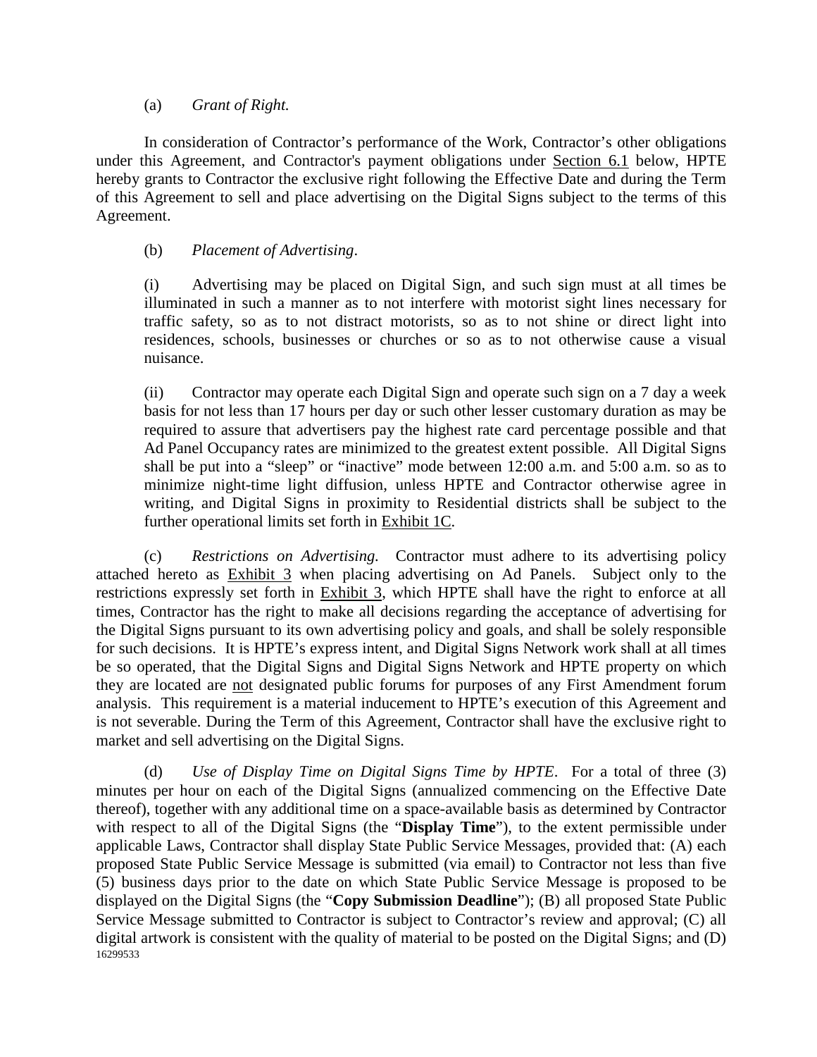(a) *Grant of Right.*

In consideration of Contractor's performance of the Work, Contractor's other obligations under this Agreement, and Contractor's payment obligations under Section 6.1 below, HPTE hereby grants to Contractor the exclusive right following the Effective Date and during the Term of this Agreement to sell and place advertising on the Digital Signs subject to the terms of this Agreement.

(b) *Placement of Advertising*.

(i) Advertising may be placed on Digital Sign, and such sign must at all times be illuminated in such a manner as to not interfere with motorist sight lines necessary for traffic safety, so as to not distract motorists, so as to not shine or direct light into residences, schools, businesses or churches or so as to not otherwise cause a visual nuisance.

(ii) Contractor may operate each Digital Sign and operate such sign on a 7 day a week basis for not less than 17 hours per day or such other lesser customary duration as may be required to assure that advertisers pay the highest rate card percentage possible and that Ad Panel Occupancy rates are minimized to the greatest extent possible. All Digital Signs shall be put into a "sleep" or "inactive" mode between 12:00 a.m. and 5:00 a.m. so as to minimize night-time light diffusion, unless HPTE and Contractor otherwise agree in writing, and Digital Signs in proximity to Residential districts shall be subject to the further operational limits set forth in Exhibit 1C.

(c) *Restrictions on Advertising.* Contractor must adhere to its advertising policy attached hereto as Exhibit 3 when placing advertising on Ad Panels. Subject only to the restrictions expressly set forth in Exhibit 3, which HPTE shall have the right to enforce at all times, Contractor has the right to make all decisions regarding the acceptance of advertising for the Digital Signs pursuant to its own advertising policy and goals, and shall be solely responsible for such decisions. It is HPTE's express intent, and Digital Signs Network work shall at all times be so operated, that the Digital Signs and Digital Signs Network and HPTE property on which they are located are not designated public forums for purposes of any First Amendment forum analysis. This requirement is a material inducement to HPTE's execution of this Agreement and is not severable. During the Term of this Agreement, Contractor shall have the exclusive right to market and sell advertising on the Digital Signs.

(d) *Use of Display Time on Digital Signs Time by HPTE*. For a total of three (3) minutes per hour on each of the Digital Signs (annualized commencing on the Effective Date thereof), together with any additional time on a space-available basis as determined by Contractor with respect to all of the Digital Signs (the "**Display Time**"), to the extent permissible under applicable Laws, Contractor shall display State Public Service Messages, provided that: (A) each proposed State Public Service Message is submitted (via email) to Contractor not less than five (5) business days prior to the date on which State Public Service Message is proposed to be displayed on the Digital Signs (the "**Copy Submission Deadline**"); (B) all proposed State Public Service Message submitted to Contractor is subject to Contractor's review and approval; (C) all digital artwork is consistent with the quality of material to be posted on the Digital Signs; and (D)

16299533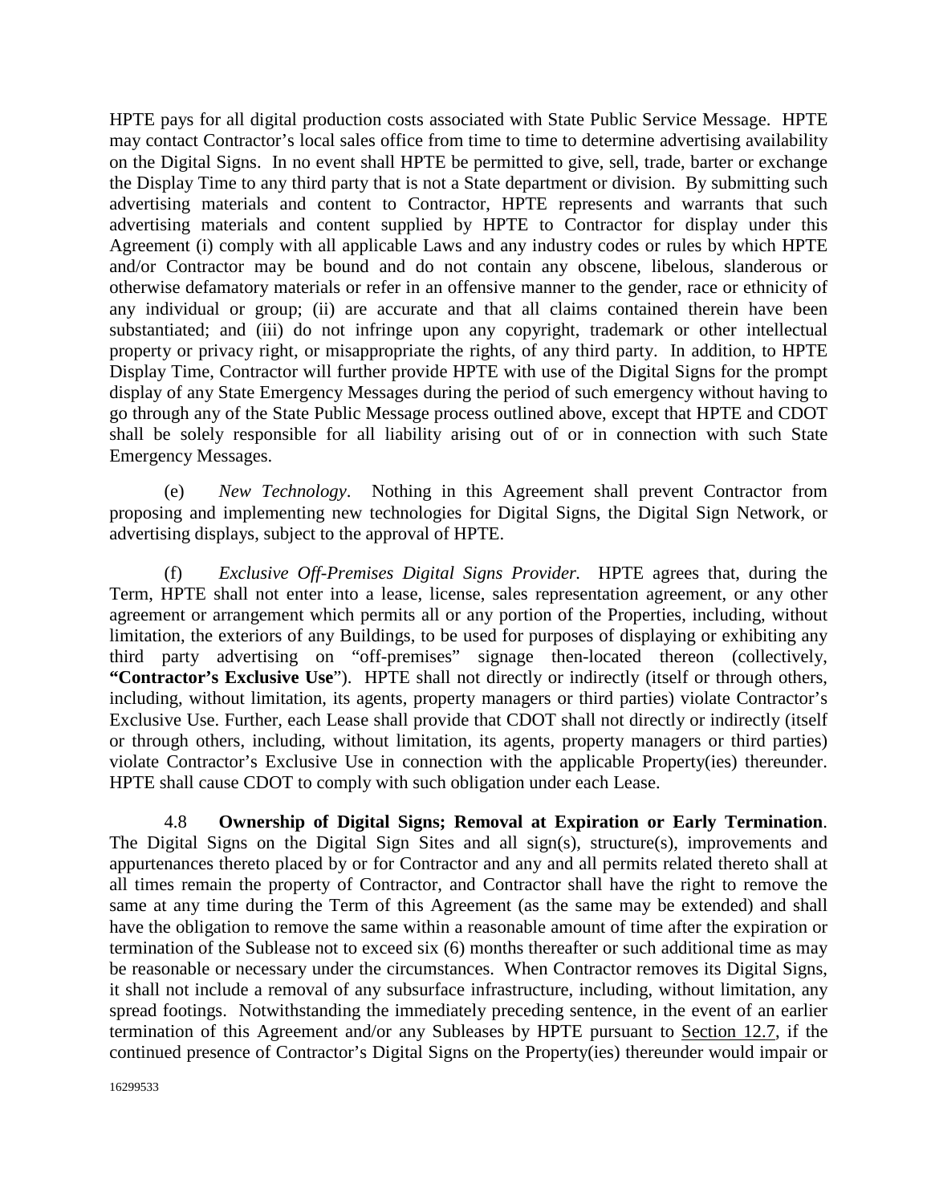HPTE pays for all digital production costs associated with State Public Service Message. HPTE may contact Contractor's local sales office from time to time to determine advertising availability on the Digital Signs. In no event shall HPTE be permitted to give, sell, trade, barter or exchange the Display Time to any third party that is not a State department or division. By submitting such advertising materials and content to Contractor, HPTE represents and warrants that such advertising materials and content supplied by HPTE to Contractor for display under this Agreement (i) comply with all applicable Laws and any industry codes or rules by which HPTE and/or Contractor may be bound and do not contain any obscene, libelous, slanderous or otherwise defamatory materials or refer in an offensive manner to the gender, race or ethnicity of any individual or group; (ii) are accurate and that all claims contained therein have been substantiated; and (iii) do not infringe upon any copyright, trademark or other intellectual property or privacy right, or misappropriate the rights, of any third party. In addition, to HPTE Display Time, Contractor will further provide HPTE with use of the Digital Signs for the prompt display of any State Emergency Messages during the period of such emergency without having to go through any of the State Public Message process outlined above, except that HPTE and CDOT shall be solely responsible for all liability arising out of or in connection with such State Emergency Messages.

(e) *New Technology*. Nothing in this Agreement shall prevent Contractor from proposing and implementing new technologies for Digital Signs, the Digital Sign Network, or advertising displays, subject to the approval of HPTE.

(f) *Exclusive Off-Premises Digital Signs Provider.* HPTE agrees that, during the Term, HPTE shall not enter into a lease, license, sales representation agreement, or any other agreement or arrangement which permits all or any portion of the Properties, including, without limitation, the exteriors of any Buildings, to be used for purposes of displaying or exhibiting any third party advertising on "off-premises" signage then-located thereon (collectively, **"Contractor's Exclusive Use"**). HPTE shall not directly or indirectly (itself or through others, including, without limitation, its agents, property managers or third parties) violate Contractor's Exclusive Use. Further, each Lease shall provide that CDOT shall not directly or indirectly (itself or through others, including, without limitation, its agents, property managers or third parties) violate Contractor's Exclusive Use in connection with the applicable Property(ies) thereunder. HPTE shall cause CDOT to comply with such obligation under each Lease.

4.8 **Ownership of Digital Signs; Removal at Expiration or Early Termination**. The Digital Signs on the Digital Sign Sites and all sign(s), structure(s), improvements and appurtenances thereto placed by or for Contractor and any and all permits related thereto shall at all times remain the property of Contractor, and Contractor shall have the right to remove the same at any time during the Term of this Agreement (as the same may be extended) and shall have the obligation to remove the same within a reasonable amount of time after the expiration or termination of the Sublease not to exceed six (6) months thereafter or such additional time as may be reasonable or necessary under the circumstances. When Contractor removes its Digital Signs, it shall not include a removal of any subsurface infrastructure, including, without limitation, any spread footings. Notwithstanding the immediately preceding sentence, in the event of an earlier termination of this Agreement and/or any Subleases by HPTE pursuant to Section 12.7, if the continued presence of Contractor's Digital Signs on the Property(ies) thereunder would impair or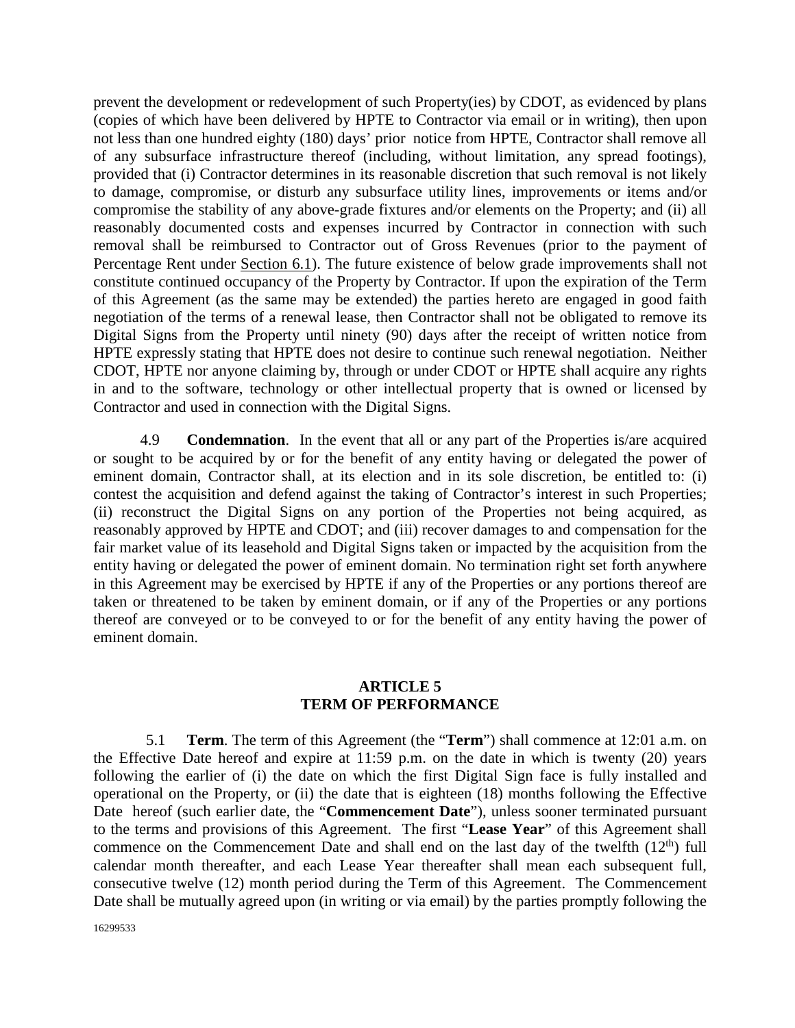prevent the development or redevelopment of such Property(ies) by CDOT, as evidenced by plans (copies of which have been delivered by HPTE to Contractor via email or in writing), then upon not less than one hundred eighty (180) days' prior notice from HPTE, Contractor shall remove all of any subsurface infrastructure thereof (including, without limitation, any spread footings), provided that (i) Contractor determines in its reasonable discretion that such removal is not likely to damage, compromise, or disturb any subsurface utility lines, improvements or items and/or compromise the stability of any above-grade fixtures and/or elements on the Property; and (ii) all reasonably documented costs and expenses incurred by Contractor in connection with such removal shall be reimbursed to Contractor out of Gross Revenues (prior to the payment of Percentage Rent under Section 6.1). The future existence of below grade improvements shall not constitute continued occupancy of the Property by Contractor. If upon the expiration of the Term of this Agreement (as the same may be extended) the parties hereto are engaged in good faith negotiation of the terms of a renewal lease, then Contractor shall not be obligated to remove its Digital Signs from the Property until ninety (90) days after the receipt of written notice from HPTE expressly stating that HPTE does not desire to continue such renewal negotiation. Neither CDOT, HPTE nor anyone claiming by, through or under CDOT or HPTE shall acquire any rights in and to the software, technology or other intellectual property that is owned or licensed by Contractor and used in connection with the Digital Signs.

4.9 **Condemnation**. In the event that all or any part of the Properties is/are acquired or sought to be acquired by or for the benefit of any entity having or delegated the power of eminent domain, Contractor shall, at its election and in its sole discretion, be entitled to: (i) contest the acquisition and defend against the taking of Contractor's interest in such Properties; (ii) reconstruct the Digital Signs on any portion of the Properties not being acquired, as reasonably approved by HPTE and CDOT; and (iii) recover damages to and compensation for the fair market value of its leasehold and Digital Signs taken or impacted by the acquisition from the entity having or delegated the power of eminent domain. No termination right set forth anywhere in this Agreement may be exercised by HPTE if any of the Properties or any portions thereof are taken or threatened to be taken by eminent domain, or if any of the Properties or any portions thereof are conveyed or to be conveyed to or for the benefit of any entity having the power of eminent domain.

## ARTICLE 5
## TERM OF PERFORMANCE

5.1 **Term**. The term of this Agreement (the "**Term**") shall commence at 12:01 a.m. on the Effective Date hereof and expire at 11:59 p.m. on the date in which is twenty (20) years following the earlier of (i) the date on which the first Digital Sign face is fully installed and operational on the Property, or (ii) the date that is eighteen (18) months following the Effective Date hereof (such earlier date, the "**Commencement Date**"), unless sooner terminated pursuant to the terms and provisions of this Agreement. The first "**Lease Year**" of this Agreement shall commence on the Commencement Date and shall end on the last day of the twelfth (12th) full calendar month thereafter, and each Lease Year thereafter shall mean each subsequent full, consecutive twelve (12) month period during the Term of this Agreement. The Commencement Date shall be mutually agreed upon (in writing or via email) by the parties promptly following the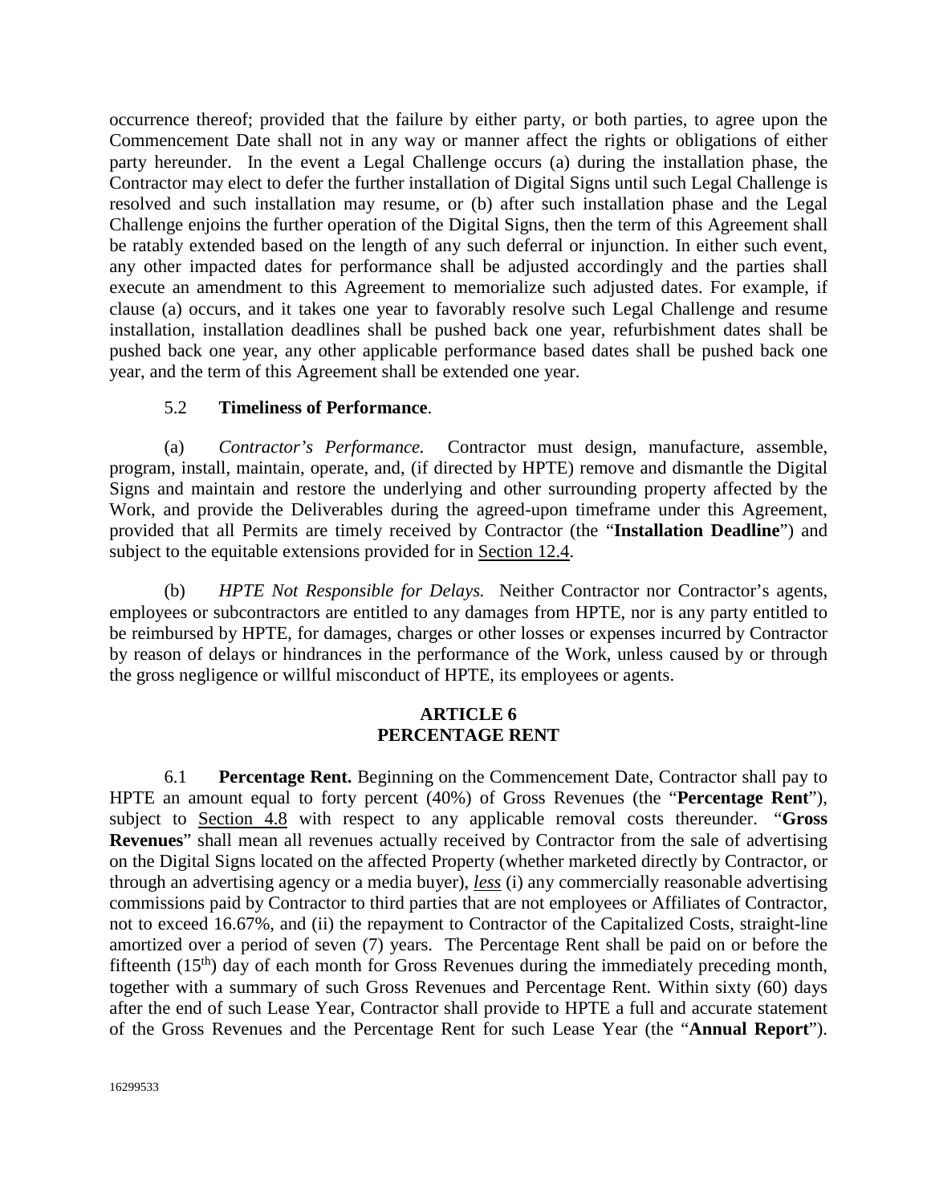occurrence thereof; provided that the failure by either party, or both parties, to agree upon the Commencement Date shall not in any way or manner affect the rights or obligations of either party hereunder. In the event a Legal Challenge occurs (a) during the installation phase, the Contractor may elect to defer the further installation of Digital Signs until such Legal Challenge is resolved and such installation may resume, or (b) after such installation phase and the Legal Challenge enjoins the further operation of the Digital Signs, then the term of this Agreement shall be ratably extended based on the length of any such deferral or injunction. In either such event, any other impacted dates for performance shall be adjusted accordingly and the parties shall execute an amendment to this Agreement to memorialize such adjusted dates. For example, if clause (a) occurs, and it takes one year to favorably resolve such Legal Challenge and resume installation, installation deadlines shall be pushed back one year, refurbishment dates shall be pushed back one year, any other applicable performance based dates shall be pushed back one year, and the term of this Agreement shall be extended one year.

5.2 **Timeliness of Performance**.

(a) *Contractor's Performance.* Contractor must design, manufacture, assemble, program, install, maintain, operate, and, (if directed by HPTE) remove and dismantle the Digital Signs and maintain and restore the underlying and other surrounding property affected by the Work, and provide the Deliverables during the agreed-upon timeframe under this Agreement, provided that all Permits are timely received by Contractor (the "**Installation Deadline**") and subject to the equitable extensions provided for in Section 12.4.

(b) *HPTE Not Responsible for Delays.* Neither Contractor nor Contractor's agents, employees or subcontractors are entitled to any damages from HPTE, nor is any party entitled to be reimbursed by HPTE, for damages, charges or other losses or expenses incurred by Contractor by reason of delays or hindrances in the performance of the Work, unless caused by or through the gross negligence or willful misconduct of HPTE, its employees or agents.

## ARTICLE 6
## PERCENTAGE RENT

6.1 **Percentage Rent.** Beginning on the Commencement Date, Contractor shall pay to HPTE an amount equal to forty percent (40%) of Gross Revenues (the "**Percentage Rent**"), subject to Section 4.8 with respect to any applicable removal costs thereunder. "**Gross Revenues**" shall mean all revenues actually received by Contractor from the sale of advertising on the Digital Signs located on the affected Property (whether marketed directly by Contractor, or through an advertising agency or a media buyer), ***less*** (i) any commercially reasonable advertising commissions paid by Contractor to third parties that are not employees or Affiliates of Contractor, not to exceed 16.67%, and (ii) the repayment to Contractor of the Capitalized Costs, straight-line amortized over a period of seven (7) years. The Percentage Rent shall be paid on or before the fifteenth (15th) day of each month for Gross Revenues during the immediately preceding month, together with a summary of such Gross Revenues and Percentage Rent. Within sixty (60) days after the end of such Lease Year, Contractor shall provide to HPTE a full and accurate statement of the Gross Revenues and the Percentage Rent for such Lease Year (the "**Annual Report**").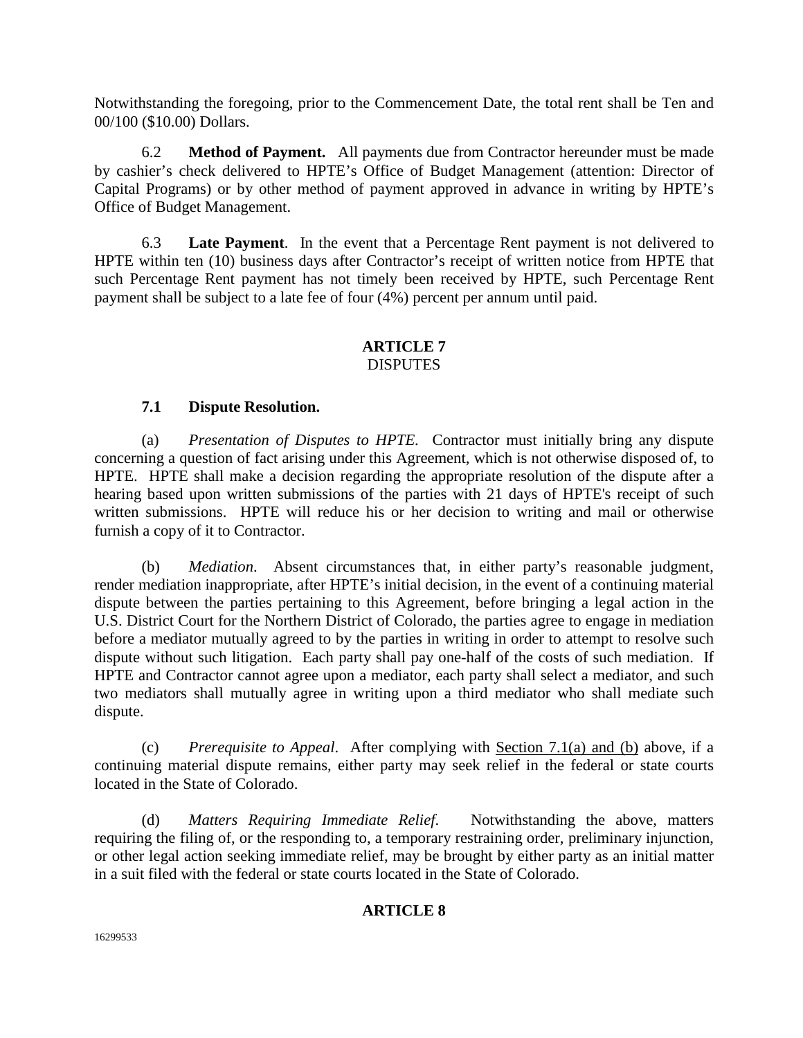Notwithstanding the foregoing, prior to the Commencement Date, the total rent shall be Ten and 00/100 ($10.00) Dollars.

6.2 **Method of Payment.** All payments due from Contractor hereunder must be made by cashier's check delivered to HPTE's Office of Budget Management (attention: Director of Capital Programs) or by other method of payment approved in advance in writing by HPTE's Office of Budget Management.

6.3 **Late Payment**. In the event that a Percentage Rent payment is not delivered to HPTE within ten (10) business days after Contractor's receipt of written notice from HPTE that such Percentage Rent payment has not timely been received by HPTE, such Percentage Rent payment shall be subject to a late fee of four (4%) percent per annum until paid.

## ARTICLE 7
## DISPUTES

### 7.1 Dispute Resolution.

(a) *Presentation of Disputes to HPTE.* Contractor must initially bring any dispute concerning a question of fact arising under this Agreement, which is not otherwise disposed of, to HPTE. HPTE shall make a decision regarding the appropriate resolution of the dispute after a hearing based upon written submissions of the parties with 21 days of HPTE's receipt of such written submissions. HPTE will reduce his or her decision to writing and mail or otherwise furnish a copy of it to Contractor.

(b) *Mediation.* Absent circumstances that, in either party's reasonable judgment, render mediation inappropriate, after HPTE's initial decision, in the event of a continuing material dispute between the parties pertaining to this Agreement, before bringing a legal action in the U.S. District Court for the Northern District of Colorado, the parties agree to engage in mediation before a mediator mutually agreed to by the parties in writing in order to attempt to resolve such dispute without such litigation. Each party shall pay one-half of the costs of such mediation. If HPTE and Contractor cannot agree upon a mediator, each party shall select a mediator, and such two mediators shall mutually agree in writing upon a third mediator who shall mediate such dispute.

(c) *Prerequisite to Appeal*. After complying with Section 7.1(a) and (b) above, if a continuing material dispute remains, either party may seek relief in the federal or state courts located in the State of Colorado.

(d) *Matters Requiring Immediate Relief.* Notwithstanding the above, matters requiring the filing of, or the responding to, a temporary restraining order, preliminary injunction, or other legal action seeking immediate relief, may be brought by either party as an initial matter in a suit filed with the federal or state courts located in the State of Colorado.

## ARTICLE 8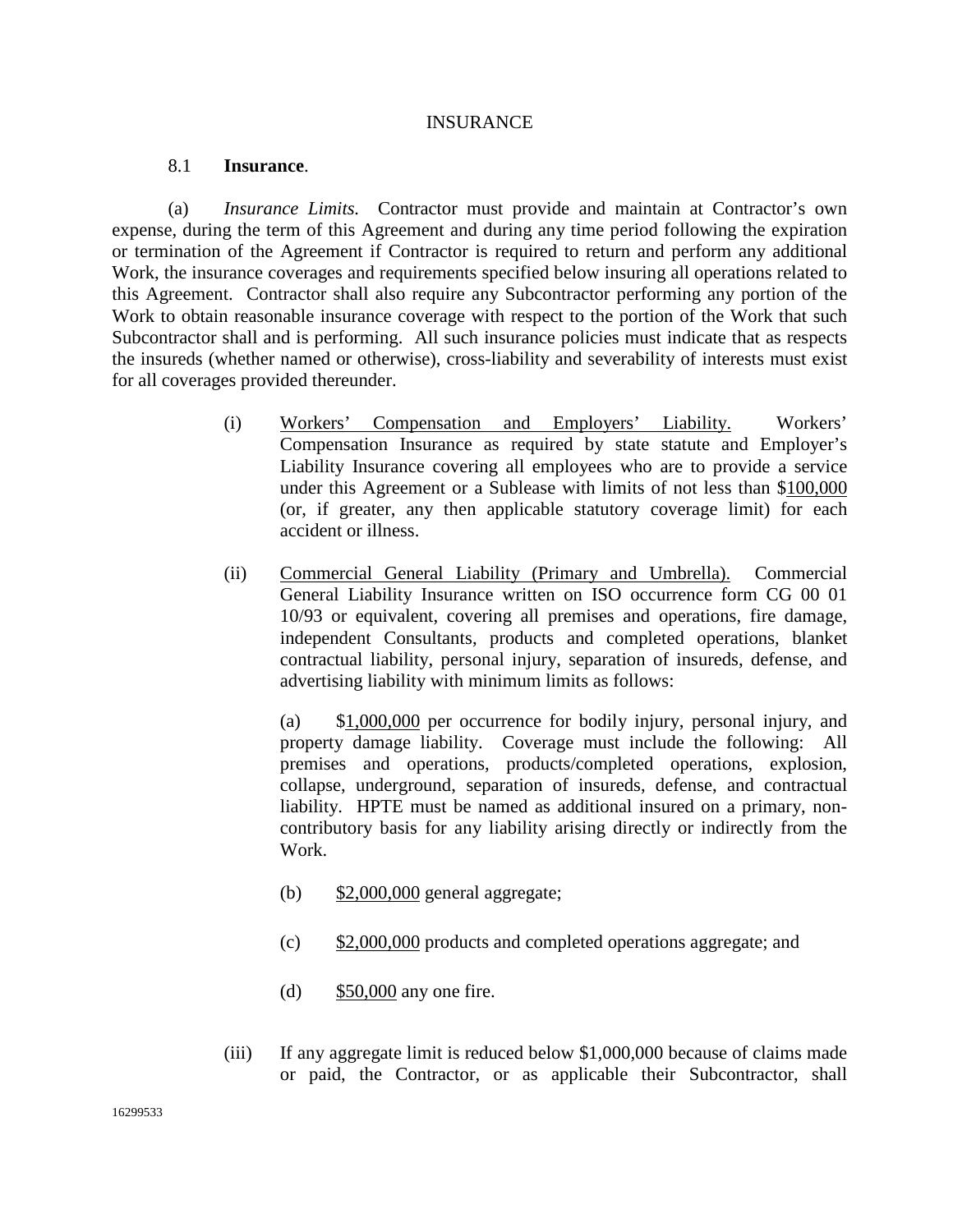INSURANCE

8.1 **Insurance**.

(a) *Insurance Limits.* Contractor must provide and maintain at Contractor's own expense, during the term of this Agreement and during any time period following the expiration or termination of the Agreement if Contractor is required to return and perform any additional Work, the insurance coverages and requirements specified below insuring all operations related to this Agreement. Contractor shall also require any Subcontractor performing any portion of the Work to obtain reasonable insurance coverage with respect to the portion of the Work that such Subcontractor shall and is performing. All such insurance policies must indicate that as respects the insureds (whether named or otherwise), cross-liability and severability of interests must exist for all coverages provided thereunder.

(i) Workers' Compensation and Employers' Liability. Workers' Compensation Insurance as required by state statute and Employer's Liability Insurance covering all employees who are to provide a service under this Agreement or a Sublease with limits of not less than $100,000 (or, if greater, any then applicable statutory coverage limit) for each accident or illness.

(ii) Commercial General Liability (Primary and Umbrella). Commercial General Liability Insurance written on ISO occurrence form CG 00 01 10/93 or equivalent, covering all premises and operations, fire damage, independent Consultants, products and completed operations, blanket contractual liability, personal injury, separation of insureds, defense, and advertising liability with minimum limits as follows:

(a) $1,000,000 per occurrence for bodily injury, personal injury, and property damage liability. Coverage must include the following: All premises and operations, products/completed operations, explosion, collapse, underground, separation of insureds, defense, and contractual liability. HPTE must be named as additional insured on a primary, non-contributory basis for any liability arising directly or indirectly from the Work.

(b) $2,000,000 general aggregate;

(c) $2,000,000 products and completed operations aggregate; and

(d) $50,000 any one fire.

(iii) If any aggregate limit is reduced below $1,000,000 because of claims made or paid, the Contractor, or as applicable their Subcontractor, shall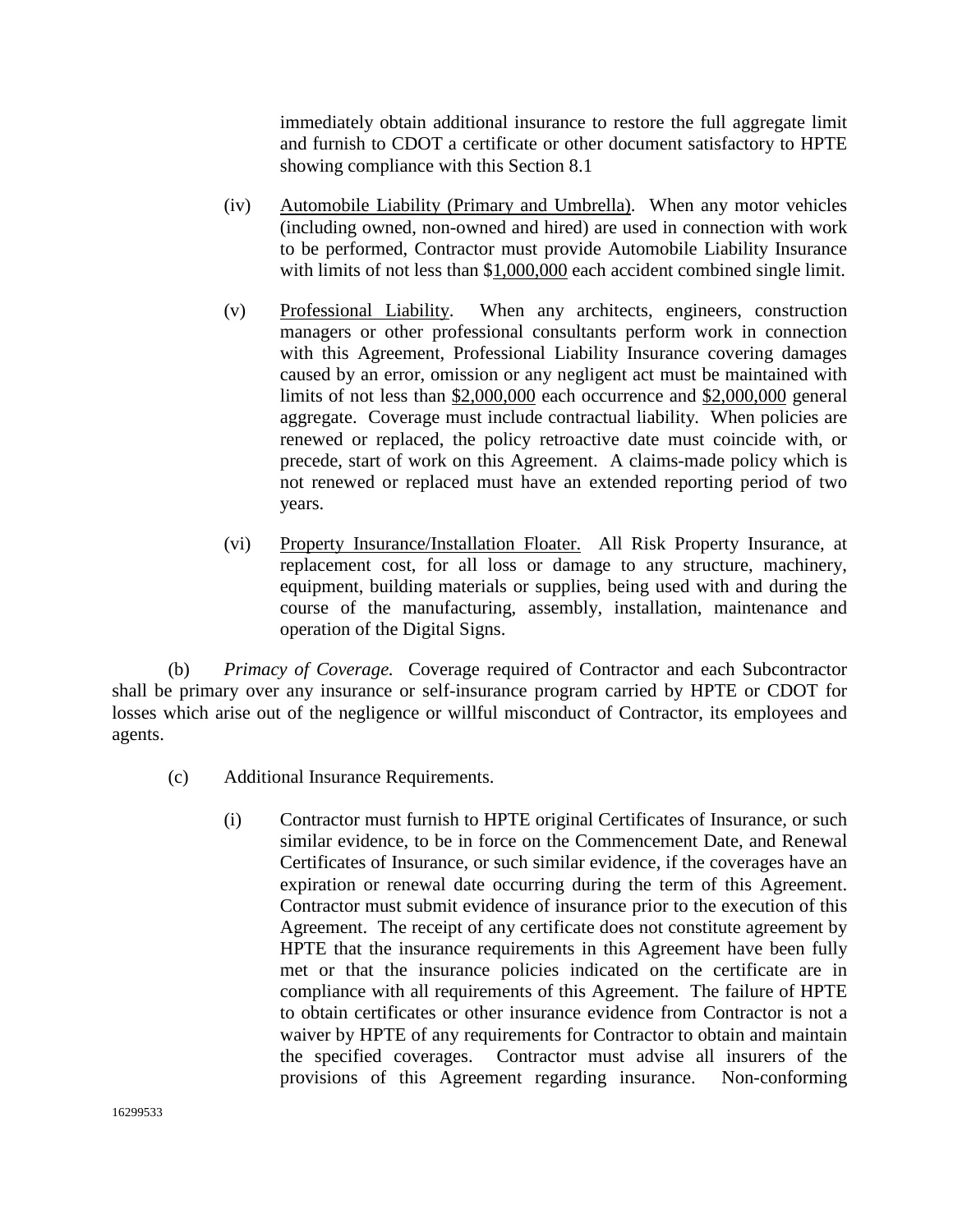immediately obtain additional insurance to restore the full aggregate limit and furnish to CDOT a certificate or other document satisfactory to HPTE showing compliance with this Section 8.1

(iv) Automobile Liability (Primary and Umbrella). When any motor vehicles (including owned, non-owned and hired) are used in connection with work to be performed, Contractor must provide Automobile Liability Insurance with limits of not less than $1,000,000 each accident combined single limit.

(v) Professional Liability. When any architects, engineers, construction managers or other professional consultants perform work in connection with this Agreement, Professional Liability Insurance covering damages caused by an error, omission or any negligent act must be maintained with limits of not less than $2,000,000 each occurrence and $2,000,000 general aggregate. Coverage must include contractual liability. When policies are renewed or replaced, the policy retroactive date must coincide with, or precede, start of work on this Agreement. A claims-made policy which is not renewed or replaced must have an extended reporting period of two years.

(vi) Property Insurance/Installation Floater. All Risk Property Insurance, at replacement cost, for all loss or damage to any structure, machinery, equipment, building materials or supplies, being used with and during the course of the manufacturing, assembly, installation, maintenance and operation of the Digital Signs.

(b) *Primacy of Coverage.* Coverage required of Contractor and each Subcontractor shall be primary over any insurance or self-insurance program carried by HPTE or CDOT for losses which arise out of the negligence or willful misconduct of Contractor, its employees and agents.

(c) Additional Insurance Requirements.

(i) Contractor must furnish to HPTE original Certificates of Insurance, or such similar evidence, to be in force on the Commencement Date, and Renewal Certificates of Insurance, or such similar evidence, if the coverages have an expiration or renewal date occurring during the term of this Agreement. Contractor must submit evidence of insurance prior to the execution of this Agreement. The receipt of any certificate does not constitute agreement by HPTE that the insurance requirements in this Agreement have been fully met or that the insurance policies indicated on the certificate are in compliance with all requirements of this Agreement. The failure of HPTE to obtain certificates or other insurance evidence from Contractor is not a waiver by HPTE of any requirements for Contractor to obtain and maintain the specified coverages. Contractor must advise all insurers of the provisions of this Agreement regarding insurance. Non-conforming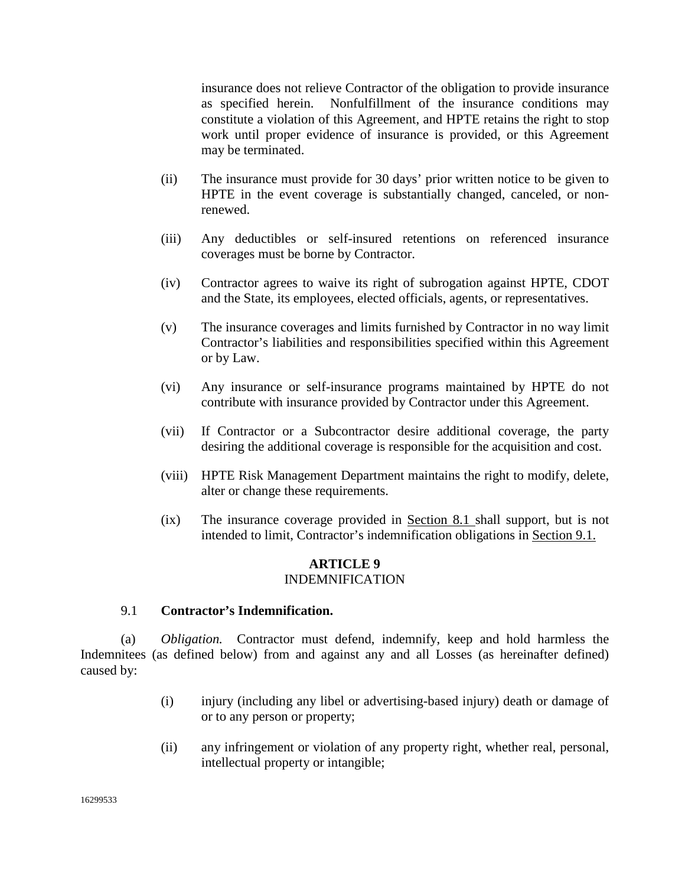insurance does not relieve Contractor of the obligation to provide insurance as specified herein. Nonfulfillment of the insurance conditions may constitute a violation of this Agreement, and HPTE retains the right to stop work until proper evidence of insurance is provided, or this Agreement may be terminated.

(ii) The insurance must provide for 30 days' prior written notice to be given to HPTE in the event coverage is substantially changed, canceled, or non-renewed.

(iii) Any deductibles or self-insured retentions on referenced insurance coverages must be borne by Contractor.

(iv) Contractor agrees to waive its right of subrogation against HPTE, CDOT and the State, its employees, elected officials, agents, or representatives.

(v) The insurance coverages and limits furnished by Contractor in no way limit Contractor's liabilities and responsibilities specified within this Agreement or by Law.

(vi) Any insurance or self-insurance programs maintained by HPTE do not contribute with insurance provided by Contractor under this Agreement.

(vii) If Contractor or a Subcontractor desire additional coverage, the party desiring the additional coverage is responsible for the acquisition and cost.

(viii) HPTE Risk Management Department maintains the right to modify, delete, alter or change these requirements.

(ix) The insurance coverage provided in Section 8.1 shall support, but is not intended to limit, Contractor's indemnification obligations in Section 9.1.

## ARTICLE 9
## INDEMNIFICATION

9.1 **Contractor's Indemnification.**

(a) *Obligation.* Contractor must defend, indemnify, keep and hold harmless the Indemnitees (as defined below) from and against any and all Losses (as hereinafter defined) caused by:

(i) injury (including any libel or advertising-based injury) death or damage of or to any person or property;

(ii) any infringement or violation of any property right, whether real, personal, intellectual property or intangible;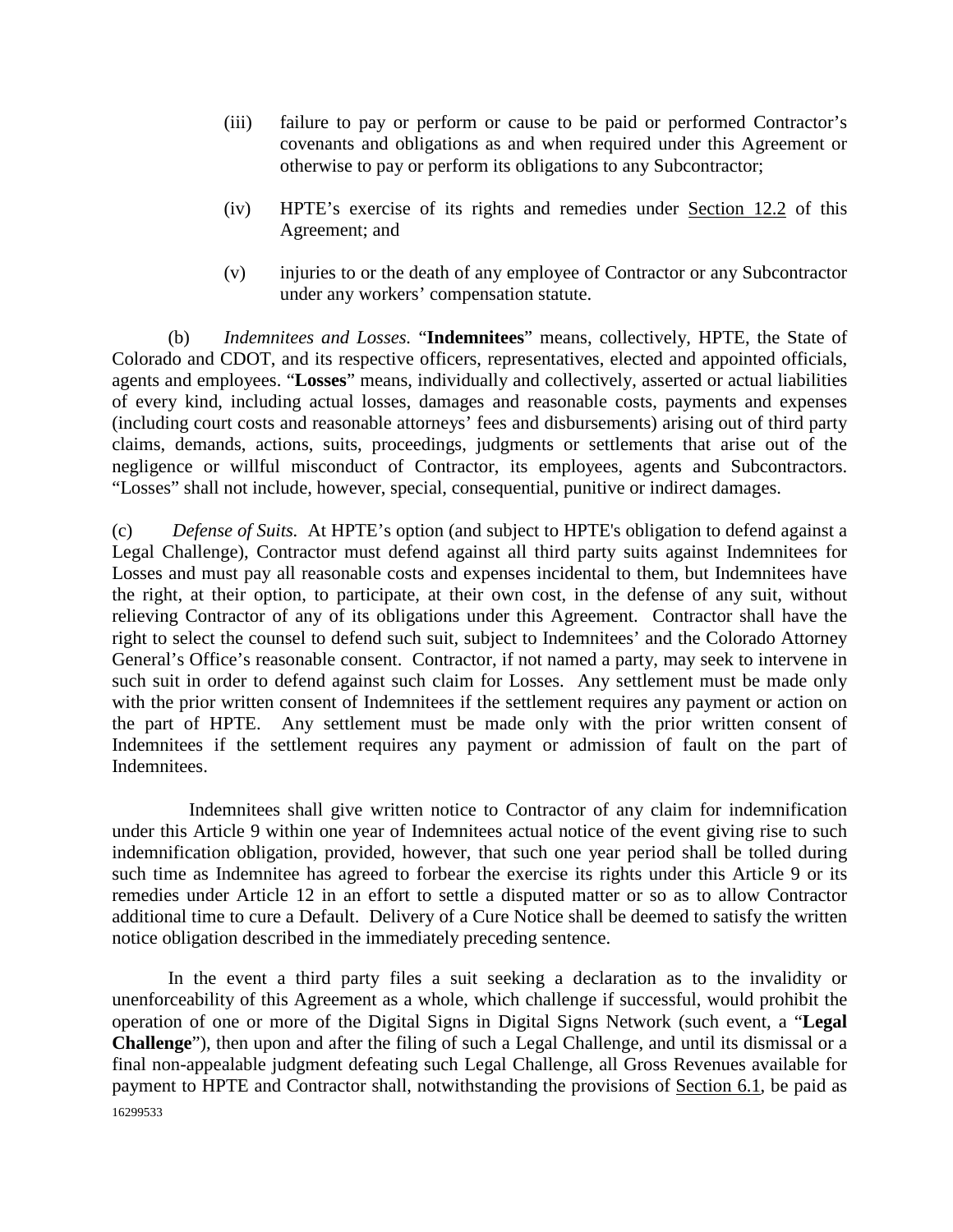(iii) failure to pay or perform or cause to be paid or performed Contractor's covenants and obligations as and when required under this Agreement or otherwise to pay or perform its obligations to any Subcontractor;

(iv) HPTE's exercise of its rights and remedies under Section 12.2 of this Agreement; and

(v) injuries to or the death of any employee of Contractor or any Subcontractor under any workers' compensation statute.

(b) *Indemnitees and Losses.* "**Indemnitees**" means, collectively, HPTE, the State of Colorado and CDOT, and its respective officers, representatives, elected and appointed officials, agents and employees. "**Losses**" means, individually and collectively, asserted or actual liabilities of every kind, including actual losses, damages and reasonable costs, payments and expenses (including court costs and reasonable attorneys' fees and disbursements) arising out of third party claims, demands, actions, suits, proceedings, judgments or settlements that arise out of the negligence or willful misconduct of Contractor, its employees, agents and Subcontractors. "Losses" shall not include, however, special, consequential, punitive or indirect damages.

(c) *Defense of Suits.* At HPTE's option (and subject to HPTE's obligation to defend against a Legal Challenge), Contractor must defend against all third party suits against Indemnitees for Losses and must pay all reasonable costs and expenses incidental to them, but Indemnitees have the right, at their option, to participate, at their own cost, in the defense of any suit, without relieving Contractor of any of its obligations under this Agreement. Contractor shall have the right to select the counsel to defend such suit, subject to Indemnitees' and the Colorado Attorney General's Office's reasonable consent. Contractor, if not named a party, may seek to intervene in such suit in order to defend against such claim for Losses. Any settlement must be made only with the prior written consent of Indemnitees if the settlement requires any payment or action on the part of HPTE. Any settlement must be made only with the prior written consent of Indemnitees if the settlement requires any payment or admission of fault on the part of Indemnitees.

Indemnitees shall give written notice to Contractor of any claim for indemnification under this Article 9 within one year of Indemnitees actual notice of the event giving rise to such indemnification obligation, provided, however, that such one year period shall be tolled during such time as Indemnitee has agreed to forbear the exercise its rights under this Article 9 or its remedies under Article 12 in an effort to settle a disputed matter or so as to allow Contractor additional time to cure a Default. Delivery of a Cure Notice shall be deemed to satisfy the written notice obligation described in the immediately preceding sentence.

In the event a third party files a suit seeking a declaration as to the invalidity or unenforceability of this Agreement as a whole, which challenge if successful, would prohibit the operation of one or more of the Digital Signs in Digital Signs Network (such event, a "**Legal Challenge**"), then upon and after the filing of such a Legal Challenge, and until its dismissal or a final non-appealable judgment defeating such Legal Challenge, all Gross Revenues available for payment to HPTE and Contractor shall, notwithstanding the provisions of Section 6.1, be paid as

16299533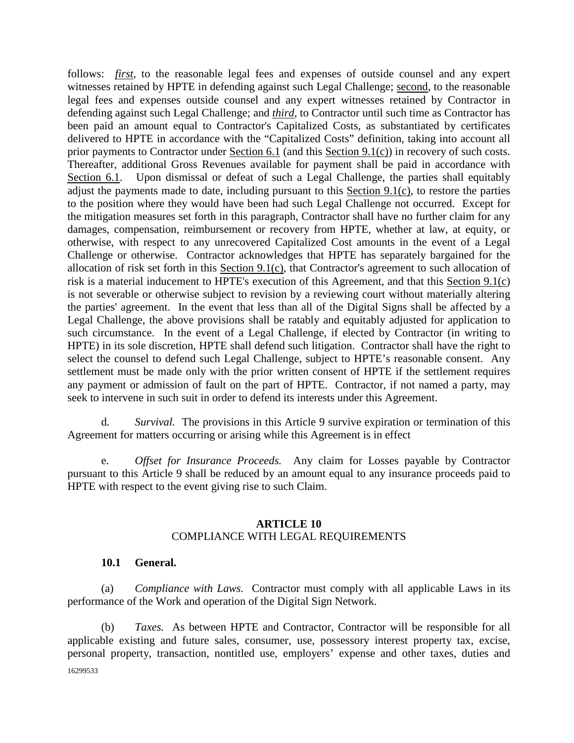follows: *first*, to the reasonable legal fees and expenses of outside counsel and any expert witnesses retained by HPTE in defending against such Legal Challenge; second, to the reasonable legal fees and expenses outside counsel and any expert witnesses retained by Contractor in defending against such Legal Challenge; and *third*, to Contractor until such time as Contractor has been paid an amount equal to Contractor's Capitalized Costs, as substantiated by certificates delivered to HPTE in accordance with the "Capitalized Costs" definition, taking into account all prior payments to Contractor under Section 6.1 (and this Section 9.1(c)) in recovery of such costs. Thereafter, additional Gross Revenues available for payment shall be paid in accordance with Section 6.1. Upon dismissal or defeat of such a Legal Challenge, the parties shall equitably adjust the payments made to date, including pursuant to this Section 9.1(c), to restore the parties to the position where they would have been had such Legal Challenge not occurred. Except for the mitigation measures set forth in this paragraph, Contractor shall have no further claim for any damages, compensation, reimbursement or recovery from HPTE, whether at law, at equity, or otherwise, with respect to any unrecovered Capitalized Cost amounts in the event of a Legal Challenge or otherwise. Contractor acknowledges that HPTE has separately bargained for the allocation of risk set forth in this Section 9.1(c), that Contractor's agreement to such allocation of risk is a material inducement to HPTE's execution of this Agreement, and that this Section 9.1(c) is not severable or otherwise subject to revision by a reviewing court without materially altering the parties' agreement. In the event that less than all of the Digital Signs shall be affected by a Legal Challenge, the above provisions shall be ratably and equitably adjusted for application to such circumstance. In the event of a Legal Challenge, if elected by Contractor (in writing to HPTE) in its sole discretion, HPTE shall defend such litigation. Contractor shall have the right to select the counsel to defend such Legal Challenge, subject to HPTE's reasonable consent. Any settlement must be made only with the prior written consent of HPTE if the settlement requires any payment or admission of fault on the part of HPTE. Contractor, if not named a party, may seek to intervene in such suit in order to defend its interests under this Agreement.

d. *Survival.* The provisions in this Article 9 survive expiration or termination of this Agreement for matters occurring or arising while this Agreement is in effect

e. *Offset for Insurance Proceeds.* Any claim for Losses payable by Contractor pursuant to this Article 9 shall be reduced by an amount equal to any insurance proceeds paid to HPTE with respect to the event giving rise to such Claim.

## ARTICLE 10
## COMPLIANCE WITH LEGAL REQUIREMENTS

### 10.1 General.

(a) *Compliance with Laws.* Contractor must comply with all applicable Laws in its performance of the Work and operation of the Digital Sign Network.

(b) *Taxes.* As between HPTE and Contractor, Contractor will be responsible for all applicable existing and future sales, consumer, use, possessory interest property tax, excise, personal property, transaction, nontitled use, employers' expense and other taxes, duties and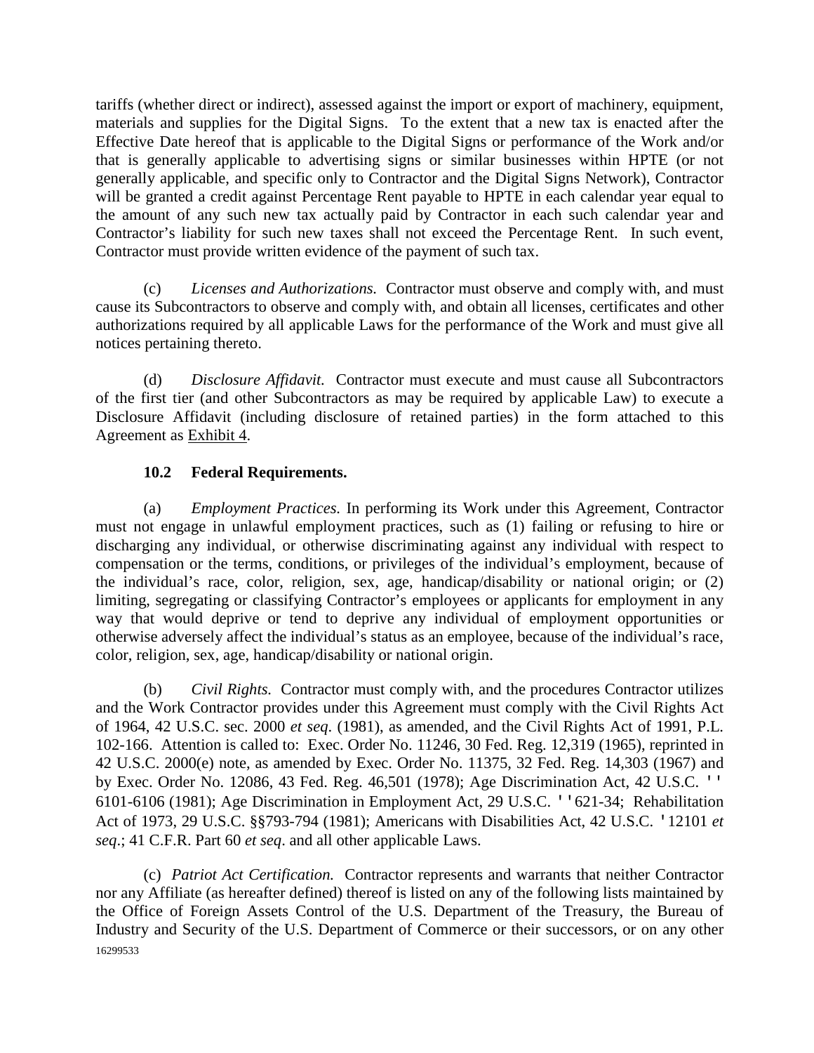tariffs (whether direct or indirect), assessed against the import or export of machinery, equipment, materials and supplies for the Digital Signs. To the extent that a new tax is enacted after the Effective Date hereof that is applicable to the Digital Signs or performance of the Work and/or that is generally applicable to advertising signs or similar businesses within HPTE (or not generally applicable, and specific only to Contractor and the Digital Signs Network), Contractor will be granted a credit against Percentage Rent payable to HPTE in each calendar year equal to the amount of any such new tax actually paid by Contractor in each such calendar year and Contractor's liability for such new taxes shall not exceed the Percentage Rent. In such event, Contractor must provide written evidence of the payment of such tax.

(c) *Licenses and Authorizations.* Contractor must observe and comply with, and must cause its Subcontractors to observe and comply with, and obtain all licenses, certificates and other authorizations required by all applicable Laws for the performance of the Work and must give all notices pertaining thereto.

(d) *Disclosure Affidavit.* Contractor must execute and must cause all Subcontractors of the first tier (and other Subcontractors as may be required by applicable Law) to execute a Disclosure Affidavit (including disclosure of retained parties) in the form attached to this Agreement as Exhibit 4.

### 10.2 Federal Requirements.

(a) *Employment Practices.* In performing its Work under this Agreement, Contractor must not engage in unlawful employment practices, such as (1) failing or refusing to hire or discharging any individual, or otherwise discriminating against any individual with respect to compensation or the terms, conditions, or privileges of the individual's employment, because of the individual's race, color, religion, sex, age, handicap/disability or national origin; or (2) limiting, segregating or classifying Contractor's employees or applicants for employment in any way that would deprive or tend to deprive any individual of employment opportunities or otherwise adversely affect the individual's status as an employee, because of the individual's race, color, religion, sex, age, handicap/disability or national origin.

(b) *Civil Rights.* Contractor must comply with, and the procedures Contractor utilizes and the Work Contractor provides under this Agreement must comply with the Civil Rights Act of 1964, 42 U.S.C. sec. 2000 *et seq*. (1981), as amended, and the Civil Rights Act of 1991, P.L. 102-166. Attention is called to: Exec. Order No. 11246, 30 Fed. Reg. 12,319 (1965), reprinted in 42 U.S.C. 2000(e) note, as amended by Exec. Order No. 11375, 32 Fed. Reg. 14,303 (1967) and by Exec. Order No. 12086, 43 Fed. Reg. 46,501 (1978); Age Discrimination Act, 42 U.S.C. '' 6101-6106 (1981); Age Discrimination in Employment Act, 29 U.S.C. ''621-34; Rehabilitation Act of 1973, 29 U.S.C. §§793-794 (1981); Americans with Disabilities Act, 42 U.S.C. '12101 *et seq*.; 41 C.F.R. Part 60 *et seq*. and all other applicable Laws.

(c) *Patriot Act Certification.* Contractor represents and warrants that neither Contractor nor any Affiliate (as hereafter defined) thereof is listed on any of the following lists maintained by the Office of Foreign Assets Control of the U.S. Department of the Treasury, the Bureau of Industry and Security of the U.S. Department of Commerce or their successors, or on any other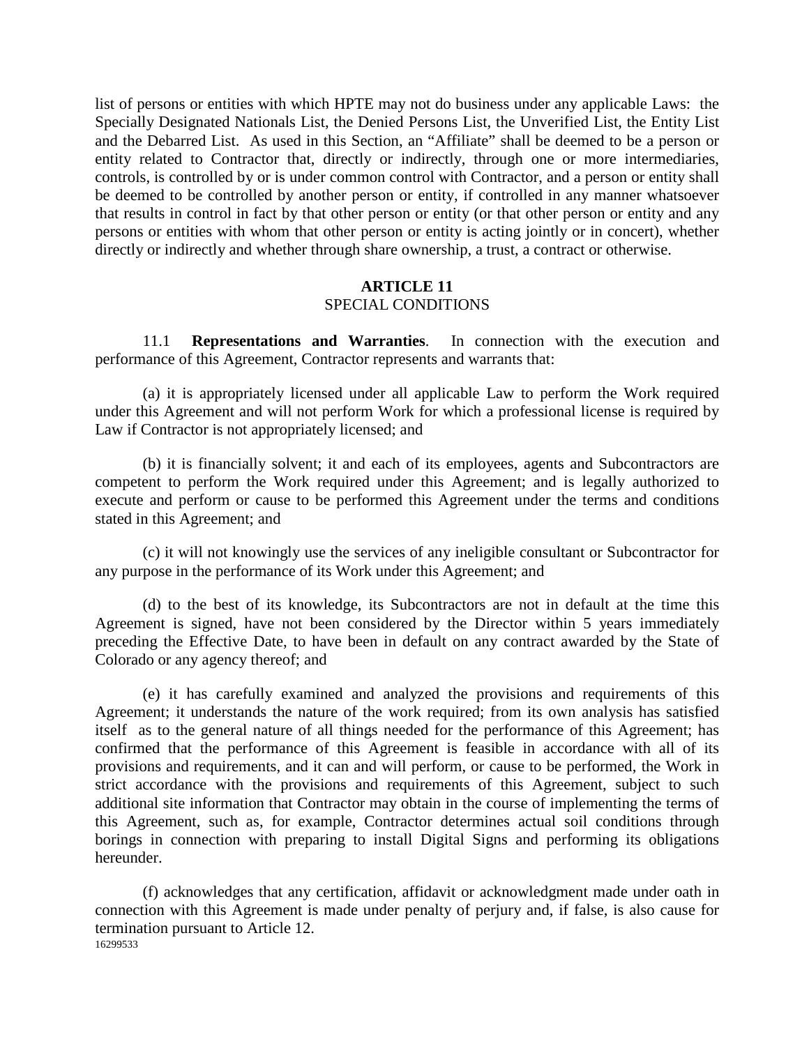list of persons or entities with which HPTE may not do business under any applicable Laws: the Specially Designated Nationals List, the Denied Persons List, the Unverified List, the Entity List and the Debarred List. As used in this Section, an "Affiliate" shall be deemed to be a person or entity related to Contractor that, directly or indirectly, through one or more intermediaries, controls, is controlled by or is under common control with Contractor, and a person or entity shall be deemed to be controlled by another person or entity, if controlled in any manner whatsoever that results in control in fact by that other person or entity (or that other person or entity and any persons or entities with whom that other person or entity is acting jointly or in concert), whether directly or indirectly and whether through share ownership, a trust, a contract or otherwise.

## ARTICLE 11
SPECIAL CONDITIONS

11.1 **Representations and Warranties**. In connection with the execution and performance of this Agreement, Contractor represents and warrants that:

(a) it is appropriately licensed under all applicable Law to perform the Work required under this Agreement and will not perform Work for which a professional license is required by Law if Contractor is not appropriately licensed; and

(b) it is financially solvent; it and each of its employees, agents and Subcontractors are competent to perform the Work required under this Agreement; and is legally authorized to execute and perform or cause to be performed this Agreement under the terms and conditions stated in this Agreement; and

(c) it will not knowingly use the services of any ineligible consultant or Subcontractor for any purpose in the performance of its Work under this Agreement; and

(d) to the best of its knowledge, its Subcontractors are not in default at the time this Agreement is signed, have not been considered by the Director within 5 years immediately preceding the Effective Date, to have been in default on any contract awarded by the State of Colorado or any agency thereof; and

(e) it has carefully examined and analyzed the provisions and requirements of this Agreement; it understands the nature of the work required; from its own analysis has satisfied itself as to the general nature of all things needed for the performance of this Agreement; has confirmed that the performance of this Agreement is feasible in accordance with all of its provisions and requirements, and it can and will perform, or cause to be performed, the Work in strict accordance with the provisions and requirements of this Agreement, subject to such additional site information that Contractor may obtain in the course of implementing the terms of this Agreement, such as, for example, Contractor determines actual soil conditions through borings in connection with preparing to install Digital Signs and performing its obligations hereunder.

(f) acknowledges that any certification, affidavit or acknowledgment made under oath in connection with this Agreement is made under penalty of perjury and, if false, is also cause for termination pursuant to Article 12.

16299533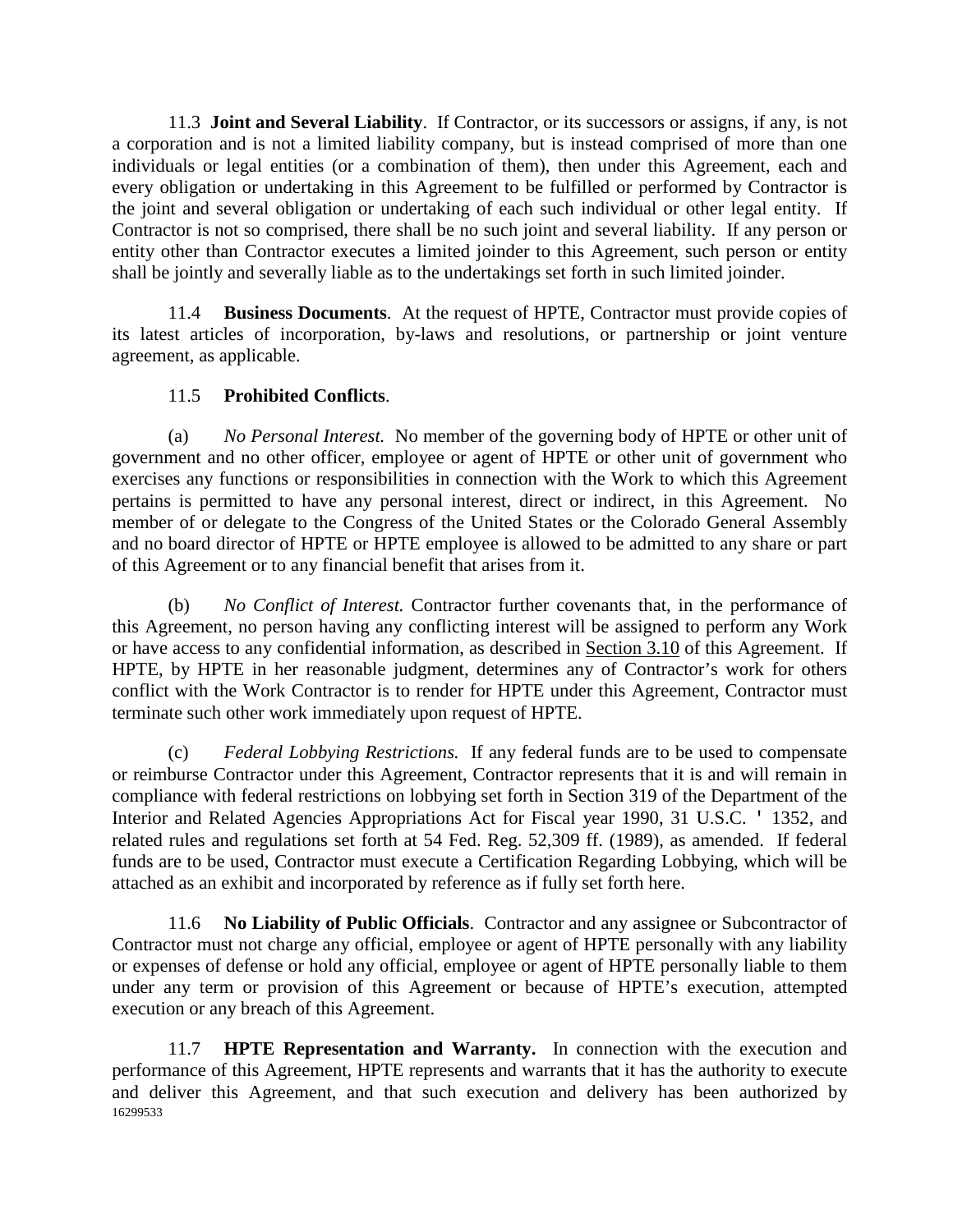11.3 **Joint and Several Liability**. If Contractor, or its successors or assigns, if any, is not a corporation and is not a limited liability company, but is instead comprised of more than one individuals or legal entities (or a combination of them), then under this Agreement, each and every obligation or undertaking in this Agreement to be fulfilled or performed by Contractor is the joint and several obligation or undertaking of each such individual or other legal entity. If Contractor is not so comprised, there shall be no such joint and several liability. If any person or entity other than Contractor executes a limited joinder to this Agreement, such person or entity shall be jointly and severally liable as to the undertakings set forth in such limited joinder.

11.4 **Business Documents**. At the request of HPTE, Contractor must provide copies of its latest articles of incorporation, by-laws and resolutions, or partnership or joint venture agreement, as applicable.

11.5 **Prohibited Conflicts**.

(a) *No Personal Interest.* No member of the governing body of HPTE or other unit of government and no other officer, employee or agent of HPTE or other unit of government who exercises any functions or responsibilities in connection with the Work to which this Agreement pertains is permitted to have any personal interest, direct or indirect, in this Agreement. No member of or delegate to the Congress of the United States or the Colorado General Assembly and no board director of HPTE or HPTE employee is allowed to be admitted to any share or part of this Agreement or to any financial benefit that arises from it.

(b) *No Conflict of Interest.* Contractor further covenants that, in the performance of this Agreement, no person having any conflicting interest will be assigned to perform any Work or have access to any confidential information, as described in Section 3.10 of this Agreement. If HPTE, by HPTE in her reasonable judgment, determines any of Contractor's work for others conflict with the Work Contractor is to render for HPTE under this Agreement, Contractor must terminate such other work immediately upon request of HPTE.

(c) *Federal Lobbying Restrictions.* If any federal funds are to be used to compensate or reimburse Contractor under this Agreement, Contractor represents that it is and will remain in compliance with federal restrictions on lobbying set forth in Section 319 of the Department of the Interior and Related Agencies Appropriations Act for Fiscal year 1990, 31 U.S.C. ' 1352, and related rules and regulations set forth at 54 Fed. Reg. 52,309 ff. (1989), as amended. If federal funds are to be used, Contractor must execute a Certification Regarding Lobbying, which will be attached as an exhibit and incorporated by reference as if fully set forth here.

11.6 **No Liability of Public Officials**. Contractor and any assignee or Subcontractor of Contractor must not charge any official, employee or agent of HPTE personally with any liability or expenses of defense or hold any official, employee or agent of HPTE personally liable to them under any term or provision of this Agreement or because of HPTE's execution, attempted execution or any breach of this Agreement.

11.7 **HPTE Representation and Warranty.** In connection with the execution and performance of this Agreement, HPTE represents and warrants that it has the authority to execute and deliver this Agreement, and that such execution and delivery has been authorized by

16299533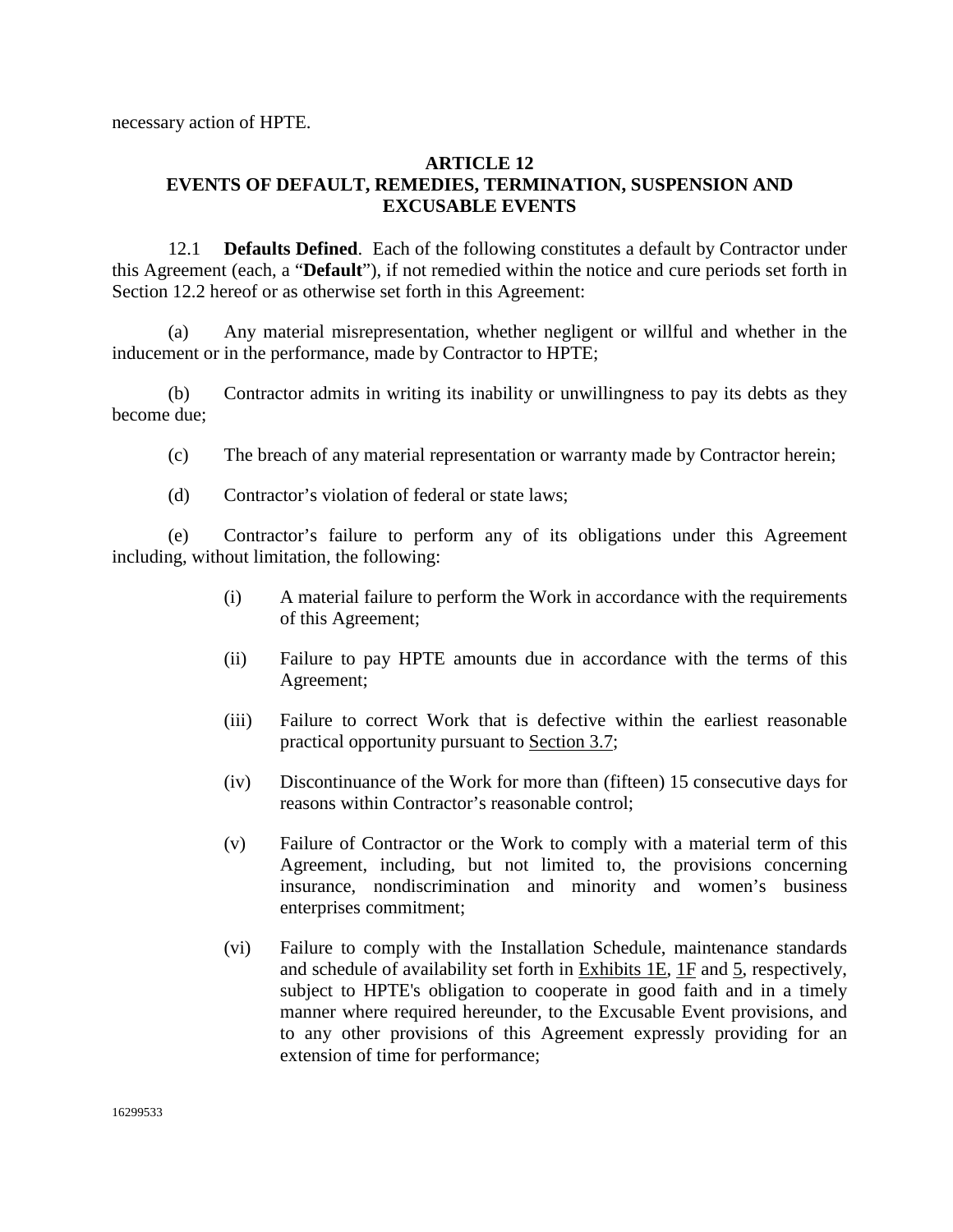necessary action of HPTE.

## ARTICLE 12
## EVENTS OF DEFAULT, REMEDIES, TERMINATION, SUSPENSION AND EXCUSABLE EVENTS

12.1 **Defaults Defined**. Each of the following constitutes a default by Contractor under this Agreement (each, a "**Default**"), if not remedied within the notice and cure periods set forth in Section 12.2 hereof or as otherwise set forth in this Agreement:

(a) Any material misrepresentation, whether negligent or willful and whether in the inducement or in the performance, made by Contractor to HPTE;

(b) Contractor admits in writing its inability or unwillingness to pay its debts as they become due;

(c) The breach of any material representation or warranty made by Contractor herein;

(d) Contractor's violation of federal or state laws;

(e) Contractor's failure to perform any of its obligations under this Agreement including, without limitation, the following:

(i) A material failure to perform the Work in accordance with the requirements of this Agreement;

(ii) Failure to pay HPTE amounts due in accordance with the terms of this Agreement;

(iii) Failure to correct Work that is defective within the earliest reasonable practical opportunity pursuant to Section 3.7;

(iv) Discontinuance of the Work for more than (fifteen) 15 consecutive days for reasons within Contractor's reasonable control;

(v) Failure of Contractor or the Work to comply with a material term of this Agreement, including, but not limited to, the provisions concerning insurance, nondiscrimination and minority and women's business enterprises commitment;

(vi) Failure to comply with the Installation Schedule, maintenance standards and schedule of availability set forth in Exhibits 1E, 1F and 5, respectively, subject to HPTE's obligation to cooperate in good faith and in a timely manner where required hereunder, to the Excusable Event provisions, and to any other provisions of this Agreement expressly providing for an extension of time for performance;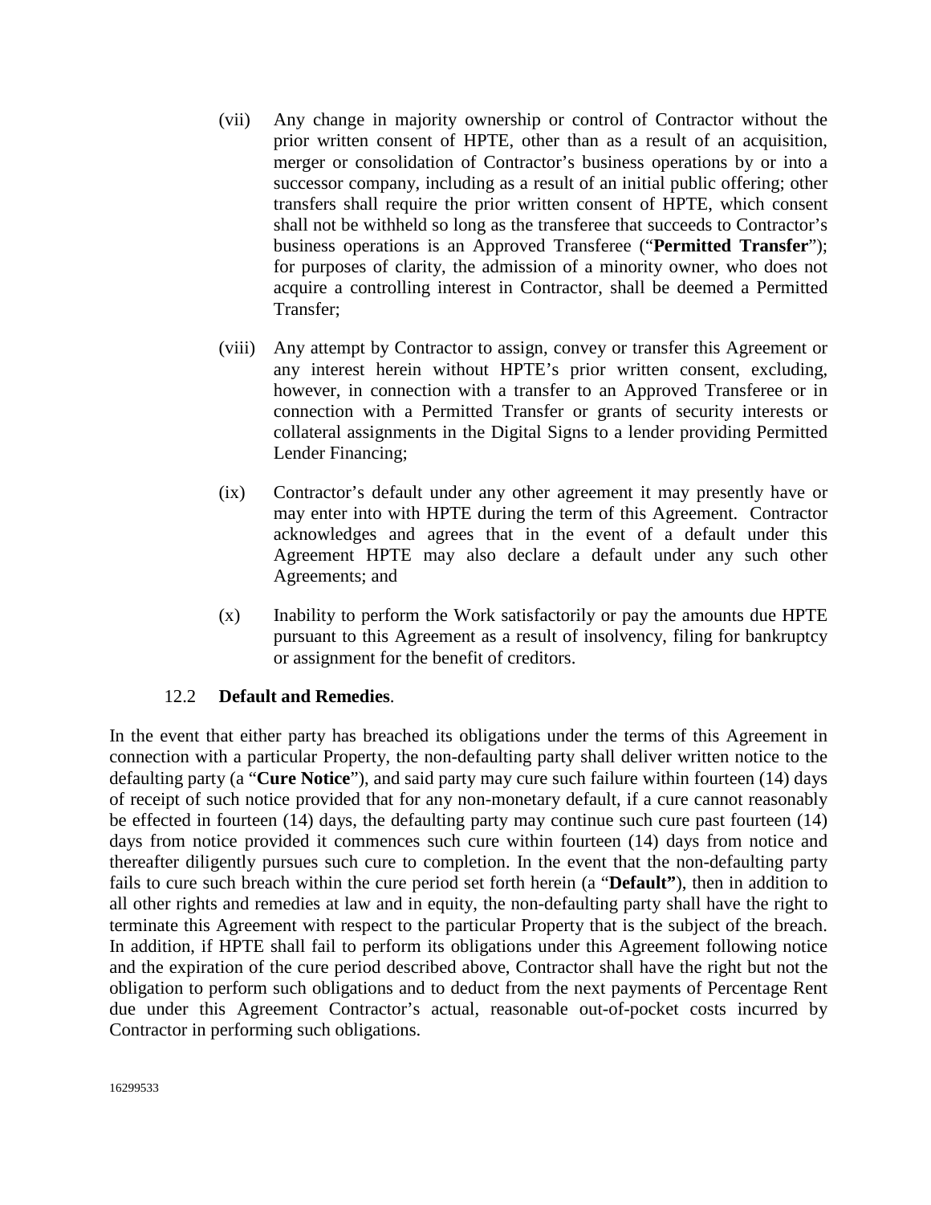(vii) Any change in majority ownership or control of Contractor without the prior written consent of HPTE, other than as a result of an acquisition, merger or consolidation of Contractor's business operations by or into a successor company, including as a result of an initial public offering; other transfers shall require the prior written consent of HPTE, which consent shall not be withheld so long as the transferee that succeeds to Contractor's business operations is an Approved Transferee ("**Permitted Transfer**"); for purposes of clarity, the admission of a minority owner, who does not acquire a controlling interest in Contractor, shall be deemed a Permitted Transfer;

(viii) Any attempt by Contractor to assign, convey or transfer this Agreement or any interest herein without HPTE's prior written consent, excluding, however, in connection with a transfer to an Approved Transferee or in connection with a Permitted Transfer or grants of security interests or collateral assignments in the Digital Signs to a lender providing Permitted Lender Financing;

(ix) Contractor's default under any other agreement it may presently have or may enter into with HPTE during the term of this Agreement. Contractor acknowledges and agrees that in the event of a default under this Agreement HPTE may also declare a default under any such other Agreements; and

(x) Inability to perform the Work satisfactorily or pay the amounts due HPTE pursuant to this Agreement as a result of insolvency, filing for bankruptcy or assignment for the benefit of creditors.

### 12.2 **Default and Remedies**.

In the event that either party has breached its obligations under the terms of this Agreement in connection with a particular Property, the non-defaulting party shall deliver written notice to the defaulting party (a "**Cure Notice**"), and said party may cure such failure within fourteen (14) days of receipt of such notice provided that for any non-monetary default, if a cure cannot reasonably be effected in fourteen (14) days, the defaulting party may continue such cure past fourteen (14) days from notice provided it commences such cure within fourteen (14) days from notice and thereafter diligently pursues such cure to completion. In the event that the non-defaulting party fails to cure such breach within the cure period set forth herein (a "**Default"**), then in addition to all other rights and remedies at law and in equity, the non-defaulting party shall have the right to terminate this Agreement with respect to the particular Property that is the subject of the breach. In addition, if HPTE shall fail to perform its obligations under this Agreement following notice and the expiration of the cure period described above, Contractor shall have the right but not the obligation to perform such obligations and to deduct from the next payments of Percentage Rent due under this Agreement Contractor's actual, reasonable out-of-pocket costs incurred by Contractor in performing such obligations.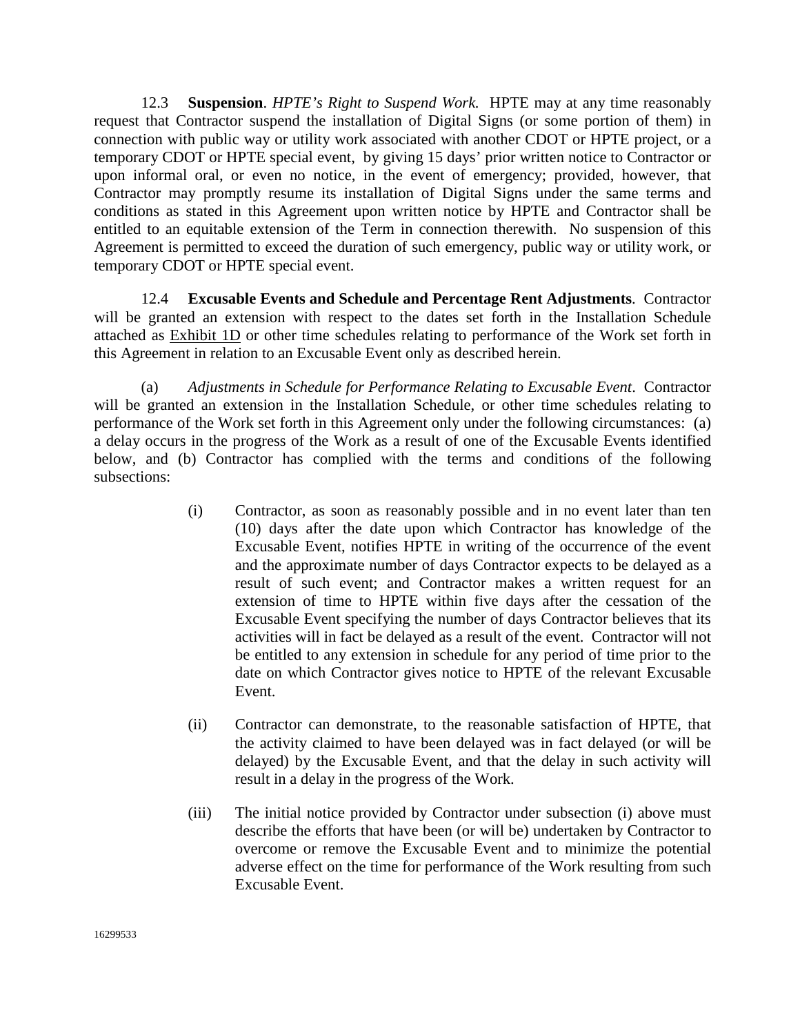12.3 **Suspension**. *HPTE's Right to Suspend Work.* HPTE may at any time reasonably request that Contractor suspend the installation of Digital Signs (or some portion of them) in connection with public way or utility work associated with another CDOT or HPTE project, or a temporary CDOT or HPTE special event, by giving 15 days' prior written notice to Contractor or upon informal oral, or even no notice, in the event of emergency; provided, however, that Contractor may promptly resume its installation of Digital Signs under the same terms and conditions as stated in this Agreement upon written notice by HPTE and Contractor shall be entitled to an equitable extension of the Term in connection therewith. No suspension of this Agreement is permitted to exceed the duration of such emergency, public way or utility work, or temporary CDOT or HPTE special event.

12.4 **Excusable Events and Schedule and Percentage Rent Adjustments**. Contractor will be granted an extension with respect to the dates set forth in the Installation Schedule attached as Exhibit 1D or other time schedules relating to performance of the Work set forth in this Agreement in relation to an Excusable Event only as described herein.

(a) *Adjustments in Schedule for Performance Relating to Excusable Event*. Contractor will be granted an extension in the Installation Schedule, or other time schedules relating to performance of the Work set forth in this Agreement only under the following circumstances: (a) a delay occurs in the progress of the Work as a result of one of the Excusable Events identified below, and (b) Contractor has complied with the terms and conditions of the following subsections:

(i) Contractor, as soon as reasonably possible and in no event later than ten (10) days after the date upon which Contractor has knowledge of the Excusable Event, notifies HPTE in writing of the occurrence of the event and the approximate number of days Contractor expects to be delayed as a result of such event; and Contractor makes a written request for an extension of time to HPTE within five days after the cessation of the Excusable Event specifying the number of days Contractor believes that its activities will in fact be delayed as a result of the event. Contractor will not be entitled to any extension in schedule for any period of time prior to the date on which Contractor gives notice to HPTE of the relevant Excusable Event.

(ii) Contractor can demonstrate, to the reasonable satisfaction of HPTE, that the activity claimed to have been delayed was in fact delayed (or will be delayed) by the Excusable Event, and that the delay in such activity will result in a delay in the progress of the Work.

(iii) The initial notice provided by Contractor under subsection (i) above must describe the efforts that have been (or will be) undertaken by Contractor to overcome or remove the Excusable Event and to minimize the potential adverse effect on the time for performance of the Work resulting from such Excusable Event.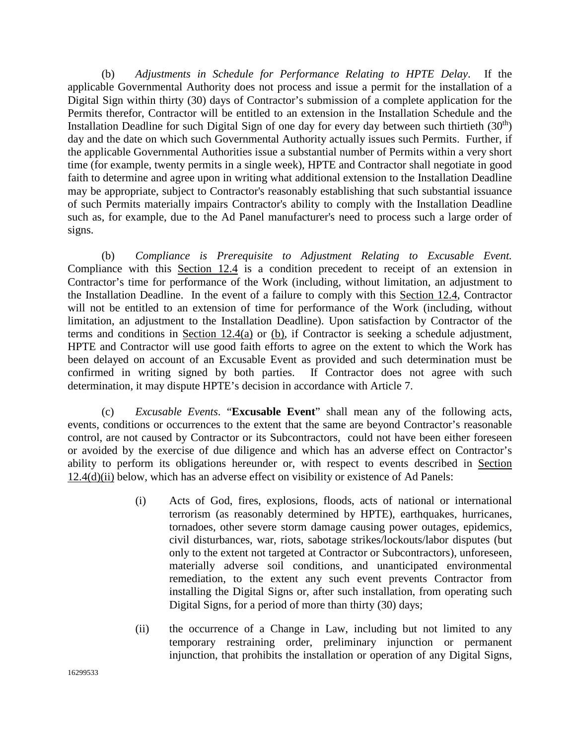(b) *Adjustments in Schedule for Performance Relating to HPTE Delay*. If the applicable Governmental Authority does not process and issue a permit for the installation of a Digital Sign within thirty (30) days of Contractor's submission of a complete application for the Permits therefor, Contractor will be entitled to an extension in the Installation Schedule and the Installation Deadline for such Digital Sign of one day for every day between such thirtieth (30th) day and the date on which such Governmental Authority actually issues such Permits. Further, if the applicable Governmental Authorities issue a substantial number of Permits within a very short time (for example, twenty permits in a single week), HPTE and Contractor shall negotiate in good faith to determine and agree upon in writing what additional extension to the Installation Deadline may be appropriate, subject to Contractor's reasonably establishing that such substantial issuance of such Permits materially impairs Contractor's ability to comply with the Installation Deadline such as, for example, due to the Ad Panel manufacturer's need to process such a large order of signs.

(b) *Compliance is Prerequisite to Adjustment Relating to Excusable Event.* Compliance with this Section 12.4 is a condition precedent to receipt of an extension in Contractor's time for performance of the Work (including, without limitation, an adjustment to the Installation Deadline. In the event of a failure to comply with this Section 12.4, Contractor will not be entitled to an extension of time for performance of the Work (including, without limitation, an adjustment to the Installation Deadline). Upon satisfaction by Contractor of the terms and conditions in Section 12.4(a) or (b), if Contractor is seeking a schedule adjustment, HPTE and Contractor will use good faith efforts to agree on the extent to which the Work has been delayed on account of an Excusable Event as provided and such determination must be confirmed in writing signed by both parties. If Contractor does not agree with such determination, it may dispute HPTE's decision in accordance with Article 7.

(c) *Excusable Events*. "**Excusable Event**" shall mean any of the following acts, events, conditions or occurrences to the extent that the same are beyond Contractor's reasonable control, are not caused by Contractor or its Subcontractors, could not have been either foreseen or avoided by the exercise of due diligence and which has an adverse effect on Contractor's ability to perform its obligations hereunder or, with respect to events described in Section 12.4(d)(ii) below, which has an adverse effect on visibility or existence of Ad Panels:

(i) Acts of God, fires, explosions, floods, acts of national or international terrorism (as reasonably determined by HPTE), earthquakes, hurricanes, tornadoes, other severe storm damage causing power outages, epidemics, civil disturbances, war, riots, sabotage strikes/lockouts/labor disputes (but only to the extent not targeted at Contractor or Subcontractors), unforeseen, materially adverse soil conditions, and unanticipated environmental remediation, to the extent any such event prevents Contractor from installing the Digital Signs or, after such installation, from operating such Digital Signs, for a period of more than thirty (30) days;

(ii) the occurrence of a Change in Law, including but not limited to any temporary restraining order, preliminary injunction or permanent injunction, that prohibits the installation or operation of any Digital Signs,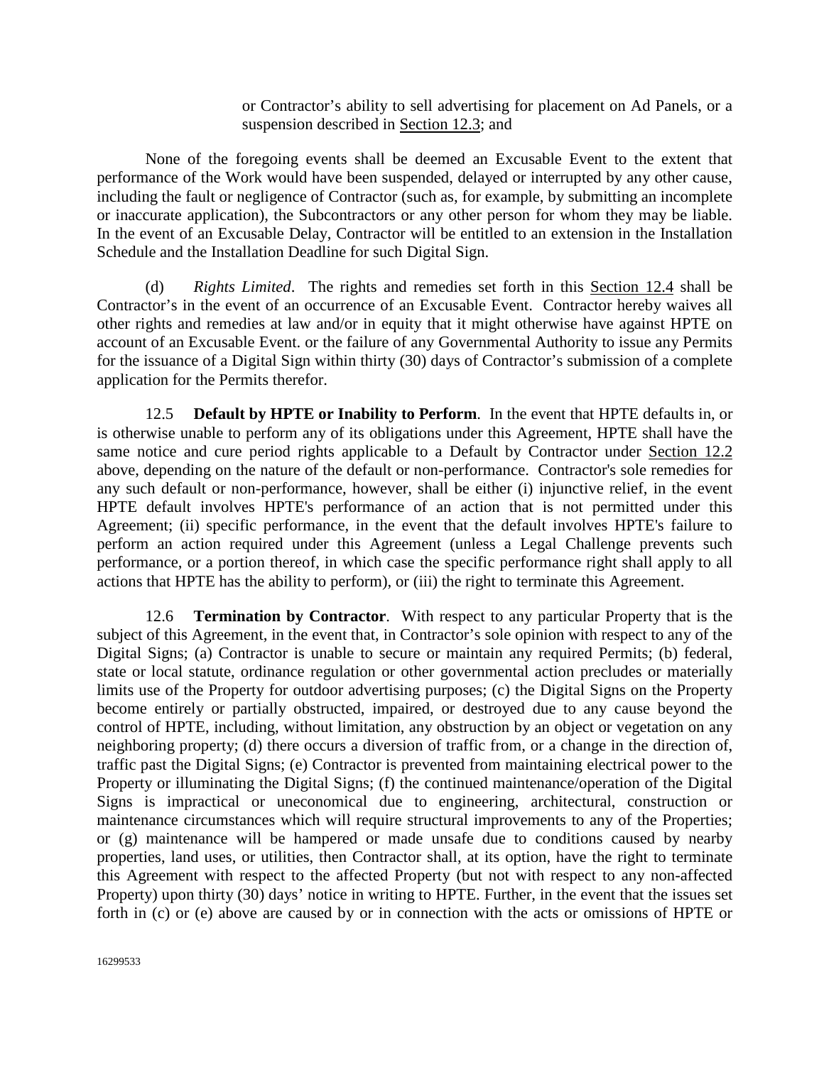or Contractor's ability to sell advertising for placement on Ad Panels, or a suspension described in Section 12.3; and

None of the foregoing events shall be deemed an Excusable Event to the extent that performance of the Work would have been suspended, delayed or interrupted by any other cause, including the fault or negligence of Contractor (such as, for example, by submitting an incomplete or inaccurate application), the Subcontractors or any other person for whom they may be liable. In the event of an Excusable Delay, Contractor will be entitled to an extension in the Installation Schedule and the Installation Deadline for such Digital Sign.

(d) *Rights Limited*. The rights and remedies set forth in this Section 12.4 shall be Contractor's in the event of an occurrence of an Excusable Event. Contractor hereby waives all other rights and remedies at law and/or in equity that it might otherwise have against HPTE on account of an Excusable Event. or the failure of any Governmental Authority to issue any Permits for the issuance of a Digital Sign within thirty (30) days of Contractor's submission of a complete application for the Permits therefor.

12.5 **Default by HPTE or Inability to Perform**. In the event that HPTE defaults in, or is otherwise unable to perform any of its obligations under this Agreement, HPTE shall have the same notice and cure period rights applicable to a Default by Contractor under Section 12.2 above, depending on the nature of the default or non-performance. Contractor's sole remedies for any such default or non-performance, however, shall be either (i) injunctive relief, in the event HPTE default involves HPTE's performance of an action that is not permitted under this Agreement; (ii) specific performance, in the event that the default involves HPTE's failure to perform an action required under this Agreement (unless a Legal Challenge prevents such performance, or a portion thereof, in which case the specific performance right shall apply to all actions that HPTE has the ability to perform), or (iii) the right to terminate this Agreement.

12.6 **Termination by Contractor**. With respect to any particular Property that is the subject of this Agreement, in the event that, in Contractor's sole opinion with respect to any of the Digital Signs; (a) Contractor is unable to secure or maintain any required Permits; (b) federal, state or local statute, ordinance regulation or other governmental action precludes or materially limits use of the Property for outdoor advertising purposes; (c) the Digital Signs on the Property become entirely or partially obstructed, impaired, or destroyed due to any cause beyond the control of HPTE, including, without limitation, any obstruction by an object or vegetation on any neighboring property; (d) there occurs a diversion of traffic from, or a change in the direction of, traffic past the Digital Signs; (e) Contractor is prevented from maintaining electrical power to the Property or illuminating the Digital Signs; (f) the continued maintenance/operation of the Digital Signs is impractical or uneconomical due to engineering, architectural, construction or maintenance circumstances which will require structural improvements to any of the Properties; or (g) maintenance will be hampered or made unsafe due to conditions caused by nearby properties, land uses, or utilities, then Contractor shall, at its option, have the right to terminate this Agreement with respect to the affected Property (but not with respect to any non-affected Property) upon thirty (30) days' notice in writing to HPTE. Further, in the event that the issues set forth in (c) or (e) above are caused by or in connection with the acts or omissions of HPTE or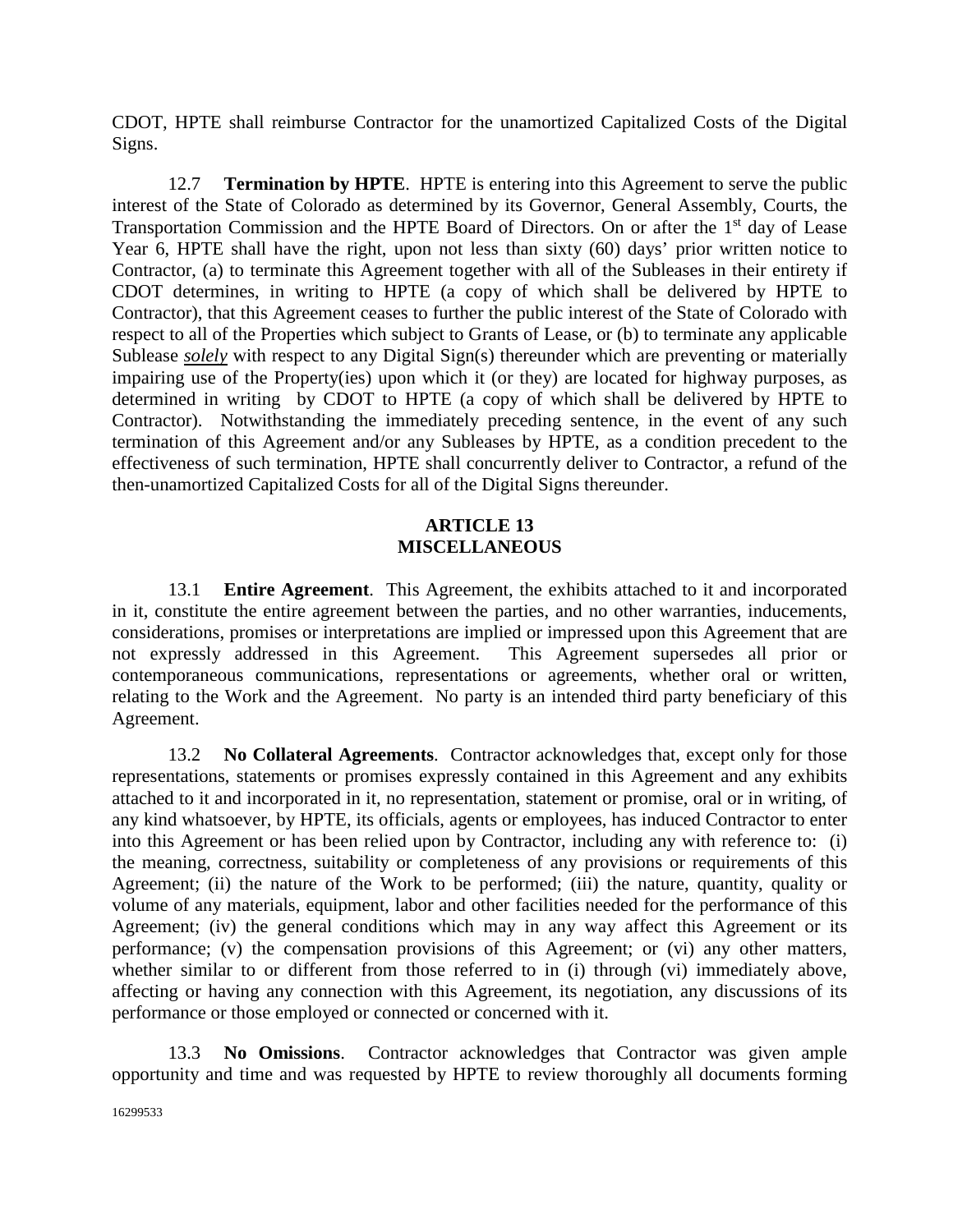CDOT, HPTE shall reimburse Contractor for the unamortized Capitalized Costs of the Digital Signs.

12.7 **Termination by HPTE**. HPTE is entering into this Agreement to serve the public interest of the State of Colorado as determined by its Governor, General Assembly, Courts, the Transportation Commission and the HPTE Board of Directors. On or after the 1st day of Lease Year 6, HPTE shall have the right, upon not less than sixty (60) days' prior written notice to Contractor, (a) to terminate this Agreement together with all of the Subleases in their entirety if CDOT determines, in writing to HPTE (a copy of which shall be delivered by HPTE to Contractor), that this Agreement ceases to further the public interest of the State of Colorado with respect to all of the Properties which subject to Grants of Lease, or (b) to terminate any applicable Sublease ***solely*** with respect to any Digital Sign(s) thereunder which are preventing or materially impairing use of the Property(ies) upon which it (or they) are located for highway purposes, as determined in writing by CDOT to HPTE (a copy of which shall be delivered by HPTE to Contractor). Notwithstanding the immediately preceding sentence, in the event of any such termination of this Agreement and/or any Subleases by HPTE, as a condition precedent to the effectiveness of such termination, HPTE shall concurrently deliver to Contractor, a refund of the then-unamortized Capitalized Costs for all of the Digital Signs thereunder.

## ARTICLE 13
## MISCELLANEOUS

13.1 **Entire Agreement**. This Agreement, the exhibits attached to it and incorporated in it, constitute the entire agreement between the parties, and no other warranties, inducements, considerations, promises or interpretations are implied or impressed upon this Agreement that are not expressly addressed in this Agreement. This Agreement supersedes all prior or contemporaneous communications, representations or agreements, whether oral or written, relating to the Work and the Agreement. No party is an intended third party beneficiary of this Agreement.

13.2 **No Collateral Agreements**. Contractor acknowledges that, except only for those representations, statements or promises expressly contained in this Agreement and any exhibits attached to it and incorporated in it, no representation, statement or promise, oral or in writing, of any kind whatsoever, by HPTE, its officials, agents or employees, has induced Contractor to enter into this Agreement or has been relied upon by Contractor, including any with reference to: (i) the meaning, correctness, suitability or completeness of any provisions or requirements of this Agreement; (ii) the nature of the Work to be performed; (iii) the nature, quantity, quality or volume of any materials, equipment, labor and other facilities needed for the performance of this Agreement; (iv) the general conditions which may in any way affect this Agreement or its performance; (v) the compensation provisions of this Agreement; or (vi) any other matters, whether similar to or different from those referred to in (i) through (vi) immediately above, affecting or having any connection with this Agreement, its negotiation, any discussions of its performance or those employed or connected or concerned with it.

13.3 **No Omissions**. Contractor acknowledges that Contractor was given ample opportunity and time and was requested by HPTE to review thoroughly all documents forming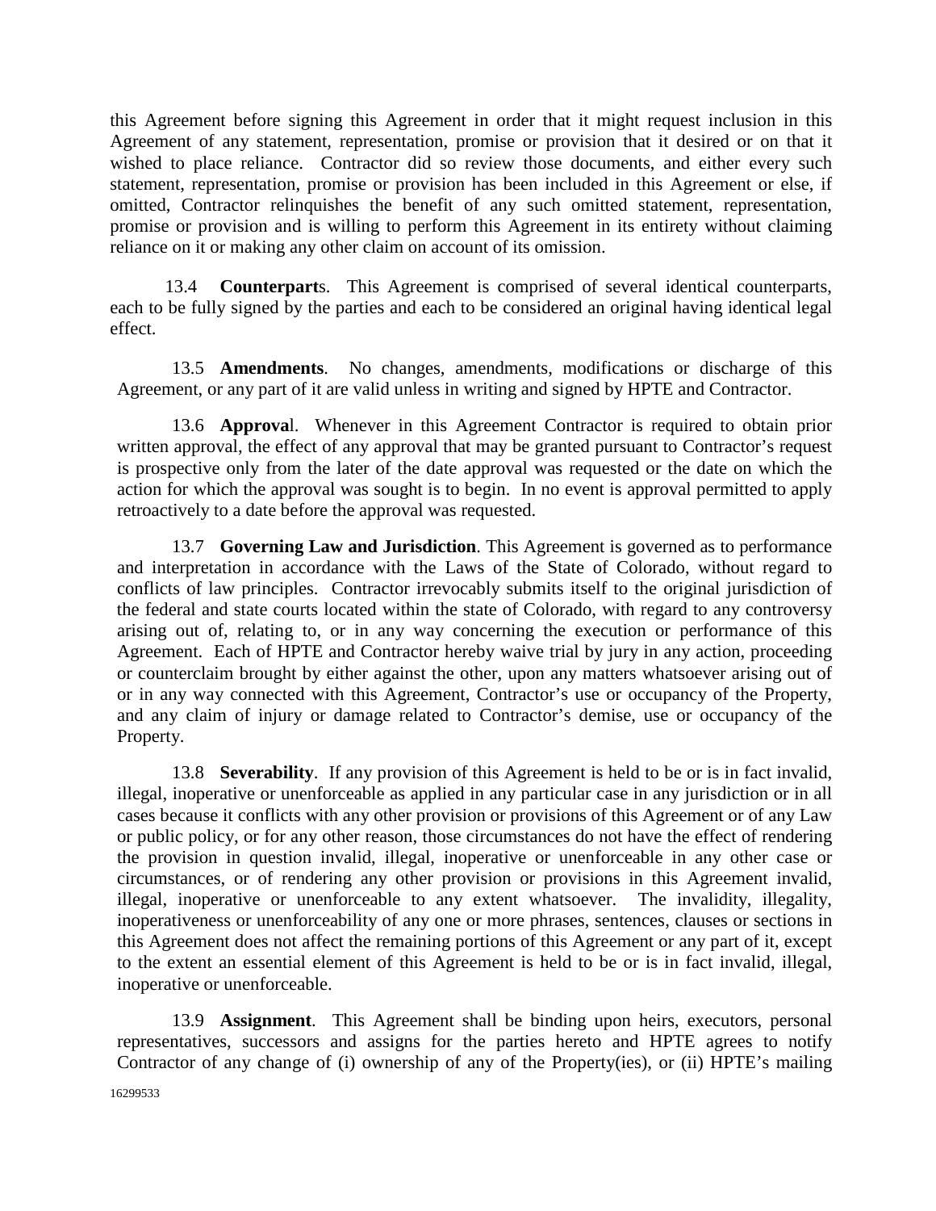this Agreement before signing this Agreement in order that it might request inclusion in this Agreement of any statement, representation, promise or provision that it desired or on that it wished to place reliance. Contractor did so review those documents, and either every such statement, representation, promise or provision has been included in this Agreement or else, if omitted, Contractor relinquishes the benefit of any such omitted statement, representation, promise or provision and is willing to perform this Agreement in its entirety without claiming reliance on it or making any other claim on account of its omission.

13.4 **Counterparts**. This Agreement is comprised of several identical counterparts, each to be fully signed by the parties and each to be considered an original having identical legal effect.

13.5 **Amendments**. No changes, amendments, modifications or discharge of this Agreement, or any part of it are valid unless in writing and signed by HPTE and Contractor.

13.6 **Approval**. Whenever in this Agreement Contractor is required to obtain prior written approval, the effect of any approval that may be granted pursuant to Contractor's request is prospective only from the later of the date approval was requested or the date on which the action for which the approval was sought is to begin. In no event is approval permitted to apply retroactively to a date before the approval was requested.

13.7 **Governing Law and Jurisdiction**. This Agreement is governed as to performance and interpretation in accordance with the Laws of the State of Colorado, without regard to conflicts of law principles. Contractor irrevocably submits itself to the original jurisdiction of the federal and state courts located within the state of Colorado, with regard to any controversy arising out of, relating to, or in any way concerning the execution or performance of this Agreement. Each of HPTE and Contractor hereby waive trial by jury in any action, proceeding or counterclaim brought by either against the other, upon any matters whatsoever arising out of or in any way connected with this Agreement, Contractor's use or occupancy of the Property, and any claim of injury or damage related to Contractor's demise, use or occupancy of the Property.

13.8 **Severability**. If any provision of this Agreement is held to be or is in fact invalid, illegal, inoperative or unenforceable as applied in any particular case in any jurisdiction or in all cases because it conflicts with any other provision or provisions of this Agreement or of any Law or public policy, or for any other reason, those circumstances do not have the effect of rendering the provision in question invalid, illegal, inoperative or unenforceable in any other case or circumstances, or of rendering any other provision or provisions in this Agreement invalid, illegal, inoperative or unenforceable to any extent whatsoever. The invalidity, illegality, inoperativeness or unenforceability of any one or more phrases, sentences, clauses or sections in this Agreement does not affect the remaining portions of this Agreement or any part of it, except to the extent an essential element of this Agreement is held to be or is in fact invalid, illegal, inoperative or unenforceable.

13.9 **Assignment**. This Agreement shall be binding upon heirs, executors, personal representatives, successors and assigns for the parties hereto and HPTE agrees to notify Contractor of any change of (i) ownership of any of the Property(ies), or (ii) HPTE's mailing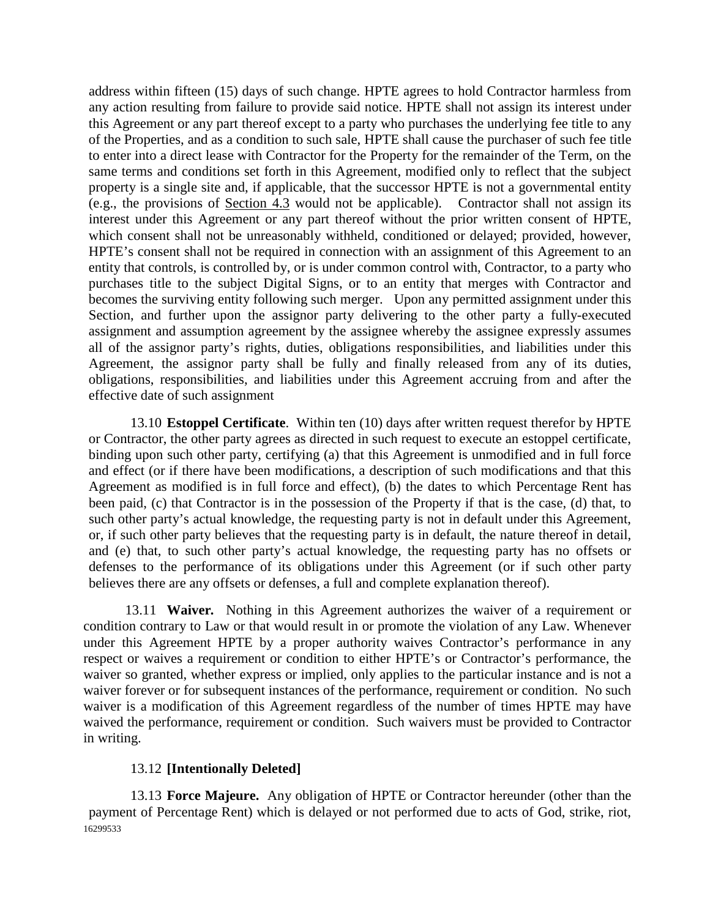address within fifteen (15) days of such change. HPTE agrees to hold Contractor harmless from any action resulting from failure to provide said notice. HPTE shall not assign its interest under this Agreement or any part thereof except to a party who purchases the underlying fee title to any of the Properties, and as a condition to such sale, HPTE shall cause the purchaser of such fee title to enter into a direct lease with Contractor for the Property for the remainder of the Term, on the same terms and conditions set forth in this Agreement, modified only to reflect that the subject property is a single site and, if applicable, that the successor HPTE is not a governmental entity (e.g., the provisions of Section 4.3 would not be applicable). Contractor shall not assign its interest under this Agreement or any part thereof without the prior written consent of HPTE, which consent shall not be unreasonably withheld, conditioned or delayed; provided, however, HPTE's consent shall not be required in connection with an assignment of this Agreement to an entity that controls, is controlled by, or is under common control with, Contractor, to a party who purchases title to the subject Digital Signs, or to an entity that merges with Contractor and becomes the surviving entity following such merger. Upon any permitted assignment under this Section, and further upon the assignor party delivering to the other party a fully-executed assignment and assumption agreement by the assignee whereby the assignee expressly assumes all of the assignor party's rights, duties, obligations responsibilities, and liabilities under this Agreement, the assignor party shall be fully and finally released from any of its duties, obligations, responsibilities, and liabilities under this Agreement accruing from and after the effective date of such assignment

13.10 **Estoppel Certificate**. Within ten (10) days after written request therefor by HPTE or Contractor, the other party agrees as directed in such request to execute an estoppel certificate, binding upon such other party, certifying (a) that this Agreement is unmodified and in full force and effect (or if there have been modifications, a description of such modifications and that this Agreement as modified is in full force and effect), (b) the dates to which Percentage Rent has been paid, (c) that Contractor is in the possession of the Property if that is the case, (d) that, to such other party's actual knowledge, the requesting party is not in default under this Agreement, or, if such other party believes that the requesting party is in default, the nature thereof in detail, and (e) that, to such other party's actual knowledge, the requesting party has no offsets or defenses to the performance of its obligations under this Agreement (or if such other party believes there are any offsets or defenses, a full and complete explanation thereof).

13.11 **Waiver.** Nothing in this Agreement authorizes the waiver of a requirement or condition contrary to Law or that would result in or promote the violation of any Law. Whenever under this Agreement HPTE by a proper authority waives Contractor's performance in any respect or waives a requirement or condition to either HPTE's or Contractor's performance, the waiver so granted, whether express or implied, only applies to the particular instance and is not a waiver forever or for subsequent instances of the performance, requirement or condition. No such waiver is a modification of this Agreement regardless of the number of times HPTE may have waived the performance, requirement or condition. Such waivers must be provided to Contractor in writing.

13.12 **[Intentionally Deleted]**

13.13 **Force Majeure.** Any obligation of HPTE or Contractor hereunder (other than the payment of Percentage Rent) which is delayed or not performed due to acts of God, strike, riot,

16299533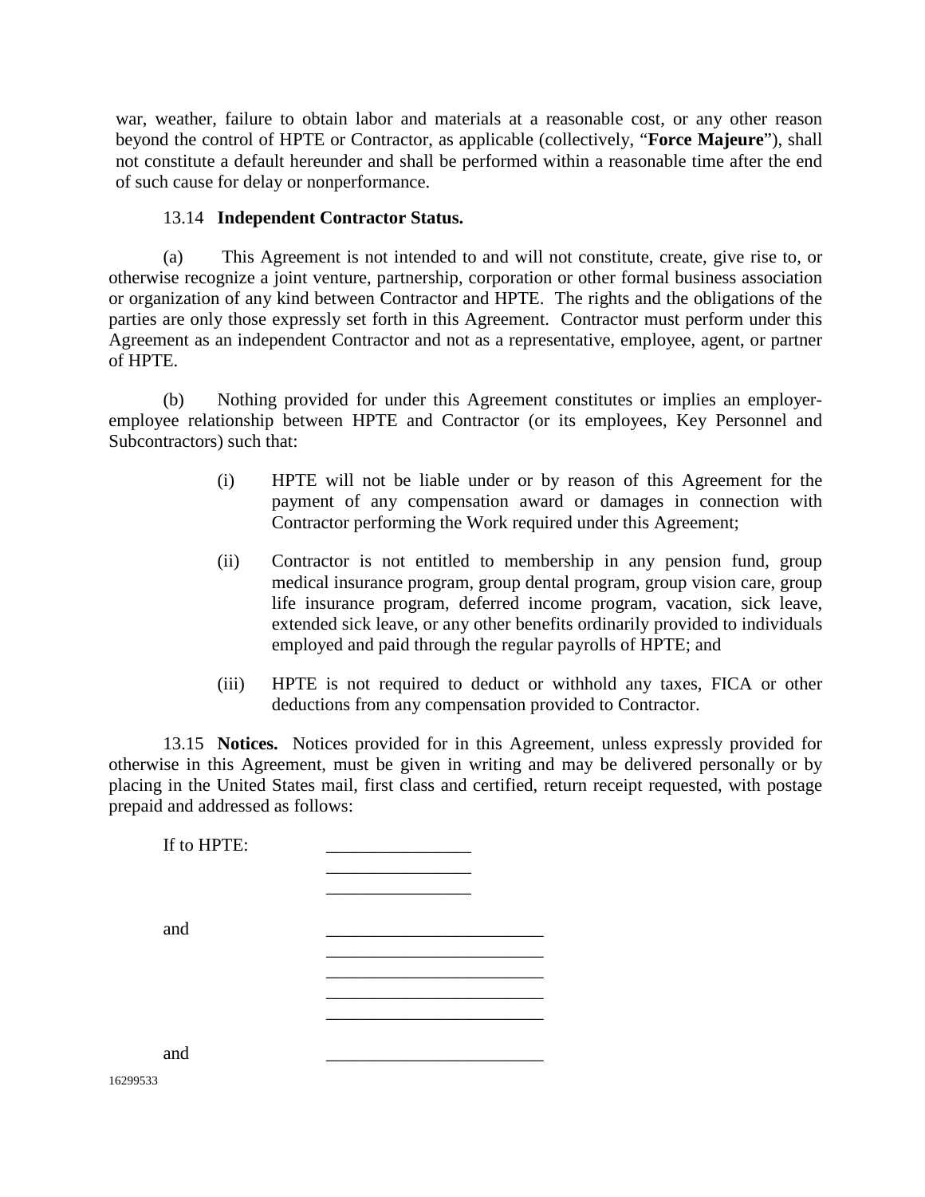war, weather, failure to obtain labor and materials at a reasonable cost, or any other reason beyond the control of HPTE or Contractor, as applicable (collectively, "**Force Majeure**"), shall not constitute a default hereunder and shall be performed within a reasonable time after the end of such cause for delay or nonperformance.

13.14 **Independent Contractor Status.**

(a) This Agreement is not intended to and will not constitute, create, give rise to, or otherwise recognize a joint venture, partnership, corporation or other formal business association or organization of any kind between Contractor and HPTE. The rights and the obligations of the parties are only those expressly set forth in this Agreement. Contractor must perform under this Agreement as an independent Contractor and not as a representative, employee, agent, or partner of HPTE.

(b) Nothing provided for under this Agreement constitutes or implies an employer-employee relationship between HPTE and Contractor (or its employees, Key Personnel and Subcontractors) such that:

(i) HPTE will not be liable under or by reason of this Agreement for the payment of any compensation award or damages in connection with Contractor performing the Work required under this Agreement;

(ii) Contractor is not entitled to membership in any pension fund, group medical insurance program, group dental program, group vision care, group life insurance program, deferred income program, vacation, sick leave, extended sick leave, or any other benefits ordinarily provided to individuals employed and paid through the regular payrolls of HPTE; and

(iii) HPTE is not required to deduct or withhold any taxes, FICA or other deductions from any compensation provided to Contractor.

13.15 **Notices.** Notices provided for in this Agreement, unless expressly provided for otherwise in this Agreement, must be given in writing and may be delivered personally or by placing in the United States mail, first class and certified, return receipt requested, with postage prepaid and addressed as follows:

If to HPTE: ________________
________________
________________

and ________________________
________________________
________________________
________________________
________________________

and ________________________

16299533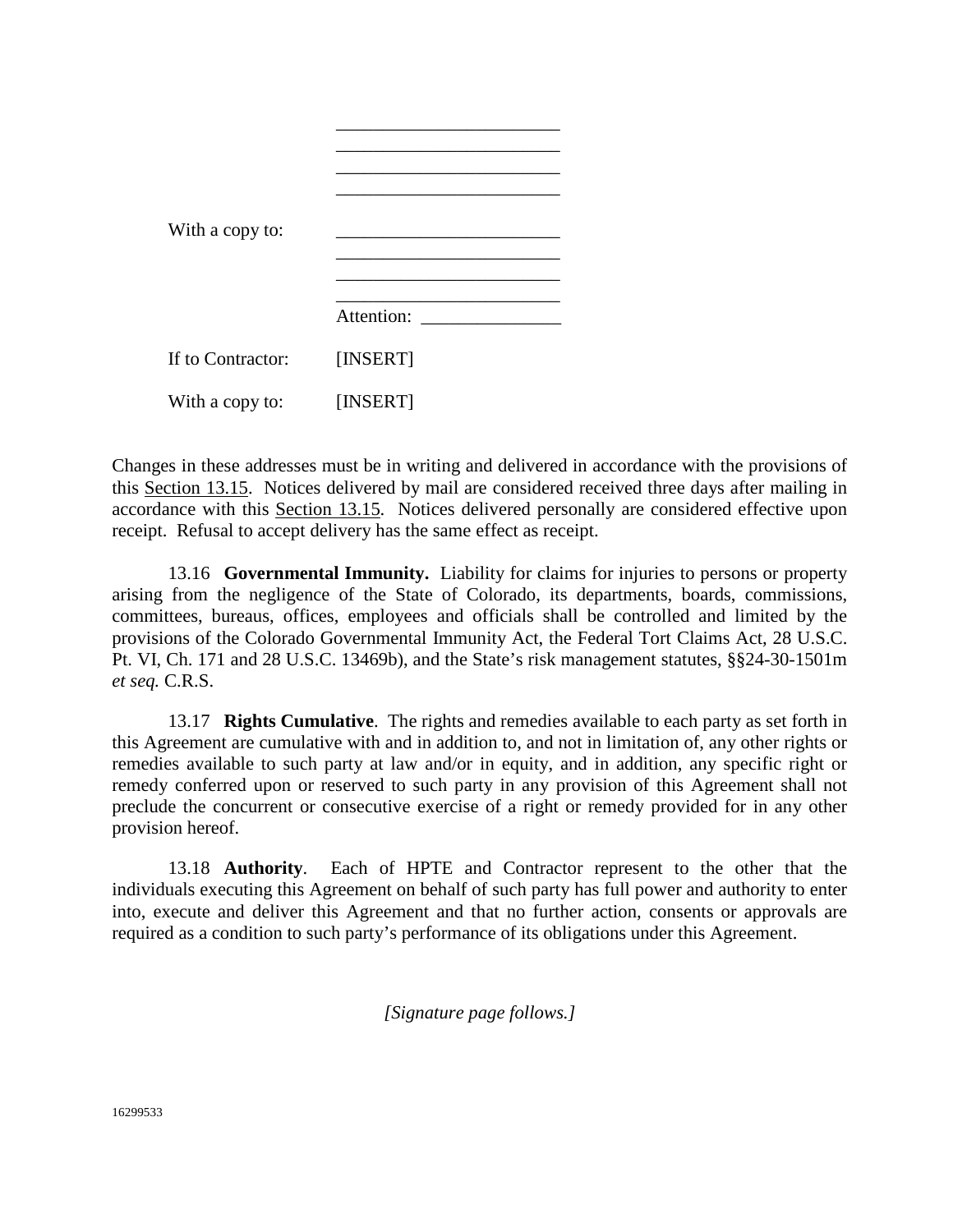\_\_\_\_\_\_\_\_\_\_\_\_\_\_\_\_\_\_\_\_\_\_\_\_
\_\_\_\_\_\_\_\_\_\_\_\_\_\_\_\_\_\_\_\_\_\_\_\_
\_\_\_\_\_\_\_\_\_\_\_\_\_\_\_\_\_\_\_\_\_\_\_\_
\_\_\_\_\_\_\_\_\_\_\_\_\_\_\_\_\_\_\_\_\_\_\_\_

With a copy to: \_\_\_\_\_\_\_\_\_\_\_\_\_\_\_\_\_\_\_\_\_\_\_\_
\_\_\_\_\_\_\_\_\_\_\_\_\_\_\_\_\_\_\_\_\_\_\_\_
\_\_\_\_\_\_\_\_\_\_\_\_\_\_\_\_\_\_\_\_\_\_\_\_
\_\_\_\_\_\_\_\_\_\_\_\_\_\_\_\_\_\_\_\_\_\_\_\_
Attention: \_\_\_\_\_\_\_\_\_\_\_\_\_\_\_\_

If to Contractor: [INSERT]

With a copy to: [INSERT]

Changes in these addresses must be in writing and delivered in accordance with the provisions of this Section 13.15. Notices delivered by mail are considered received three days after mailing in accordance with this Section 13.15. Notices delivered personally are considered effective upon receipt. Refusal to accept delivery has the same effect as receipt.

13.16 **Governmental Immunity.** Liability for claims for injuries to persons or property arising from the negligence of the State of Colorado, its departments, boards, commissions, committees, bureaus, offices, employees and officials shall be controlled and limited by the provisions of the Colorado Governmental Immunity Act, the Federal Tort Claims Act, 28 U.S.C. Pt. VI, Ch. 171 and 28 U.S.C. 13469b), and the State's risk management statutes, §§24-30-1501m *et seq.* C.R.S.

13.17 **Rights Cumulative**. The rights and remedies available to each party as set forth in this Agreement are cumulative with and in addition to, and not in limitation of, any other rights or remedies available to such party at law and/or in equity, and in addition, any specific right or remedy conferred upon or reserved to such party in any provision of this Agreement shall not preclude the concurrent or consecutive exercise of a right or remedy provided for in any other provision hereof.

13.18 **Authority**. Each of HPTE and Contractor represent to the other that the individuals executing this Agreement on behalf of such party has full power and authority to enter into, execute and deliver this Agreement and that no further action, consents or approvals are required as a condition to such party's performance of its obligations under this Agreement.

*[Signature page follows.]*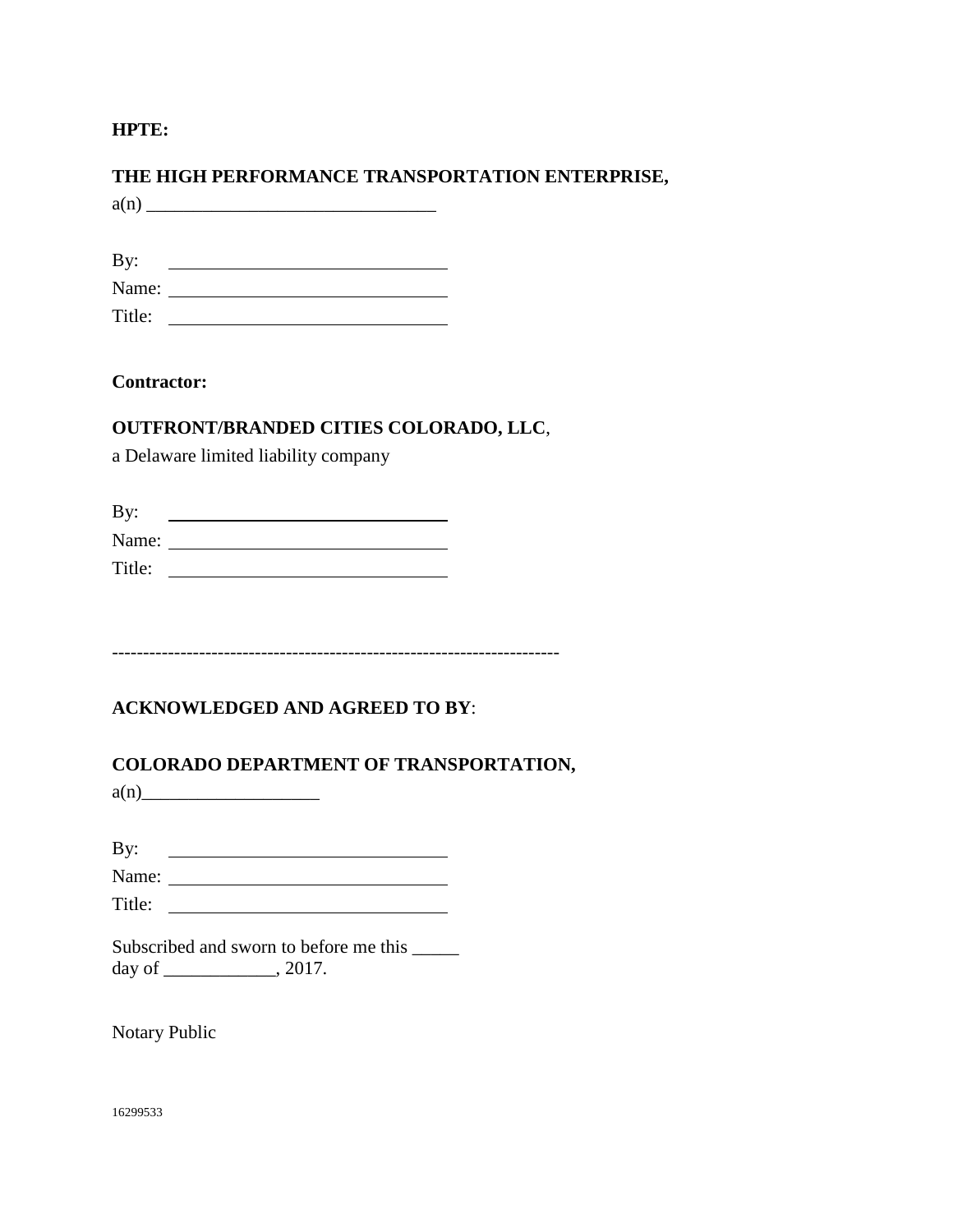**HPTE:**

**THE HIGH PERFORMANCE TRANSPORTATION ENTERPRISE,**
a(n) ______________________________

By: ______________________________
Name: ______________________________
Title: ______________________________

**Contractor:**

**OUTFRONT/BRANDED CITIES COLORADO, LLC**,
a Delaware limited liability company

By: ______________________________
Name: ______________________________
Title: ______________________________

---

**ACKNOWLEDGED AND AGREED TO BY**:

**COLORADO DEPARTMENT OF TRANSPORTATION,**
a(n)___________________

By: ______________________________
Name: ______________________________
Title: ______________________________

Subscribed and sworn to before me this _____ day of ____________, 2017.

Notary Public

16299533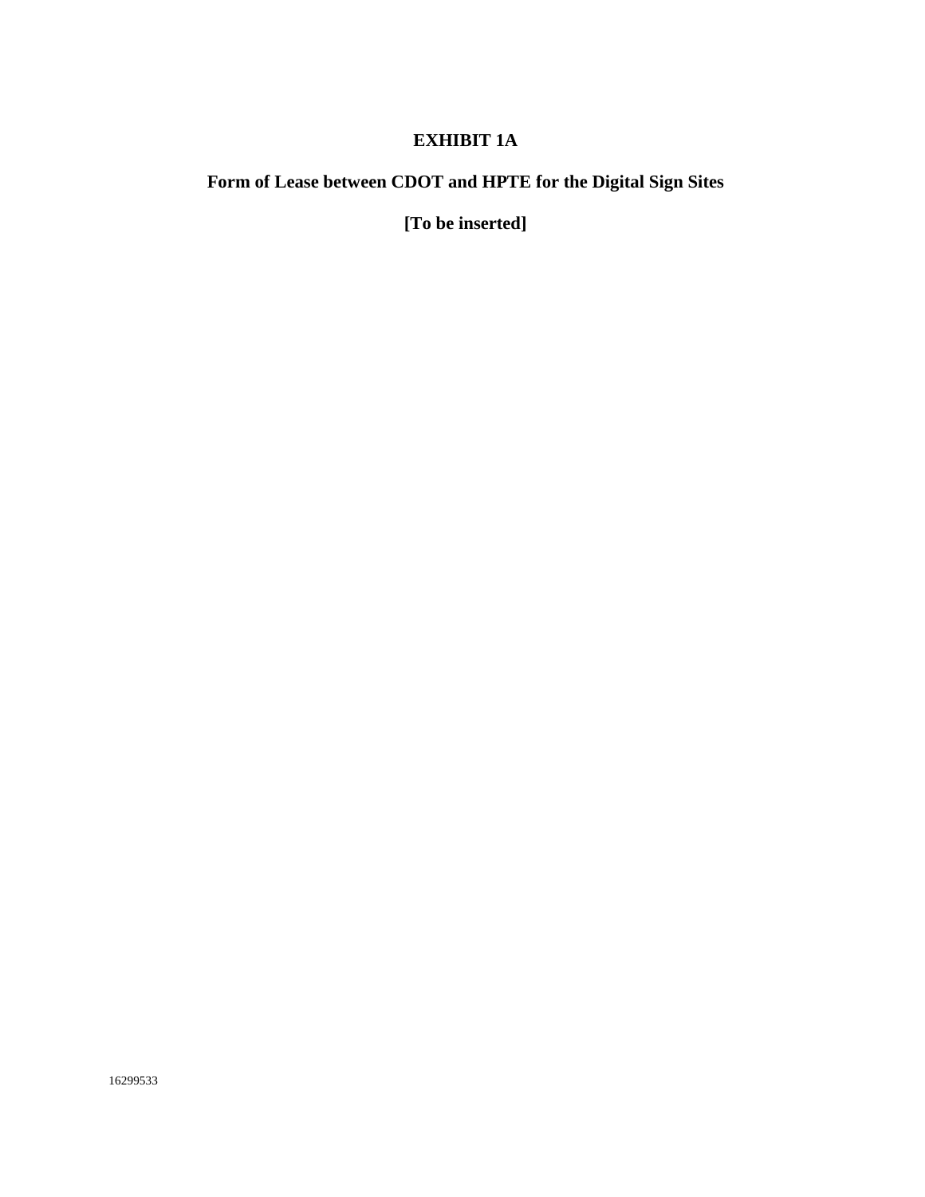# EXHIBIT 1A

## Form of Lease between CDOT and HPTE for the Digital Sign Sites

**[To be inserted]**

16299533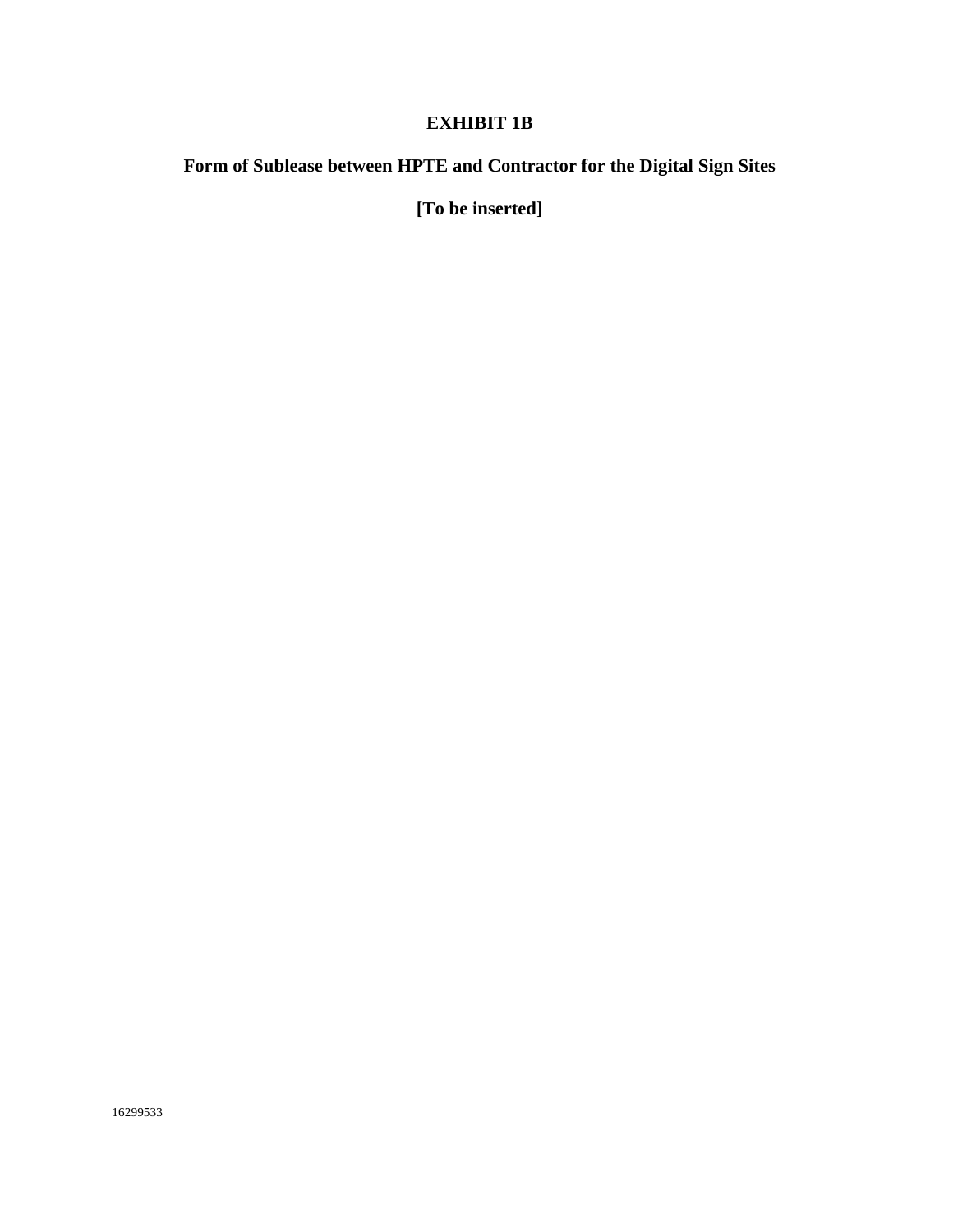# EXHIBIT 1B

## Form of Sublease between HPTE and Contractor for the Digital Sign Sites

**[To be inserted]**

16299533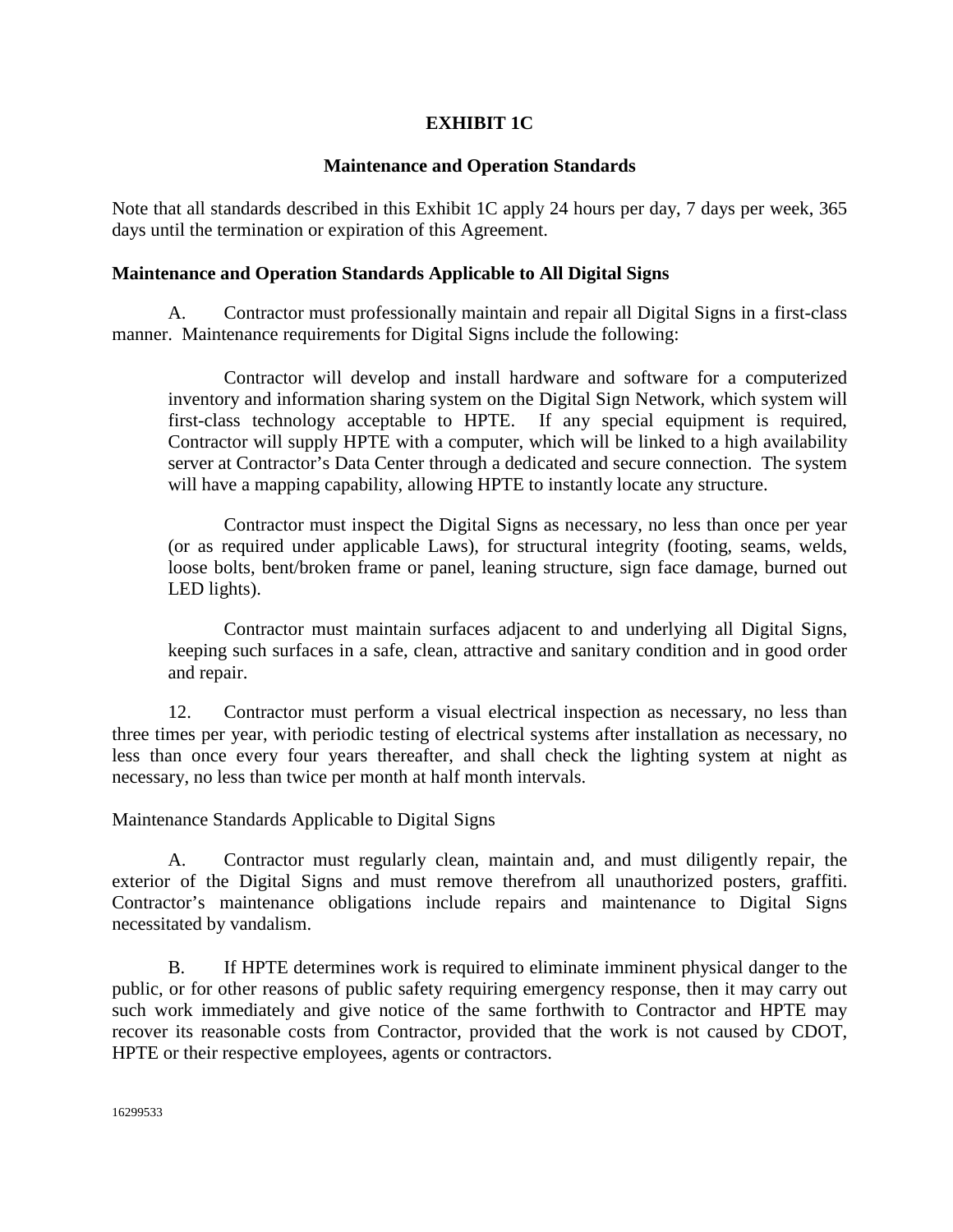**EXHIBIT 1C**

**Maintenance and Operation Standards**

Note that all standards described in this Exhibit 1C apply 24 hours per day, 7 days per week, 365 days until the termination or expiration of this Agreement.

**Maintenance and Operation Standards Applicable to All Digital Signs**

A. Contractor must professionally maintain and repair all Digital Signs in a first-class manner. Maintenance requirements for Digital Signs include the following:

> Contractor will develop and install hardware and software for a computerized inventory and information sharing system on the Digital Sign Network, which system will first-class technology acceptable to HPTE. If any special equipment is required, Contractor will supply HPTE with a computer, which will be linked to a high availability server at Contractor's Data Center through a dedicated and secure connection. The system will have a mapping capability, allowing HPTE to instantly locate any structure.
>
> Contractor must inspect the Digital Signs as necessary, no less than once per year (or as required under applicable Laws), for structural integrity (footing, seams, welds, loose bolts, bent/broken frame or panel, leaning structure, sign face damage, burned out LED lights).
>
> Contractor must maintain surfaces adjacent to and underlying all Digital Signs, keeping such surfaces in a safe, clean, attractive and sanitary condition and in good order and repair.

12. Contractor must perform a visual electrical inspection as necessary, no less than three times per year, with periodic testing of electrical systems after installation as necessary, no less than once every four years thereafter, and shall check the lighting system at night as necessary, no less than twice per month at half month intervals.

Maintenance Standards Applicable to Digital Signs

A. Contractor must regularly clean, maintain and, and must diligently repair, the exterior of the Digital Signs and must remove therefrom all unauthorized posters, graffiti. Contractor's maintenance obligations include repairs and maintenance to Digital Signs necessitated by vandalism.

B. If HPTE determines work is required to eliminate imminent physical danger to the public, or for other reasons of public safety requiring emergency response, then it may carry out such work immediately and give notice of the same forthwith to Contractor and HPTE may recover its reasonable costs from Contractor, provided that the work is not caused by CDOT, HPTE or their respective employees, agents or contractors.

16299533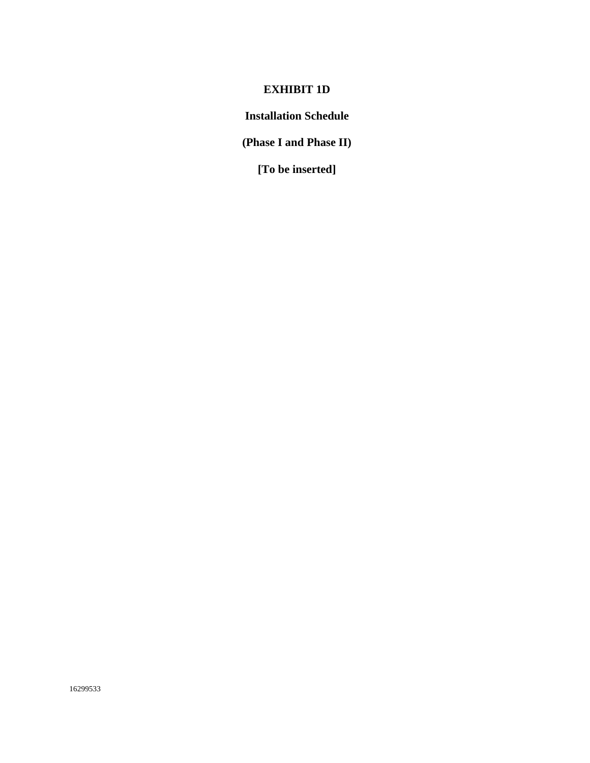# EXHIBIT 1D

## Installation Schedule

## (Phase I and Phase II)

**[To be inserted]**

16299533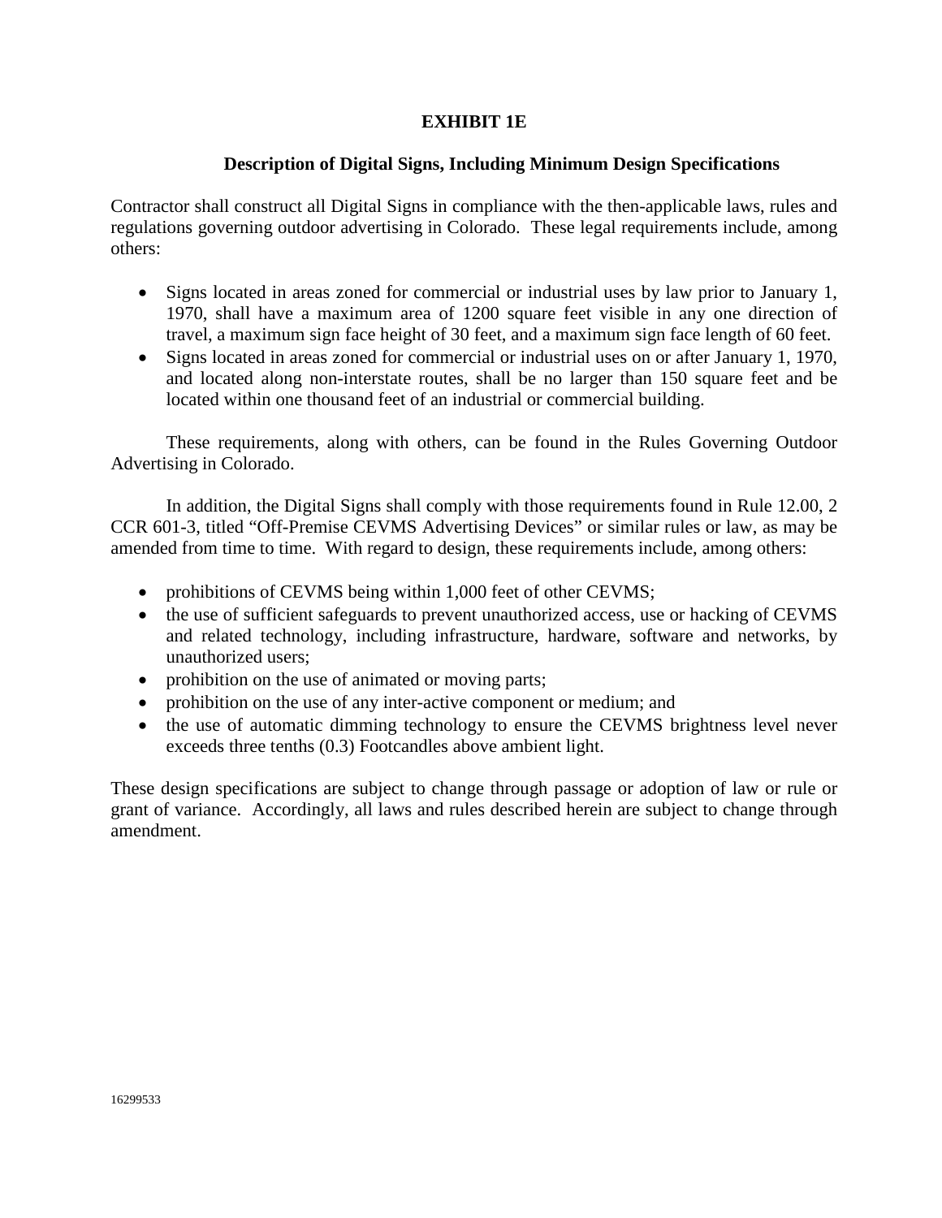**EXHIBIT 1E**

**Description of Digital Signs, Including Minimum Design Specifications**

Contractor shall construct all Digital Signs in compliance with the then-applicable laws, rules and regulations governing outdoor advertising in Colorado. These legal requirements include, among others:

- Signs located in areas zoned for commercial or industrial uses by law prior to January 1, 1970, shall have a maximum area of 1200 square feet visible in any one direction of travel, a maximum sign face height of 30 feet, and a maximum sign face length of 60 feet.
- Signs located in areas zoned for commercial or industrial uses on or after January 1, 1970, and located along non-interstate routes, shall be no larger than 150 square feet and be located within one thousand feet of an industrial or commercial building.

These requirements, along with others, can be found in the Rules Governing Outdoor Advertising in Colorado.

In addition, the Digital Signs shall comply with those requirements found in Rule 12.00, 2 CCR 601-3, titled "Off-Premise CEVMS Advertising Devices" or similar rules or law, as may be amended from time to time. With regard to design, these requirements include, among others:

- prohibitions of CEVMS being within 1,000 feet of other CEVMS;
- the use of sufficient safeguards to prevent unauthorized access, use or hacking of CEVMS and related technology, including infrastructure, hardware, software and networks, by unauthorized users;
- prohibition on the use of animated or moving parts;
- prohibition on the use of any inter-active component or medium; and
- the use of automatic dimming technology to ensure the CEVMS brightness level never exceeds three tenths (0.3) Footcandles above ambient light.

These design specifications are subject to change through passage or adoption of law or rule or grant of variance. Accordingly, all laws and rules described herein are subject to change through amendment.

16299533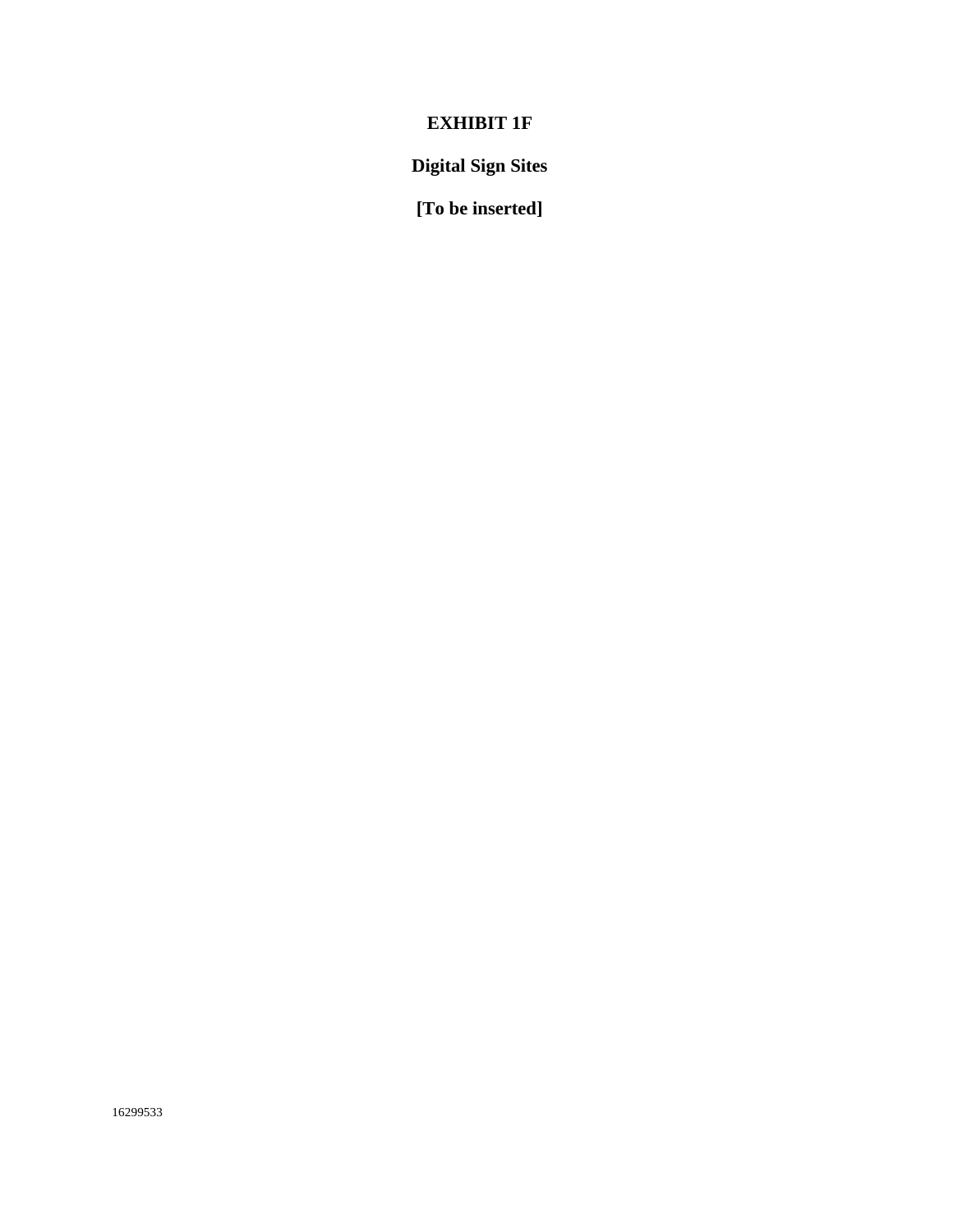# EXHIBIT 1F

## Digital Sign Sites

**[To be inserted]**

16299533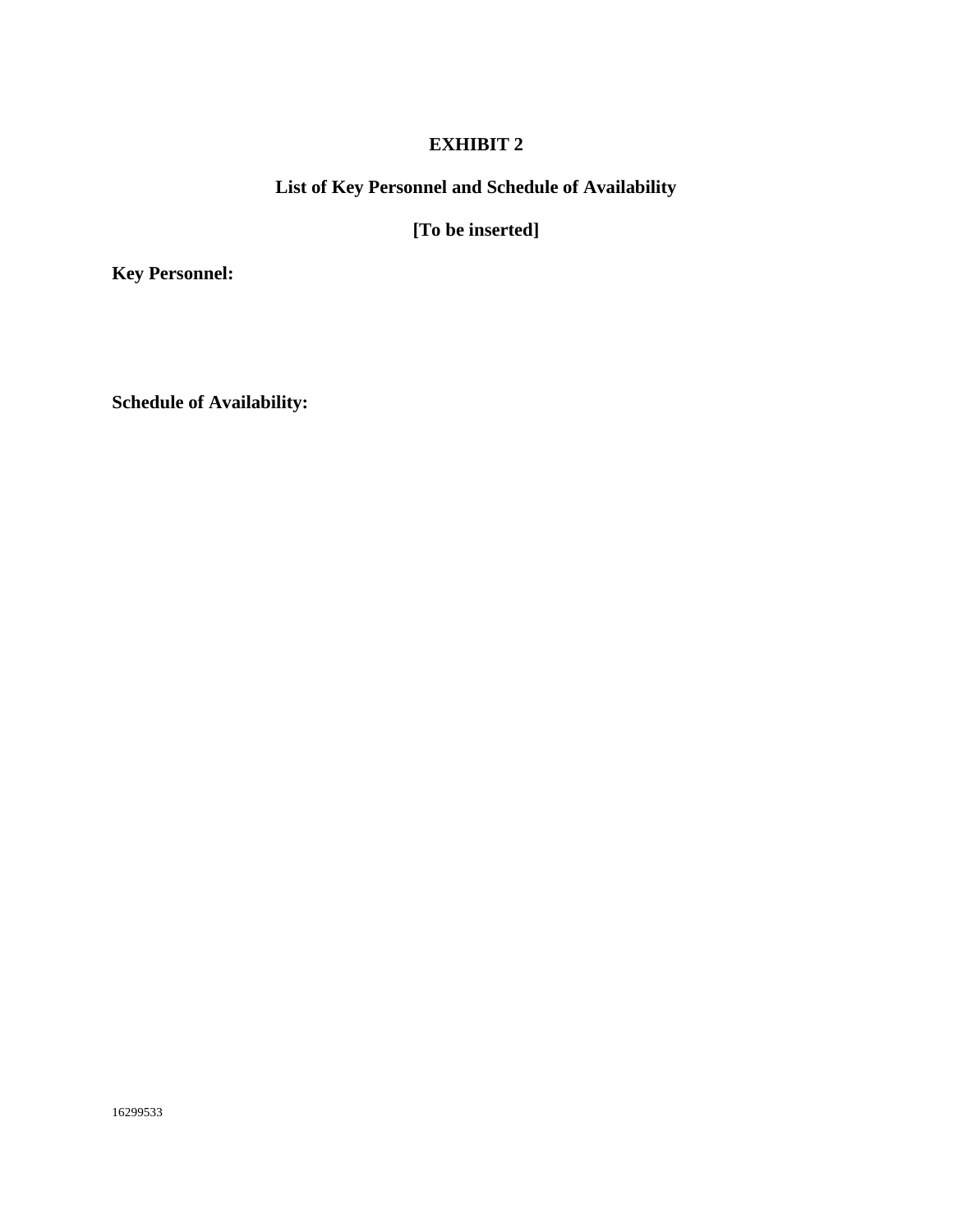# EXHIBIT 2

## List of Key Personnel and Schedule of Availability

**[To be inserted]**

**Key Personnel:**

**Schedule of Availability:**

16299533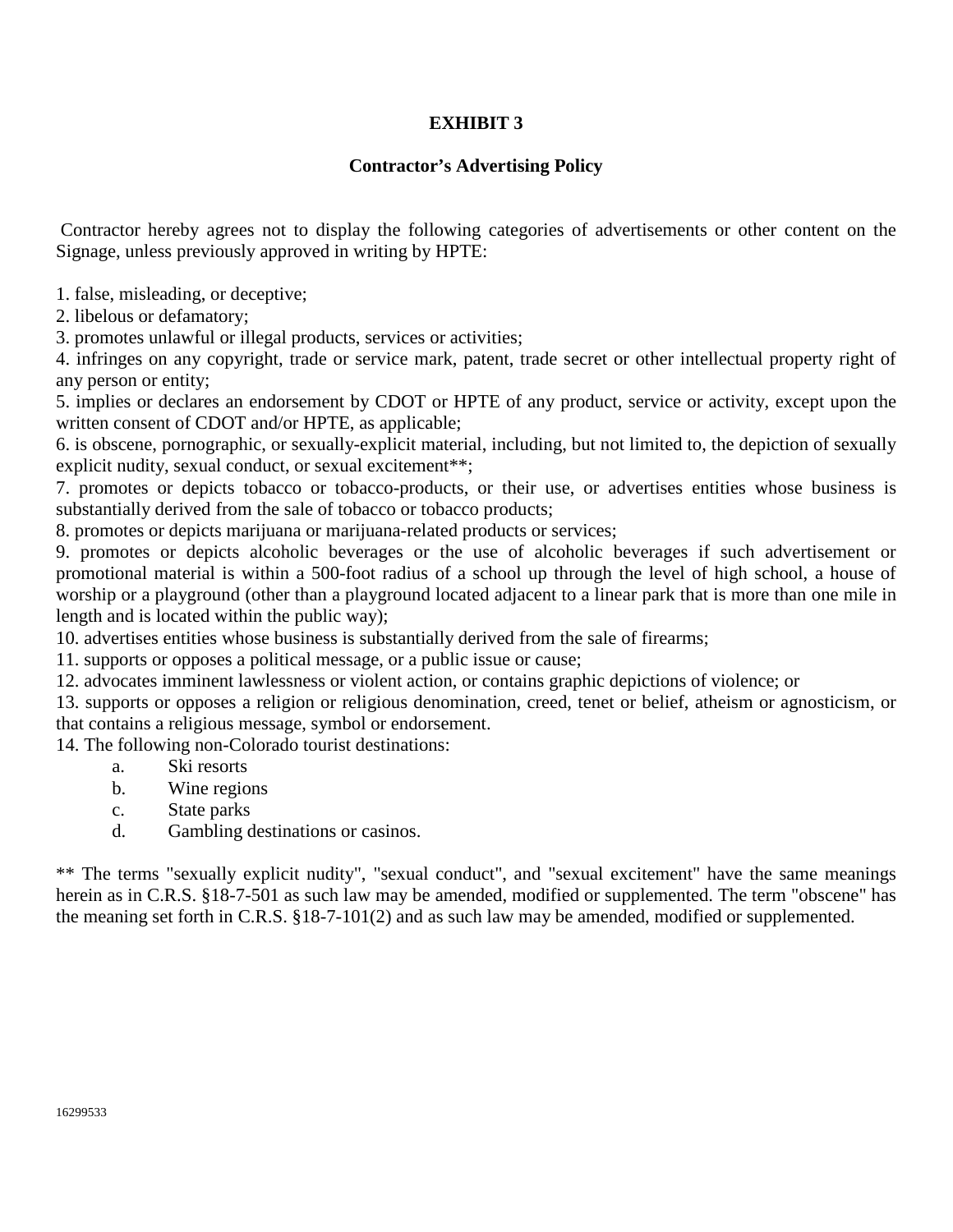# EXHIBIT 3

## Contractor's Advertising Policy

Contractor hereby agrees not to display the following categories of advertisements or other content on the Signage, unless previously approved in writing by HPTE:

1. false, misleading, or deceptive;
2. libelous or defamatory;
3. promotes unlawful or illegal products, services or activities;
4. infringes on any copyright, trade or service mark, patent, trade secret or other intellectual property right of any person or entity;
5. implies or declares an endorsement by CDOT or HPTE of any product, service or activity, except upon the written consent of CDOT and/or HPTE, as applicable;
6. is obscene, pornographic, or sexually-explicit material, including, but not limited to, the depiction of sexually explicit nudity, sexual conduct, or sexual excitement**;
7. promotes or depicts tobacco or tobacco-products, or their use, or advertises entities whose business is substantially derived from the sale of tobacco or tobacco products;
8. promotes or depicts marijuana or marijuana-related products or services;
9. promotes or depicts alcoholic beverages or the use of alcoholic beverages if such advertisement or promotional material is within a 500-foot radius of a school up through the level of high school, a house of worship or a playground (other than a playground located adjacent to a linear park that is more than one mile in length and is located within the public way);
10. advertises entities whose business is substantially derived from the sale of firearms;
11. supports or opposes a political message, or a public issue or cause;
12. advocates imminent lawlessness or violent action, or contains graphic depictions of violence; or
13. supports or opposes a religion or religious denomination, creed, tenet or belief, atheism or agnosticism, or that contains a religious message, symbol or endorsement.
14. The following non-Colorado tourist destinations:
    a. Ski resorts
    b. Wine regions
    c. State parks
    d. Gambling destinations or casinos.

** The terms "sexually explicit nudity", "sexual conduct", and "sexual excitement" have the same meanings herein as in C.R.S. §18-7-501 as such law may be amended, modified or supplemented. The term "obscene" has the meaning set forth in C.R.S. §18-7-101(2) and as such law may be amended, modified or supplemented.

16299533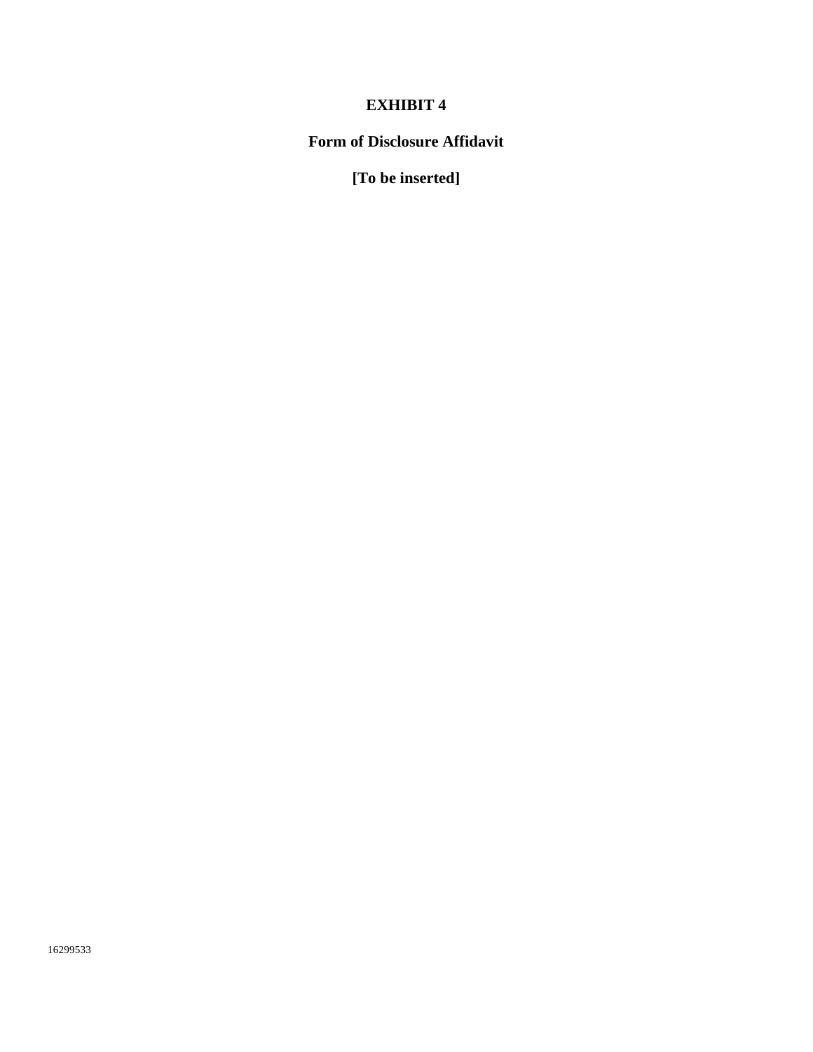# EXHIBIT 4

## Form of Disclosure Affidavit

**[To be inserted]**

16299533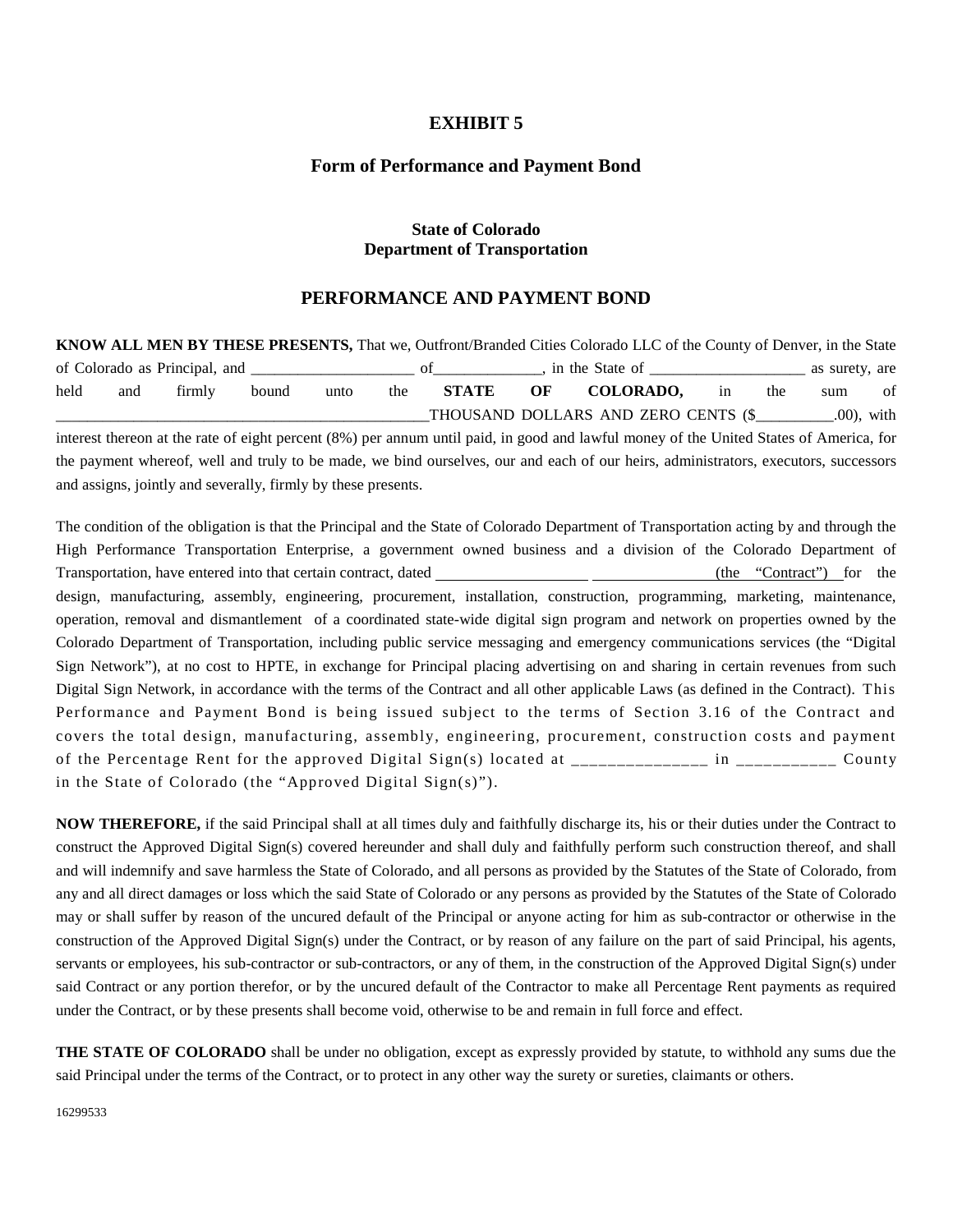# EXHIBIT 5

## Form of Performance and Payment Bond

### State of Colorado
### Department of Transportation

## PERFORMANCE AND PAYMENT BOND

**KNOW ALL MEN BY THESE PRESENTS,** That we, Outfront/Branded Cities Colorado LLC of the County of Denver, in the State of Colorado as Principal, and ____________________ of_____________, in the State of ___________________ as surety, are held and firmly bound unto the **STATE OF COLORADO,** in the sum of _______________________________________________THOUSAND DOLLARS AND ZERO CENTS ($__________.00), with interest thereon at the rate of eight percent (8%) per annum until paid, in good and lawful money of the United States of America, for the payment whereof, well and truly to be made, we bind ourselves, our and each of our heirs, administrators, executors, successors and assigns, jointly and severally, firmly by these presents.

The condition of the obligation is that the Principal and the State of Colorado Department of Transportation acting by and through the High Performance Transportation Enterprise, a government owned business and a division of the Colorado Department of Transportation, have entered into that certain contract, dated ___________________ _______________ (the "Contract") for the design, manufacturing, assembly, engineering, procurement, installation, construction, programming, marketing, maintenance, operation, removal and dismantlement of a coordinated state-wide digital sign program and network on properties owned by the Colorado Department of Transportation, including public service messaging and emergency communications services (the "Digital Sign Network"), at no cost to HPTE, in exchange for Principal placing advertising on and sharing in certain revenues from such Digital Sign Network, in accordance with the terms of the Contract and all other applicable Laws (as defined in the Contract). This Performance and Payment Bond is being issued subject to the terms of Section 3.16 of the Contract and covers the total design, manufacturing, assembly, engineering, procurement, construction costs and payment of the Percentage Rent for the approved Digital Sign(s) located at _______________ in ___________ County in the State of Colorado (the "Approved Digital Sign(s)").

**NOW THEREFORE,** if the said Principal shall at all times duly and faithfully discharge its, his or their duties under the Contract to construct the Approved Digital Sign(s) covered hereunder and shall duly and faithfully perform such construction thereof, and shall and will indemnify and save harmless the State of Colorado, and all persons as provided by the Statutes of the State of Colorado, from any and all direct damages or loss which the said State of Colorado or any persons as provided by the Statutes of the State of Colorado may or shall suffer by reason of the uncured default of the Principal or anyone acting for him as sub-contractor or otherwise in the construction of the Approved Digital Sign(s) under the Contract, or by reason of any failure on the part of said Principal, his agents, servants or employees, his sub-contractor or sub-contractors, or any of them, in the construction of the Approved Digital Sign(s) under said Contract or any portion therefor, or by the uncured default of the Contractor to make all Percentage Rent payments as required under the Contract, or by these presents shall become void, otherwise to be and remain in full force and effect.

**THE STATE OF COLORADO** shall be under no obligation, except as expressly provided by statute, to withhold any sums due the said Principal under the terms of the Contract, or to protect in any other way the surety or sureties, claimants or others.

16299533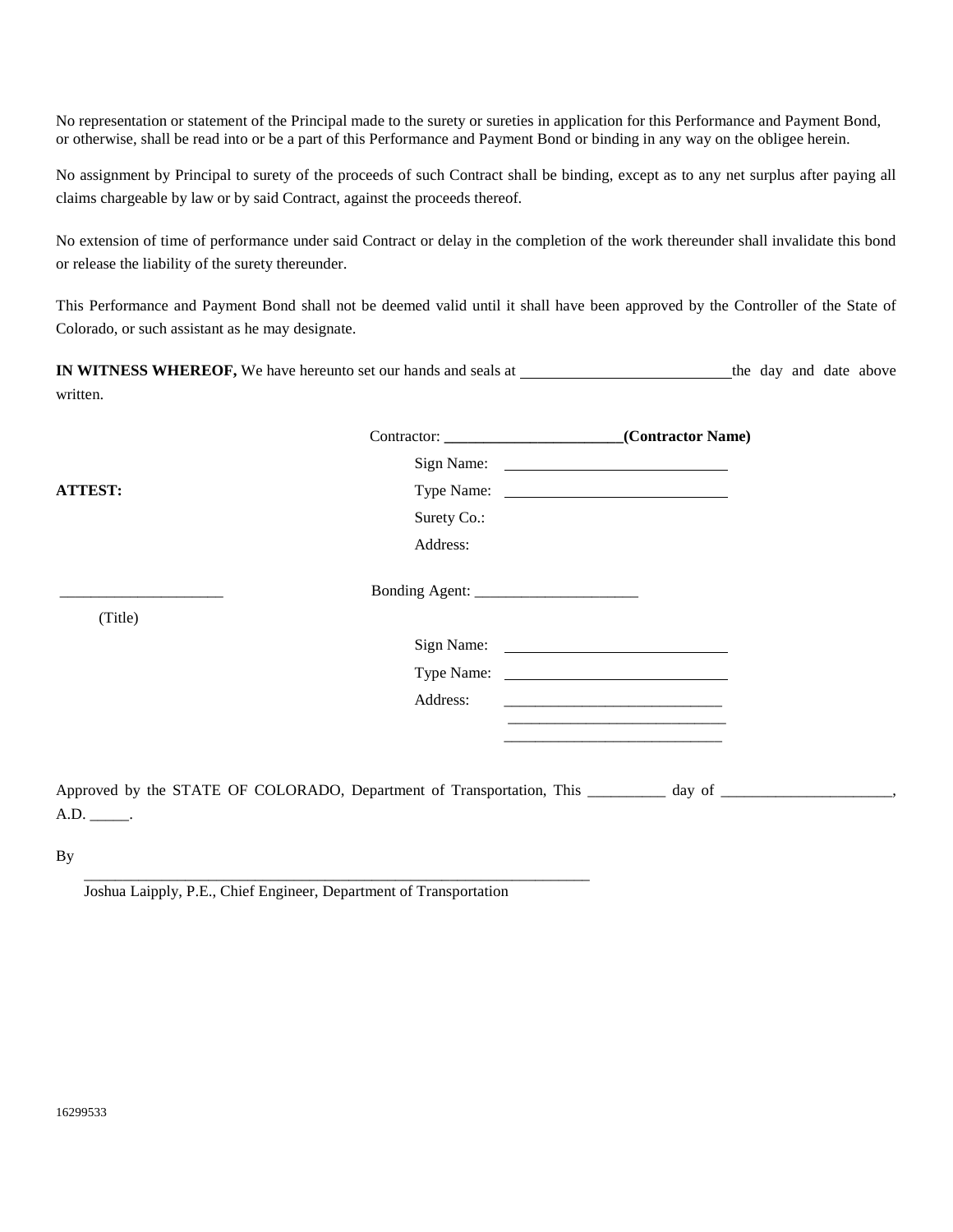No representation or statement of the Principal made to the surety or sureties in application for this Performance and Payment Bond, or otherwise, shall be read into or be a part of this Performance and Payment Bond or binding in any way on the obligee herein.

No assignment by Principal to surety of the proceeds of such Contract shall be binding, except as to any net surplus after paying all claims chargeable by law or by said Contract, against the proceeds thereof.

No extension of time of performance under said Contract or delay in the completion of the work thereunder shall invalidate this bond or release the liability of the surety thereunder.

This Performance and Payment Bond shall not be deemed valid until it shall have been approved by the Controller of the State of Colorado, or such assistant as he may designate.

**IN WITNESS WHEREOF,** We have hereunto set our hands and seals at ___________________________ the day and date above written.

Contractor: _______________________ **(Contractor Name)**

Sign Name: ___________________________

**ATTEST:**

Type Name: ___________________________

Surety Co.:

Address:

_____________________

(Title)

Bonding Agent: _____________________

Sign Name: ___________________________

Type Name: ___________________________

Address: ___________________________

___________________________

___________________________

Approved by the STATE OF COLORADO, Department of Transportation, This __________ day of ______________________, A.D. _____.

By

_________________________________________________________________

Joshua Laipply, P.E., Chief Engineer, Department of Transportation

16299533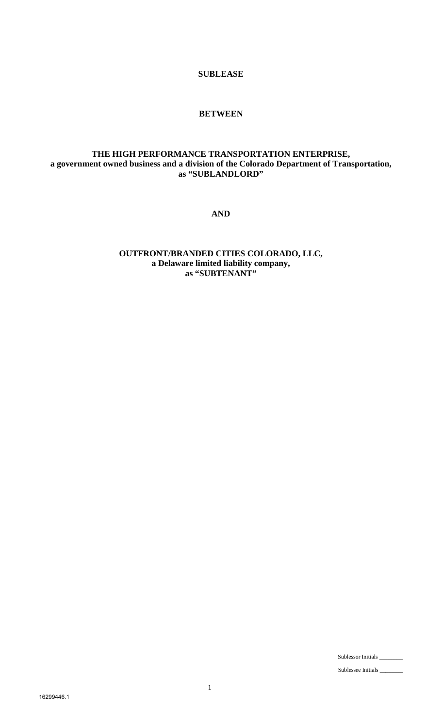**SUBLEASE**

**BETWEEN**

**THE HIGH PERFORMANCE TRANSPORTATION ENTERPRISE,**
**a government owned business and a division of the Colorado Department of Transportation,**
**as "SUBLANDLORD"**

**AND**

**OUTFRONT/BRANDED CITIES COLORADO, LLC,**
**a Delaware limited liability company,**
**as "SUBTENANT"**

Sublessor Initials ________

Sublessee Initials ________

16299446.1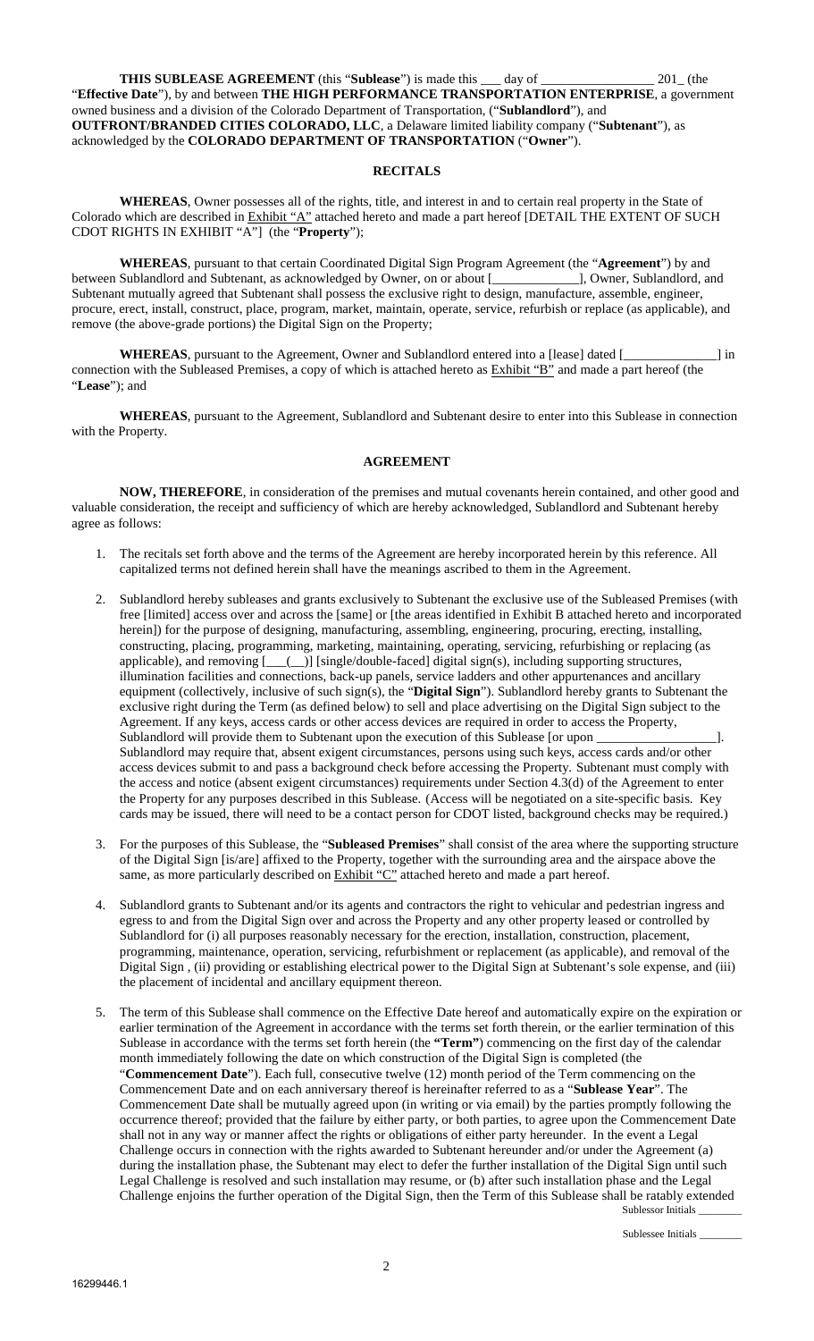**THIS SUBLEASE AGREEMENT** (this "**Sublease**") is made this ___ day of ________________ 201_ (the "**Effective Date**"), by and between **THE HIGH PERFORMANCE TRANSPORTATION ENTERPRISE**, a government owned business and a division of the Colorado Department of Transportation, ("**Sublandlord**"), and **OUTFRONT/BRANDED CITIES COLORADO, LLC**, a Delaware limited liability company ("**Subtenant**"), as acknowledged by the **COLORADO DEPARTMENT OF TRANSPORTATION** ("**Owner**").

## RECITALS

**WHEREAS**, Owner possesses all of the rights, title, and interest in and to certain real property in the State of Colorado which are described in Exhibit "A" attached hereto and made a part hereof [DETAIL THE EXTENT OF SUCH CDOT RIGHTS IN EXHIBIT "A"] (the "**Property**");

**WHEREAS**, pursuant to that certain Coordinated Digital Sign Program Agreement (the "**Agreement**") by and between Sublandlord and Subtenant, as acknowledged by Owner, on or about [_____________], Owner, Sublandlord, and Subtenant mutually agreed that Subtenant shall possess the exclusive right to design, manufacture, assemble, engineer, procure, erect, install, construct, place, program, market, maintain, operate, service, refurbish or replace (as applicable), and remove (the above-grade portions) the Digital Sign on the Property;

**WHEREAS**, pursuant to the Agreement, Owner and Sublandlord entered into a [lease] dated [______________] in connection with the Subleased Premises, a copy of which is attached hereto as Exhibit "B" and made a part hereof (the "**Lease**"); and

**WHEREAS**, pursuant to the Agreement, Sublandlord and Subtenant desire to enter into this Sublease in connection with the Property.

## AGREEMENT

**NOW, THEREFORE**, in consideration of the premises and mutual covenants herein contained, and other good and valuable consideration, the receipt and sufficiency of which are hereby acknowledged, Sublandlord and Subtenant hereby agree as follows:

1. The recitals set forth above and the terms of the Agreement are hereby incorporated herein by this reference. All capitalized terms not defined herein shall have the meanings ascribed to them in the Agreement.

2. Sublandlord hereby subleases and grants exclusively to Subtenant the exclusive use of the Subleased Premises (with free [limited] access over and across the [same] or [the areas identified in Exhibit B attached hereto and incorporated herein]) for the purpose of designing, manufacturing, assembling, engineering, procuring, erecting, installing, constructing, placing, programming, marketing, maintaining, operating, servicing, refurbishing or replacing (as applicable), and removing [___(__)] [single/double-faced] digital sign(s), including supporting structures, illumination facilities and connections, back-up panels, service ladders and other appurtenances and ancillary equipment (collectively, inclusive of such sign(s), the "**Digital Sign**"). Sublandlord hereby grants to Subtenant the exclusive right during the Term (as defined below) to sell and place advertising on the Digital Sign subject to the Agreement. If any keys, access cards or other access devices are required in order to access the Property, Sublandlord will provide them to Subtenant upon the execution of this Sublease [or upon _________________]. Sublandlord may require that, absent exigent circumstances, persons using such keys, access cards and/or other access devices submit to and pass a background check before accessing the Property. Subtenant must comply with the access and notice (absent exigent circumstances) requirements under Section 4.3(d) of the Agreement to enter the Property for any purposes described in this Sublease. (Access will be negotiated on a site-specific basis. Key cards may be issued, there will need to be a contact person for CDOT listed, background checks may be required.)

3. For the purposes of this Sublease, the "**Subleased Premises**" shall consist of the area where the supporting structure of the Digital Sign [is/are] affixed to the Property, together with the surrounding area and the airspace above the same, as more particularly described on Exhibit "C" attached hereto and made a part hereof.

4. Sublandlord grants to Subtenant and/or its agents and contractors the right to vehicular and pedestrian ingress and egress to and from the Digital Sign over and across the Property and any other property leased or controlled by Sublandlord for (i) all purposes reasonably necessary for the erection, installation, construction, placement, programming, maintenance, operation, servicing, refurbishment or replacement (as applicable), and removal of the Digital Sign , (ii) providing or establishing electrical power to the Digital Sign at Subtenant's sole expense, and (iii) the placement of incidental and ancillary equipment thereon.

5. The term of this Sublease shall commence on the Effective Date hereof and automatically expire on the expiration or earlier termination of the Agreement in accordance with the terms set forth therein, or the earlier termination of this Sublease in accordance with the terms set forth herein (the **"Term"**) commencing on the first day of the calendar month immediately following the date on which construction of the Digital Sign is completed (the "**Commencement Date**"). Each full, consecutive twelve (12) month period of the Term commencing on the Commencement Date and on each anniversary thereof is hereinafter referred to as a "**Sublease Year**". The Commencement Date shall be mutually agreed upon (in writing or via email) by the parties promptly following the occurrence thereof; provided that the failure by either party, or both parties, to agree upon the Commencement Date shall not in any way or manner affect the rights or obligations of either party hereunder. In the event a Legal Challenge occurs in connection with the rights awarded to Subtenant hereunder and/or under the Agreement (a) during the installation phase, the Subtenant may elect to defer the further installation of the Digital Sign until such Legal Challenge is resolved and such installation may resume, or (b) after such installation phase and the Legal Challenge enjoins the further operation of the Digital Sign, then the Term of this Sublease shall be ratably extended

Sublessor Initials ________

Sublessee Initials ________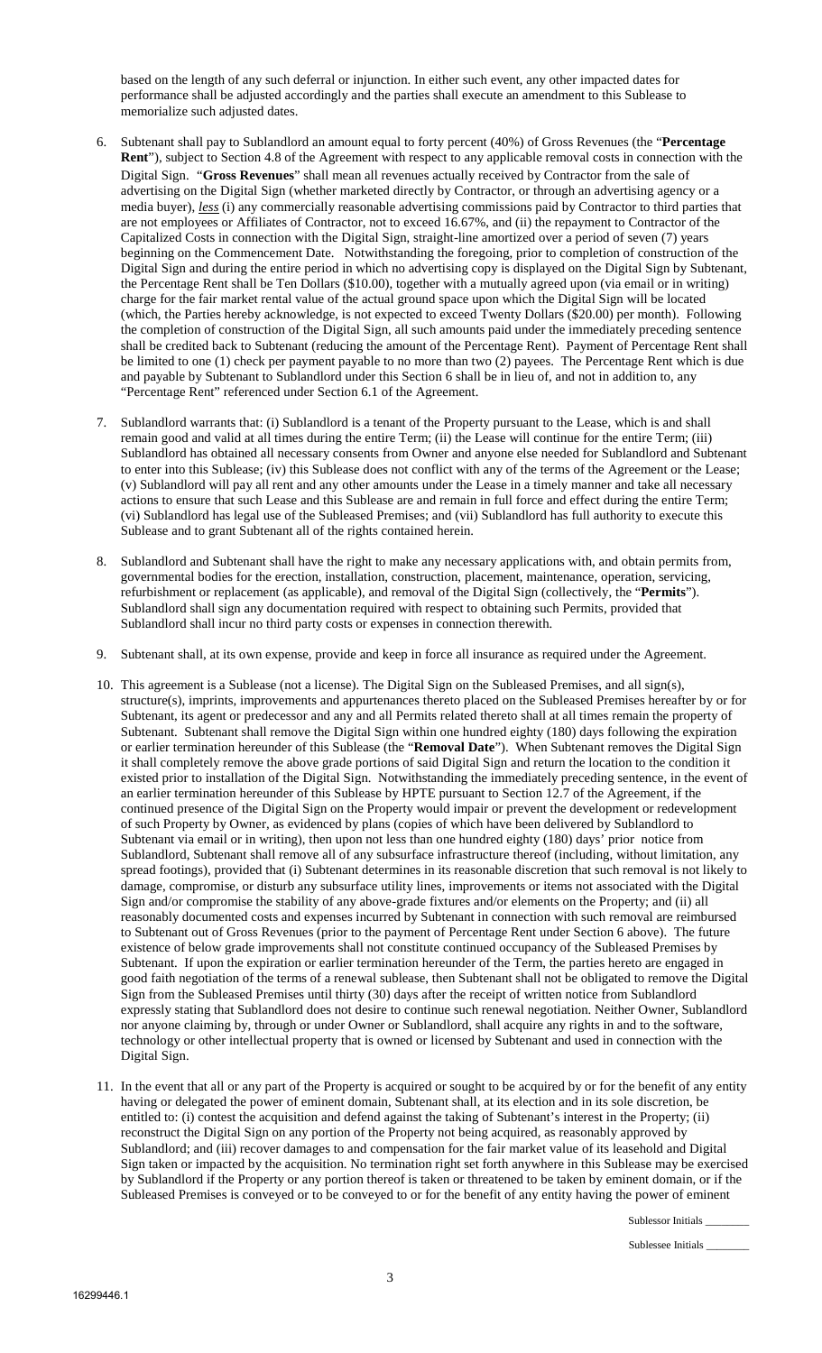based on the length of any such deferral or injunction. In either such event, any other impacted dates for performance shall be adjusted accordingly and the parties shall execute an amendment to this Sublease to memorialize such adjusted dates.

6. Subtenant shall pay to Sublandlord an amount equal to forty percent (40%) of Gross Revenues (the "**Percentage Rent**"), subject to Section 4.8 of the Agreement with respect to any applicable removal costs in connection with the Digital Sign. "**Gross Revenues**" shall mean all revenues actually received by Contractor from the sale of advertising on the Digital Sign (whether marketed directly by Contractor, or through an advertising agency or a media buyer), *less* (i) any commercially reasonable advertising commissions paid by Contractor to third parties that are not employees or Affiliates of Contractor, not to exceed 16.67%, and (ii) the repayment to Contractor of the Capitalized Costs in connection with the Digital Sign, straight-line amortized over a period of seven (7) years beginning on the Commencement Date. Notwithstanding the foregoing, prior to completion of construction of the Digital Sign and during the entire period in which no advertising copy is displayed on the Digital Sign by Subtenant, the Percentage Rent shall be Ten Dollars ($10.00), together with a mutually agreed upon (via email or in writing) charge for the fair market rental value of the actual ground space upon which the Digital Sign will be located (which, the Parties hereby acknowledge, is not expected to exceed Twenty Dollars ($20.00) per month). Following the completion of construction of the Digital Sign, all such amounts paid under the immediately preceding sentence shall be credited back to Subtenant (reducing the amount of the Percentage Rent). Payment of Percentage Rent shall be limited to one (1) check per payment payable to no more than two (2) payees. The Percentage Rent which is due and payable by Subtenant to Sublandlord under this Section 6 shall be in lieu of, and not in addition to, any "Percentage Rent" referenced under Section 6.1 of the Agreement.

7. Sublandlord warrants that: (i) Sublandlord is a tenant of the Property pursuant to the Lease, which is and shall remain good and valid at all times during the entire Term; (ii) the Lease will continue for the entire Term; (iii) Sublandlord has obtained all necessary consents from Owner and anyone else needed for Sublandlord and Subtenant to enter into this Sublease; (iv) this Sublease does not conflict with any of the terms of the Agreement or the Lease; (v) Sublandlord will pay all rent and any other amounts under the Lease in a timely manner and take all necessary actions to ensure that such Lease and this Sublease are and remain in full force and effect during the entire Term; (vi) Sublandlord has legal use of the Subleased Premises; and (vii) Sublandlord has full authority to execute this Sublease and to grant Subtenant all of the rights contained herein.

8. Sublandlord and Subtenant shall have the right to make any necessary applications with, and obtain permits from, governmental bodies for the erection, installation, construction, placement, maintenance, operation, servicing, refurbishment or replacement (as applicable), and removal of the Digital Sign (collectively, the "**Permits**"). Sublandlord shall sign any documentation required with respect to obtaining such Permits, provided that Sublandlord shall incur no third party costs or expenses in connection therewith.

9. Subtenant shall, at its own expense, provide and keep in force all insurance as required under the Agreement.

10. This agreement is a Sublease (not a license). The Digital Sign on the Subleased Premises, and all sign(s), structure(s), imprints, improvements and appurtenances thereto placed on the Subleased Premises hereafter by or for Subtenant, its agent or predecessor and any and all Permits related thereto shall at all times remain the property of Subtenant. Subtenant shall remove the Digital Sign within one hundred eighty (180) days following the expiration or earlier termination hereunder of this Sublease (the "**Removal Date**"). When Subtenant removes the Digital Sign it shall completely remove the above grade portions of said Digital Sign and return the location to the condition it existed prior to installation of the Digital Sign. Notwithstanding the immediately preceding sentence, in the event of an earlier termination hereunder of this Sublease by HPTE pursuant to Section 12.7 of the Agreement, if the continued presence of the Digital Sign on the Property would impair or prevent the development or redevelopment of such Property by Owner, as evidenced by plans (copies of which have been delivered by Sublandlord to Subtenant via email or in writing), then upon not less than one hundred eighty (180) days' prior notice from Sublandlord, Subtenant shall remove all of any subsurface infrastructure thereof (including, without limitation, any spread footings), provided that (i) Subtenant determines in its reasonable discretion that such removal is not likely to damage, compromise, or disturb any subsurface utility lines, improvements or items not associated with the Digital Sign and/or compromise the stability of any above-grade fixtures and/or elements on the Property; and (ii) all reasonably documented costs and expenses incurred by Subtenant in connection with such removal are reimbursed to Subtenant out of Gross Revenues (prior to the payment of Percentage Rent under Section 6 above). The future existence of below grade improvements shall not constitute continued occupancy of the Subleased Premises by Subtenant. If upon the expiration or earlier termination hereunder of the Term, the parties hereto are engaged in good faith negotiation of the terms of a renewal sublease, then Subtenant shall not be obligated to remove the Digital Sign from the Subleased Premises until thirty (30) days after the receipt of written notice from Sublandlord expressly stating that Sublandlord does not desire to continue such renewal negotiation. Neither Owner, Sublandlord nor anyone claiming by, through or under Owner or Sublandlord, shall acquire any rights in and to the software, technology or other intellectual property that is owned or licensed by Subtenant and used in connection with the Digital Sign.

11. In the event that all or any part of the Property is acquired or sought to be acquired by or for the benefit of any entity having or delegated the power of eminent domain, Subtenant shall, at its election and in its sole discretion, be entitled to: (i) contest the acquisition and defend against the taking of Subtenant's interest in the Property; (ii) reconstruct the Digital Sign on any portion of the Property not being acquired, as reasonably approved by Sublandlord; and (iii) recover damages to and compensation for the fair market value of its leasehold and Digital Sign taken or impacted by the acquisition. No termination right set forth anywhere in this Sublease may be exercised by Sublandlord if the Property or any portion thereof is taken or threatened to be taken by eminent domain, or if the Subleased Premises is conveyed or to be conveyed to or for the benefit of any entity having the power of eminent

Sublessor Initials ________

Sublessee Initials ________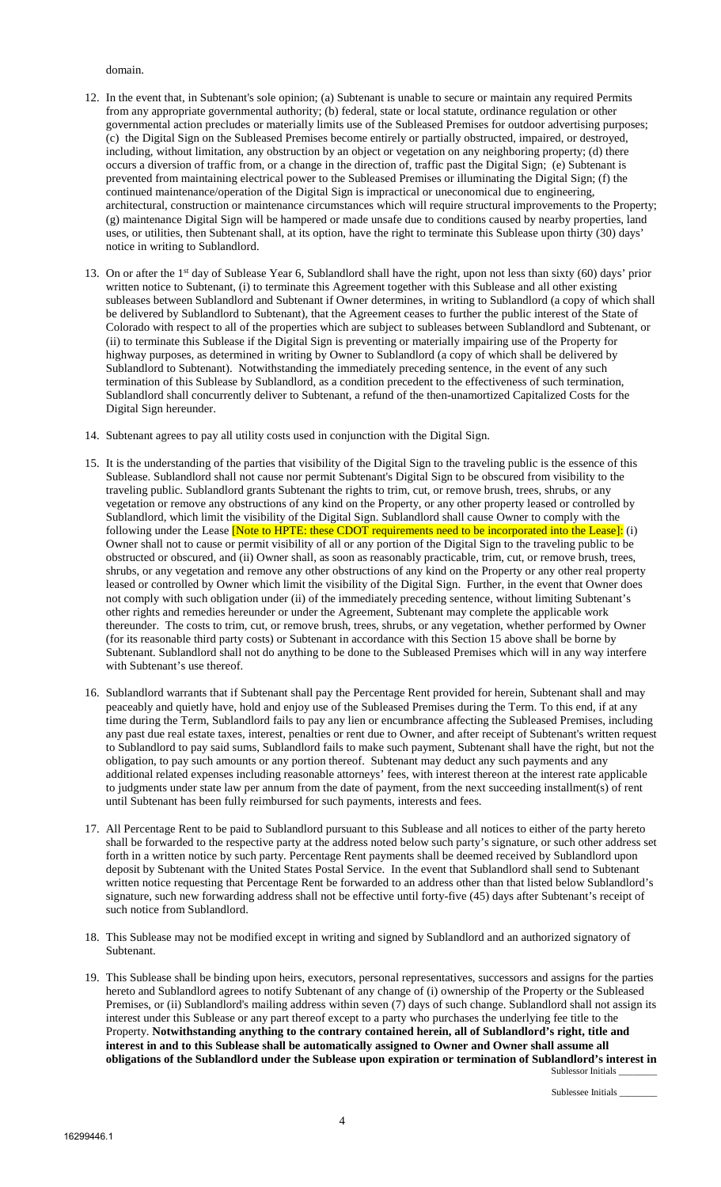domain.

12. In the event that, in Subtenant's sole opinion; (a) Subtenant is unable to secure or maintain any required Permits from any appropriate governmental authority; (b) federal, state or local statute, ordinance regulation or other governmental action precludes or materially limits use of the Subleased Premises for outdoor advertising purposes; (c) the Digital Sign on the Subleased Premises become entirely or partially obstructed, impaired, or destroyed, including, without limitation, any obstruction by an object or vegetation on any neighboring property; (d) there occurs a diversion of traffic from, or a change in the direction of, traffic past the Digital Sign; (e) Subtenant is prevented from maintaining electrical power to the Subleased Premises or illuminating the Digital Sign; (f) the continued maintenance/operation of the Digital Sign is impractical or uneconomical due to engineering, architectural, construction or maintenance circumstances which will require structural improvements to the Property; (g) maintenance Digital Sign will be hampered or made unsafe due to conditions caused by nearby properties, land uses, or utilities, then Subtenant shall, at its option, have the right to terminate this Sublease upon thirty (30) days' notice in writing to Sublandlord.

13. On or after the 1st day of Sublease Year 6, Sublandlord shall have the right, upon not less than sixty (60) days' prior written notice to Subtenant, (i) to terminate this Agreement together with this Sublease and all other existing subleases between Sublandlord and Subtenant if Owner determines, in writing to Sublandlord (a copy of which shall be delivered by Sublandlord to Subtenant), that the Agreement ceases to further the public interest of the State of Colorado with respect to all of the properties which are subject to subleases between Sublandlord and Subtenant, or (ii) to terminate this Sublease if the Digital Sign is preventing or materially impairing use of the Property for highway purposes, as determined in writing by Owner to Sublandlord (a copy of which shall be delivered by Sublandlord to Subtenant). Notwithstanding the immediately preceding sentence, in the event of any such termination of this Sublease by Sublandlord, as a condition precedent to the effectiveness of such termination, Sublandlord shall concurrently deliver to Subtenant, a refund of the then-unamortized Capitalized Costs for the Digital Sign hereunder.

14. Subtenant agrees to pay all utility costs used in conjunction with the Digital Sign.

15. It is the understanding of the parties that visibility of the Digital Sign to the traveling public is the essence of this Sublease. Sublandlord shall not cause nor permit Subtenant's Digital Sign to be obscured from visibility to the traveling public. Sublandlord grants Subtenant the rights to trim, cut, or remove brush, trees, shrubs, or any vegetation or remove any obstructions of any kind on the Property, or any other property leased or controlled by Sublandlord, which limit the visibility of the Digital Sign. Sublandlord shall cause Owner to comply with the following under the Lease [Note to HPTE: these CDOT requirements need to be incorporated into the Lease]: (i) Owner shall not to cause or permit visibility of all or any portion of the Digital Sign to the traveling public to be obstructed or obscured, and (ii) Owner shall, as soon as reasonably practicable, trim, cut, or remove brush, trees, shrubs, or any vegetation and remove any other obstructions of any kind on the Property or any other real property leased or controlled by Owner which limit the visibility of the Digital Sign. Further, in the event that Owner does not comply with such obligation under (ii) of the immediately preceding sentence, without limiting Subtenant's other rights and remedies hereunder or under the Agreement, Subtenant may complete the applicable work thereunder. The costs to trim, cut, or remove brush, trees, shrubs, or any vegetation, whether performed by Owner (for its reasonable third party costs) or Subtenant in accordance with this Section 15 above shall be borne by Subtenant. Sublandlord shall not do anything to be done to the Subleased Premises which will in any way interfere with Subtenant's use thereof.

16. Sublandlord warrants that if Subtenant shall pay the Percentage Rent provided for herein, Subtenant shall and may peaceably and quietly have, hold and enjoy use of the Subleased Premises during the Term. To this end, if at any time during the Term, Sublandlord fails to pay any lien or encumbrance affecting the Subleased Premises, including any past due real estate taxes, interest, penalties or rent due to Owner, and after receipt of Subtenant's written request to Sublandlord to pay said sums, Sublandlord fails to make such payment, Subtenant shall have the right, but not the obligation, to pay such amounts or any portion thereof. Subtenant may deduct any such payments and any additional related expenses including reasonable attorneys' fees, with interest thereon at the interest rate applicable to judgments under state law per annum from the date of payment, from the next succeeding installment(s) of rent until Subtenant has been fully reimbursed for such payments, interests and fees.

17. All Percentage Rent to be paid to Sublandlord pursuant to this Sublease and all notices to either of the party hereto shall be forwarded to the respective party at the address noted below such party's signature, or such other address set forth in a written notice by such party. Percentage Rent payments shall be deemed received by Sublandlord upon deposit by Subtenant with the United States Postal Service. In the event that Sublandlord shall send to Subtenant written notice requesting that Percentage Rent be forwarded to an address other than that listed below Sublandlord's signature, such new forwarding address shall not be effective until forty-five (45) days after Subtenant's receipt of such notice from Sublandlord.

18. This Sublease may not be modified except in writing and signed by Sublandlord and an authorized signatory of Subtenant.

19. This Sublease shall be binding upon heirs, executors, personal representatives, successors and assigns for the parties hereto and Sublandlord agrees to notify Subtenant of any change of (i) ownership of the Property or the Subleased Premises, or (ii) Sublandlord's mailing address within seven (7) days of such change. Sublandlord shall not assign its interest under this Sublease or any part thereof except to a party who purchases the underlying fee title to the Property. **Notwithstanding anything to the contrary contained herein, all of Sublandlord's right, title and interest in and to this Sublease shall be automatically assigned to Owner and Owner shall assume all obligations of the Sublandlord under the Sublease upon expiration or termination of Sublandlord's interest in**

Sublessor Initials ________

Sublessee Initials ________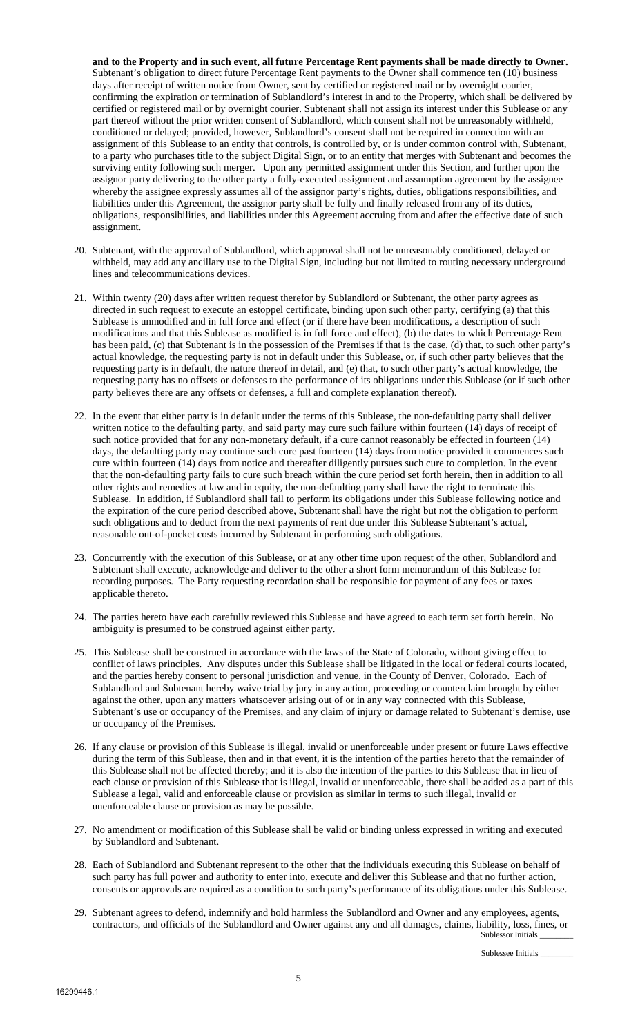**and to the Property and in such event, all future Percentage Rent payments shall be made directly to Owner.** Subtenant's obligation to direct future Percentage Rent payments to the Owner shall commence ten (10) business days after receipt of written notice from Owner, sent by certified or registered mail or by overnight courier, confirming the expiration or termination of Sublandlord's interest in and to the Property, which shall be delivered by certified or registered mail or by overnight courier. Subtenant shall not assign its interest under this Sublease or any part thereof without the prior written consent of Sublandlord, which consent shall not be unreasonably withheld, conditioned or delayed; provided, however, Sublandlord's consent shall not be required in connection with an assignment of this Sublease to an entity that controls, is controlled by, or is under common control with, Subtenant, to a party who purchases title to the subject Digital Sign, or to an entity that merges with Subtenant and becomes the surviving entity following such merger. Upon any permitted assignment under this Section, and further upon the assignor party delivering to the other party a fully-executed assignment and assumption agreement by the assignee whereby the assignee expressly assumes all of the assignor party's rights, duties, obligations responsibilities, and liabilities under this Agreement, the assignor party shall be fully and finally released from any of its duties, obligations, responsibilities, and liabilities under this Agreement accruing from and after the effective date of such assignment.

20. Subtenant, with the approval of Sublandlord, which approval shall not be unreasonably conditioned, delayed or withheld, may add any ancillary use to the Digital Sign, including but not limited to routing necessary underground lines and telecommunications devices.

21. Within twenty (20) days after written request therefor by Sublandlord or Subtenant, the other party agrees as directed in such request to execute an estoppel certificate, binding upon such other party, certifying (a) that this Sublease is unmodified and in full force and effect (or if there have been modifications, a description of such modifications and that this Sublease as modified is in full force and effect), (b) the dates to which Percentage Rent has been paid, (c) that Subtenant is in the possession of the Premises if that is the case, (d) that, to such other party's actual knowledge, the requesting party is not in default under this Sublease, or, if such other party believes that the requesting party is in default, the nature thereof in detail, and (e) that, to such other party's actual knowledge, the requesting party has no offsets or defenses to the performance of its obligations under this Sublease (or if such other party believes there are any offsets or defenses, a full and complete explanation thereof).

22. In the event that either party is in default under the terms of this Sublease, the non-defaulting party shall deliver written notice to the defaulting party, and said party may cure such failure within fourteen (14) days of receipt of such notice provided that for any non-monetary default, if a cure cannot reasonably be effected in fourteen (14) days, the defaulting party may continue such cure past fourteen (14) days from notice provided it commences such cure within fourteen (14) days from notice and thereafter diligently pursues such cure to completion. In the event that the non-defaulting party fails to cure such breach within the cure period set forth herein, then in addition to all other rights and remedies at law and in equity, the non-defaulting party shall have the right to terminate this Sublease. In addition, if Sublandlord shall fail to perform its obligations under this Sublease following notice and the expiration of the cure period described above, Subtenant shall have the right but not the obligation to perform such obligations and to deduct from the next payments of rent due under this Sublease Subtenant's actual, reasonable out-of-pocket costs incurred by Subtenant in performing such obligations.

23. Concurrently with the execution of this Sublease, or at any other time upon request of the other, Sublandlord and Subtenant shall execute, acknowledge and deliver to the other a short form memorandum of this Sublease for recording purposes. The Party requesting recordation shall be responsible for payment of any fees or taxes applicable thereto.

24. The parties hereto have each carefully reviewed this Sublease and have agreed to each term set forth herein. No ambiguity is presumed to be construed against either party.

25. This Sublease shall be construed in accordance with the laws of the State of Colorado, without giving effect to conflict of laws principles. Any disputes under this Sublease shall be litigated in the local or federal courts located, and the parties hereby consent to personal jurisdiction and venue, in the County of Denver, Colorado. Each of Sublandlord and Subtenant hereby waive trial by jury in any action, proceeding or counterclaim brought by either against the other, upon any matters whatsoever arising out of or in any way connected with this Sublease, Subtenant's use or occupancy of the Premises, and any claim of injury or damage related to Subtenant's demise, use or occupancy of the Premises.

26. If any clause or provision of this Sublease is illegal, invalid or unenforceable under present or future Laws effective during the term of this Sublease, then and in that event, it is the intention of the parties hereto that the remainder of this Sublease shall not be affected thereby; and it is also the intention of the parties to this Sublease that in lieu of each clause or provision of this Sublease that is illegal, invalid or unenforceable, there shall be added as a part of this Sublease a legal, valid and enforceable clause or provision as similar in terms to such illegal, invalid or unenforceable clause or provision as may be possible.

27. No amendment or modification of this Sublease shall be valid or binding unless expressed in writing and executed by Sublandlord and Subtenant.

28. Each of Sublandlord and Subtenant represent to the other that the individuals executing this Sublease on behalf of such party has full power and authority to enter into, execute and deliver this Sublease and that no further action, consents or approvals are required as a condition to such party's performance of its obligations under this Sublease.

29. Subtenant agrees to defend, indemnify and hold harmless the Sublandlord and Owner and any employees, agents, contractors, and officials of the Sublandlord and Owner against any and all damages, claims, liability, loss, fines, or

Sublessor Initials ________

Sublessee Initials ________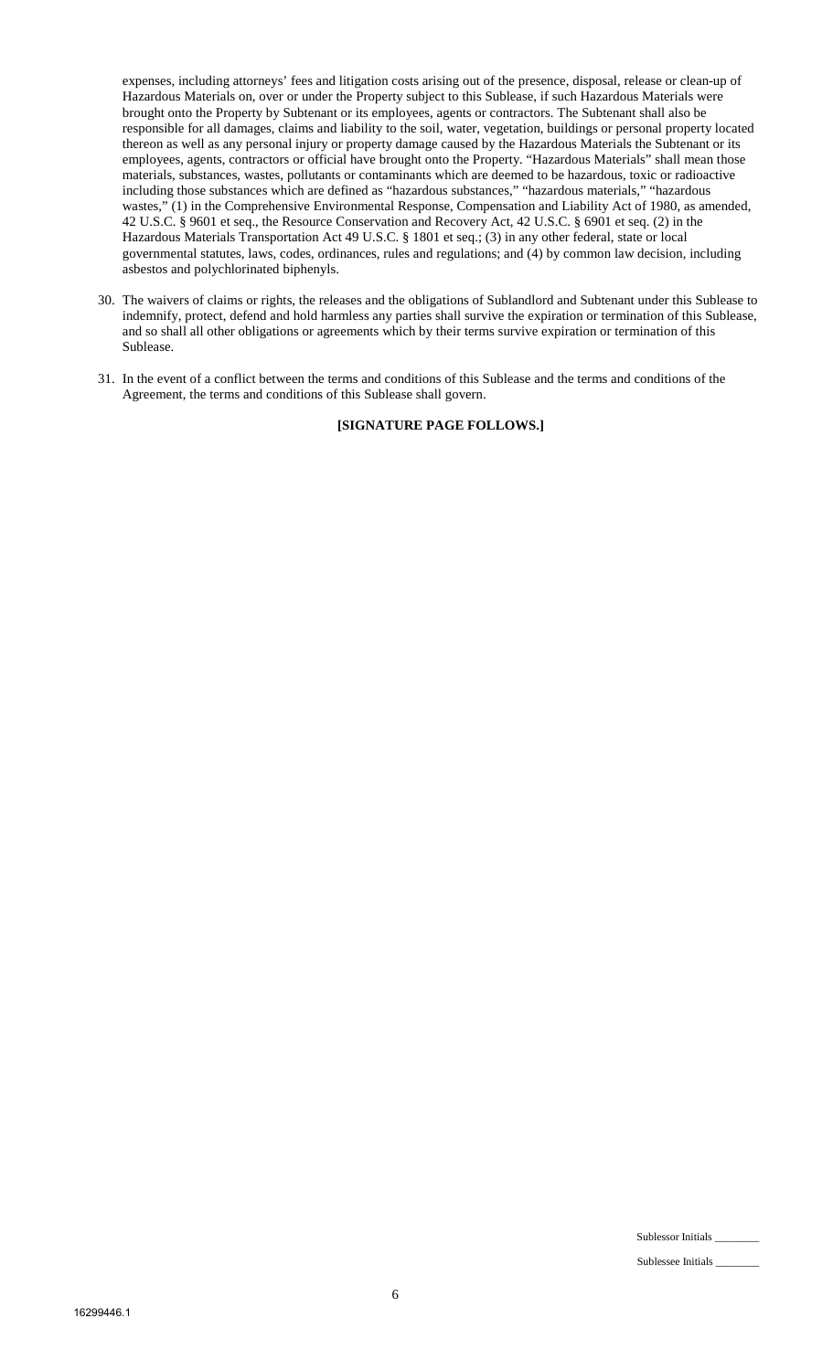expenses, including attorneys' fees and litigation costs arising out of the presence, disposal, release or clean-up of Hazardous Materials on, over or under the Property subject to this Sublease, if such Hazardous Materials were brought onto the Property by Subtenant or its employees, agents or contractors. The Subtenant shall also be responsible for all damages, claims and liability to the soil, water, vegetation, buildings or personal property located thereon as well as any personal injury or property damage caused by the Hazardous Materials the Subtenant or its employees, agents, contractors or official have brought onto the Property. "Hazardous Materials" shall mean those materials, substances, wastes, pollutants or contaminants which are deemed to be hazardous, toxic or radioactive including those substances which are defined as "hazardous substances," "hazardous materials," "hazardous wastes," (1) in the Comprehensive Environmental Response, Compensation and Liability Act of 1980, as amended, 42 U.S.C. § 9601 et seq., the Resource Conservation and Recovery Act, 42 U.S.C. § 6901 et seq. (2) in the Hazardous Materials Transportation Act 49 U.S.C. § 1801 et seq.; (3) in any other federal, state or local governmental statutes, laws, codes, ordinances, rules and regulations; and (4) by common law decision, including asbestos and polychlorinated biphenyls.

30. The waivers of claims or rights, the releases and the obligations of Sublandlord and Subtenant under this Sublease to indemnify, protect, defend and hold harmless any parties shall survive the expiration or termination of this Sublease, and so shall all other obligations or agreements which by their terms survive expiration or termination of this Sublease.

31. In the event of a conflict between the terms and conditions of this Sublease and the terms and conditions of the Agreement, the terms and conditions of this Sublease shall govern.

**[SIGNATURE PAGE FOLLOWS.]**

Sublessor Initials ________

Sublessee Initials ________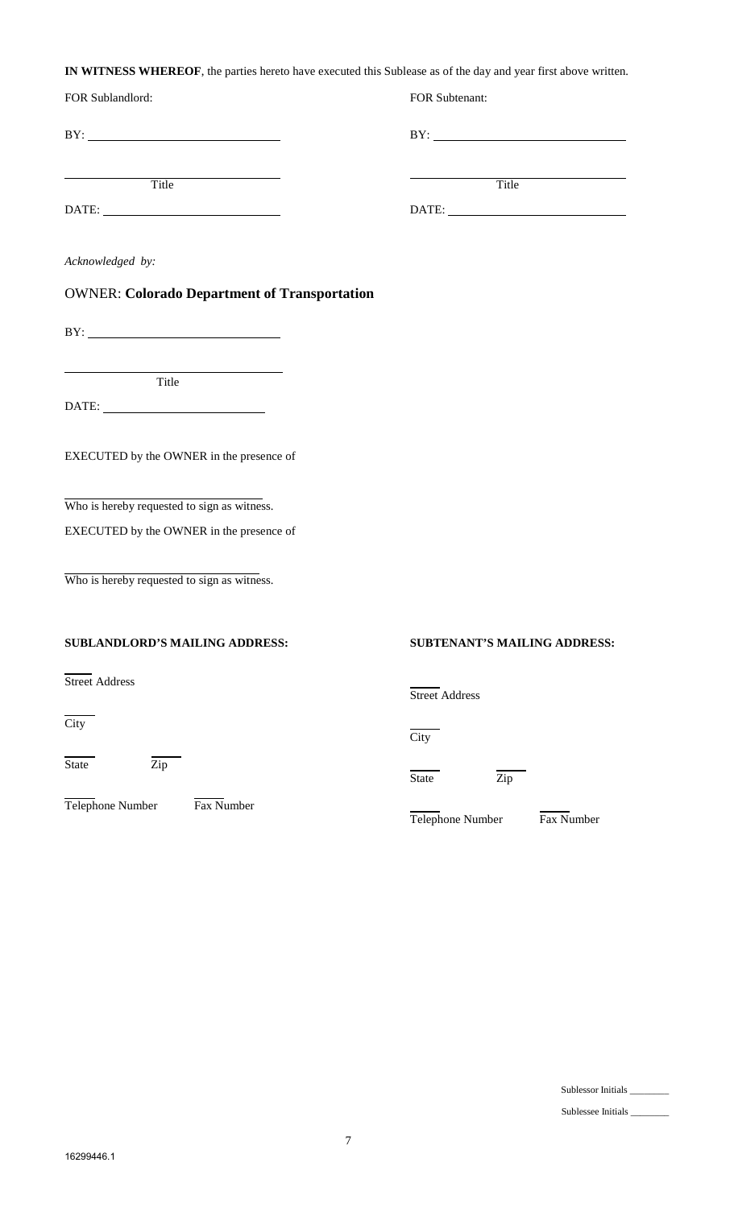**IN WITNESS WHEREOF**, the parties hereto have executed this Sublease as of the day and year first above written.

FOR Sublandlord:

BY: ______________________________

______________________________
Title

DATE: ____________________________

FOR Subtenant:

BY: ______________________________

______________________________
Title

DATE: ____________________________

*Acknowledged by:*

OWNER: **Colorado Department of Transportation**

BY: ______________________________

______________________________
Title

DATE: __________________________

EXECUTED by the OWNER in the presence of

______________________________
Who is hereby requested to sign as witness.

EXECUTED by the OWNER in the presence of

______________________________
Who is hereby requested to sign as witness.

**SUBLANDLORD'S MAILING ADDRESS:**

Street Address

City

State Zip

Telephone Number Fax Number

**SUBTENANT'S MAILING ADDRESS:**

Street Address

City

State Zip

Telephone Number Fax Number

Sublessor Initials ________

Sublessee Initials ________

16299446.1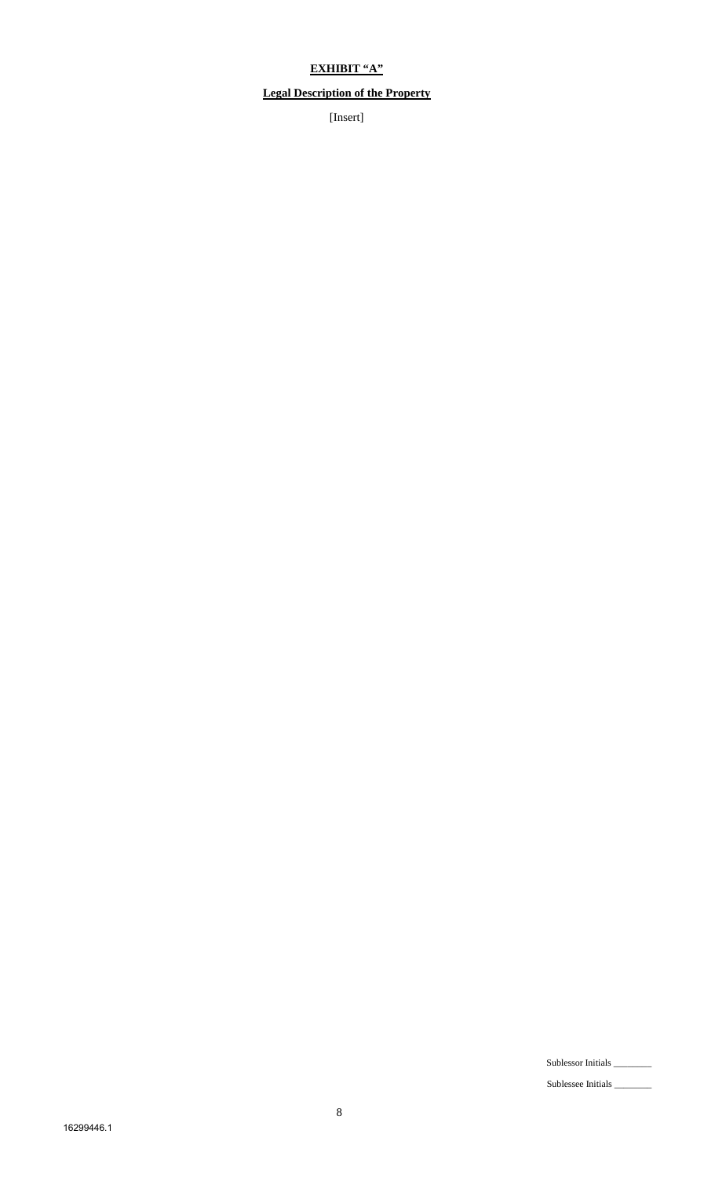**EXHIBIT "A"**

**Legal Description of the Property**

[Insert]

Sublessor Initials ________

Sublessee Initials ________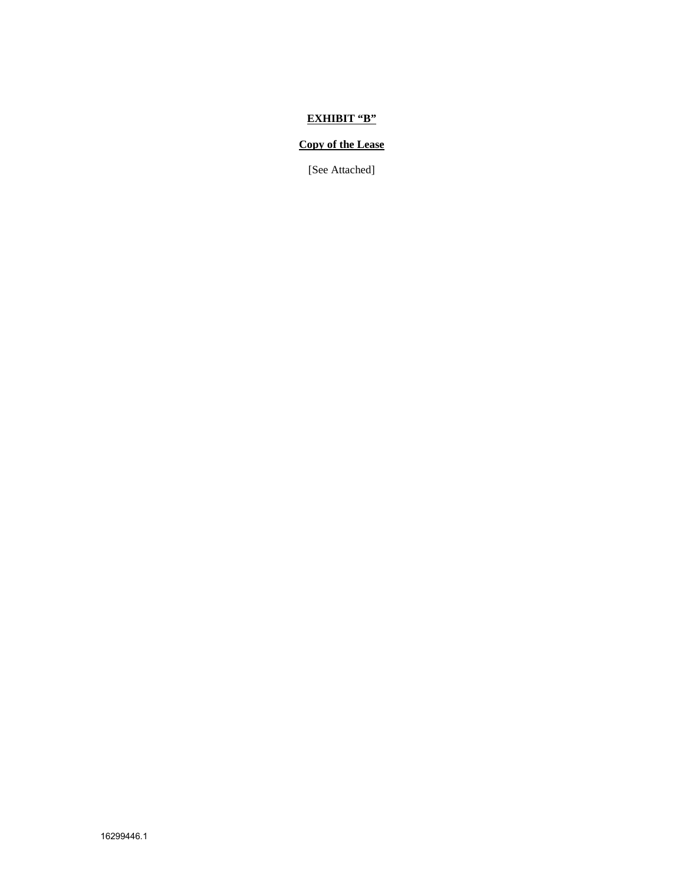**EXHIBIT "B"**

**Copy of the Lease**

[See Attached]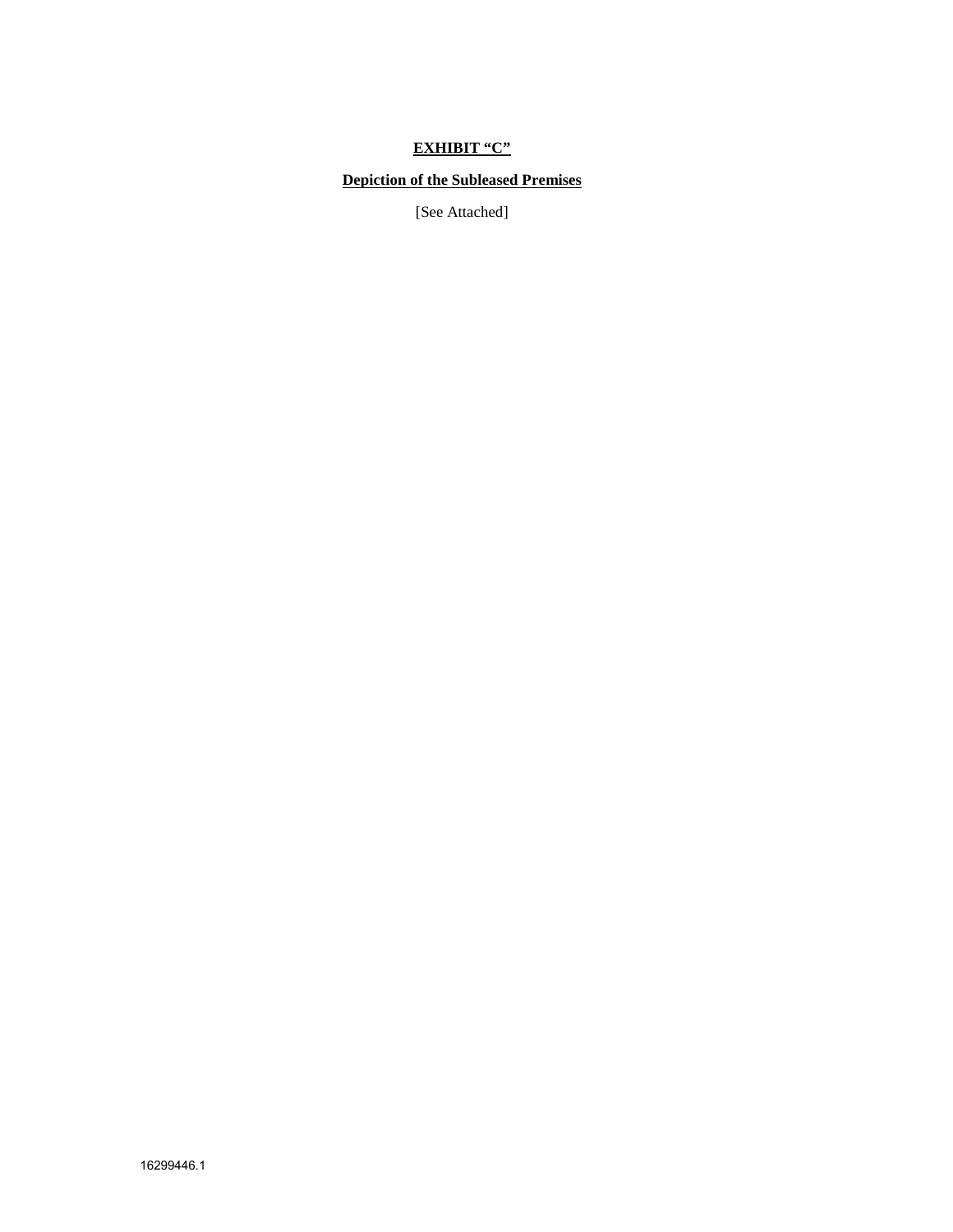**EXHIBIT "C"**

**Depiction of the Subleased Premises**

[See Attached]

16299446.1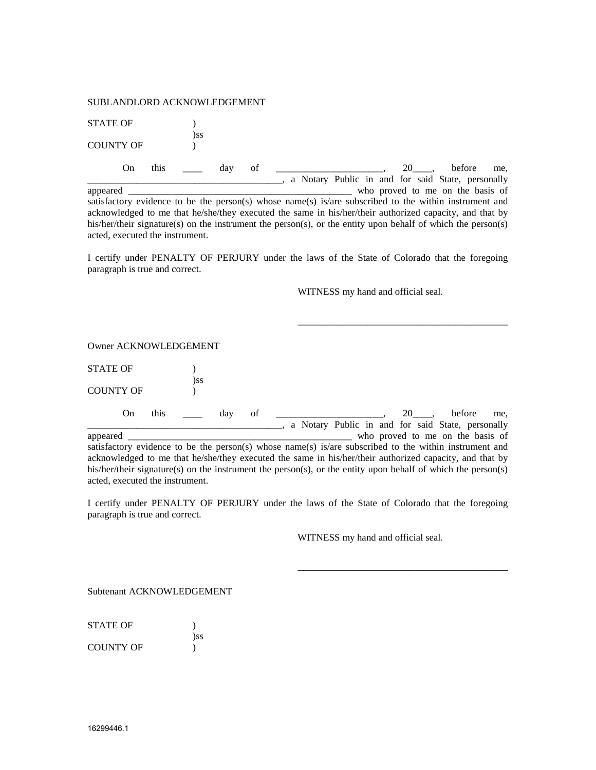SUBLANDLORD ACKNOWLEDGEMENT

STATE OF )
)ss
COUNTY OF )

On this ____ day of ______________________, 20____, before me, ________________________________________, a Notary Public in and for said State, personally appeared ______________________________________________ who proved to me on the basis of satisfactory evidence to be the person(s) whose name(s) is/are subscribed to the within instrument and acknowledged to me that he/she/they executed the same in his/her/their authorized capacity, and that by his/her/their signature(s) on the instrument the person(s), or the entity upon behalf of which the person(s) acted, executed the instrument.

I certify under PENALTY OF PERJURY under the laws of the State of Colorado that the foregoing paragraph is true and correct.

WITNESS my hand and official seal.

____________________________________________

Owner ACKNOWLEDGEMENT

STATE OF )
)ss
COUNTY OF )

On this ____ day of ______________________, 20____, before me, ________________________________________, a Notary Public in and for said State, personally appeared ______________________________________________ who proved to me on the basis of satisfactory evidence to be the person(s) whose name(s) is/are subscribed to the within instrument and acknowledged to me that he/she/they executed the same in his/her/their authorized capacity, and that by his/her/their signature(s) on the instrument the person(s), or the entity upon behalf of which the person(s) acted, executed the instrument.

I certify under PENALTY OF PERJURY under the laws of the State of Colorado that the foregoing paragraph is true and correct.

WITNESS my hand and official seal.

____________________________________________

Subtenant ACKNOWLEDGEMENT

STATE OF )
)ss
COUNTY OF )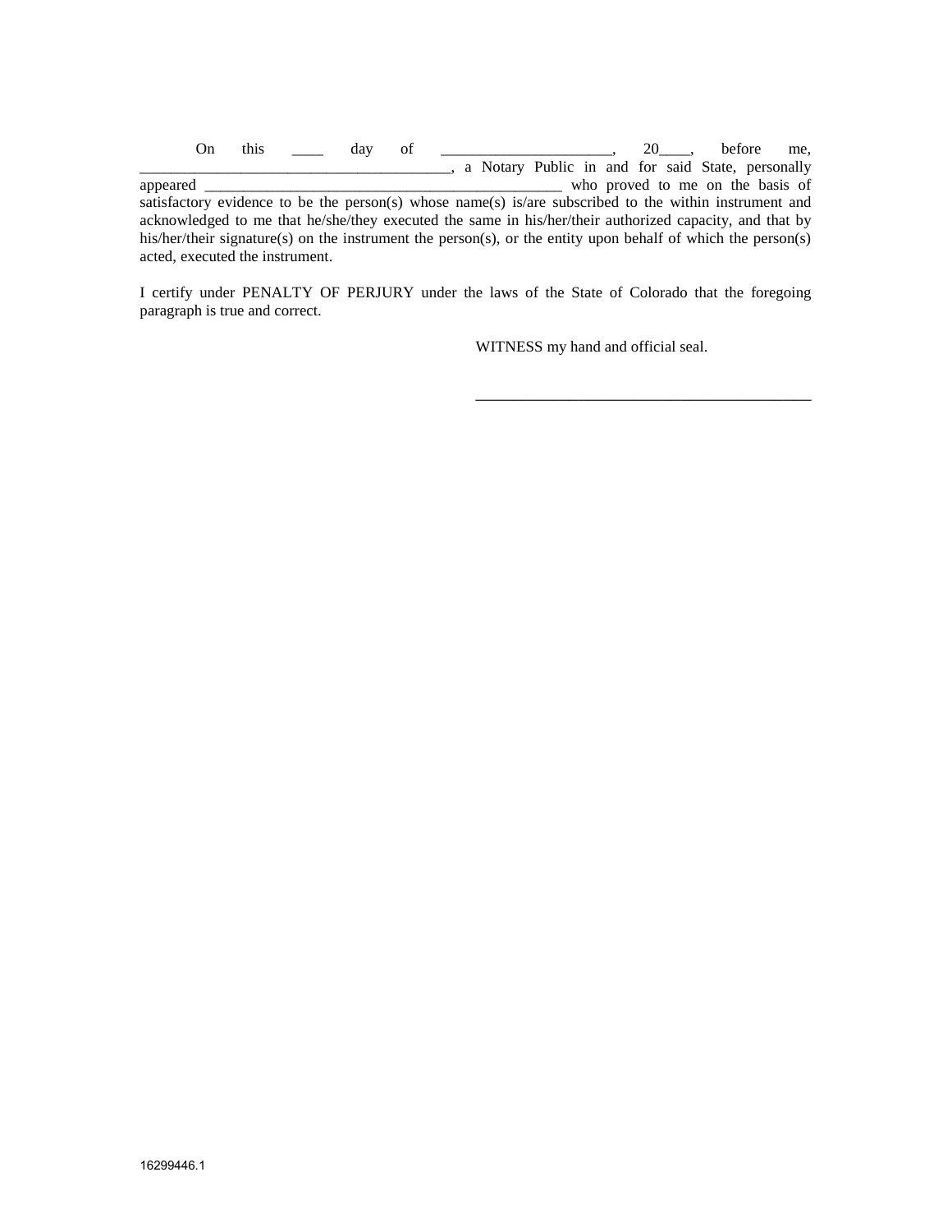On this ____ day of ______________________, 20____, before me, _______________________________________, a Notary Public in and for said State, personally appeared _______________________________________________ who proved to me on the basis of satisfactory evidence to be the person(s) whose name(s) is/are subscribed to the within instrument and acknowledged to me that he/she/they executed the same in his/her/their authorized capacity, and that by his/her/their signature(s) on the instrument the person(s), or the entity upon behalf of which the person(s) acted, executed the instrument.

I certify under PENALTY OF PERJURY under the laws of the State of Colorado that the foregoing paragraph is true and correct.

WITNESS my hand and official seal.

_____________________________________________

16299446.1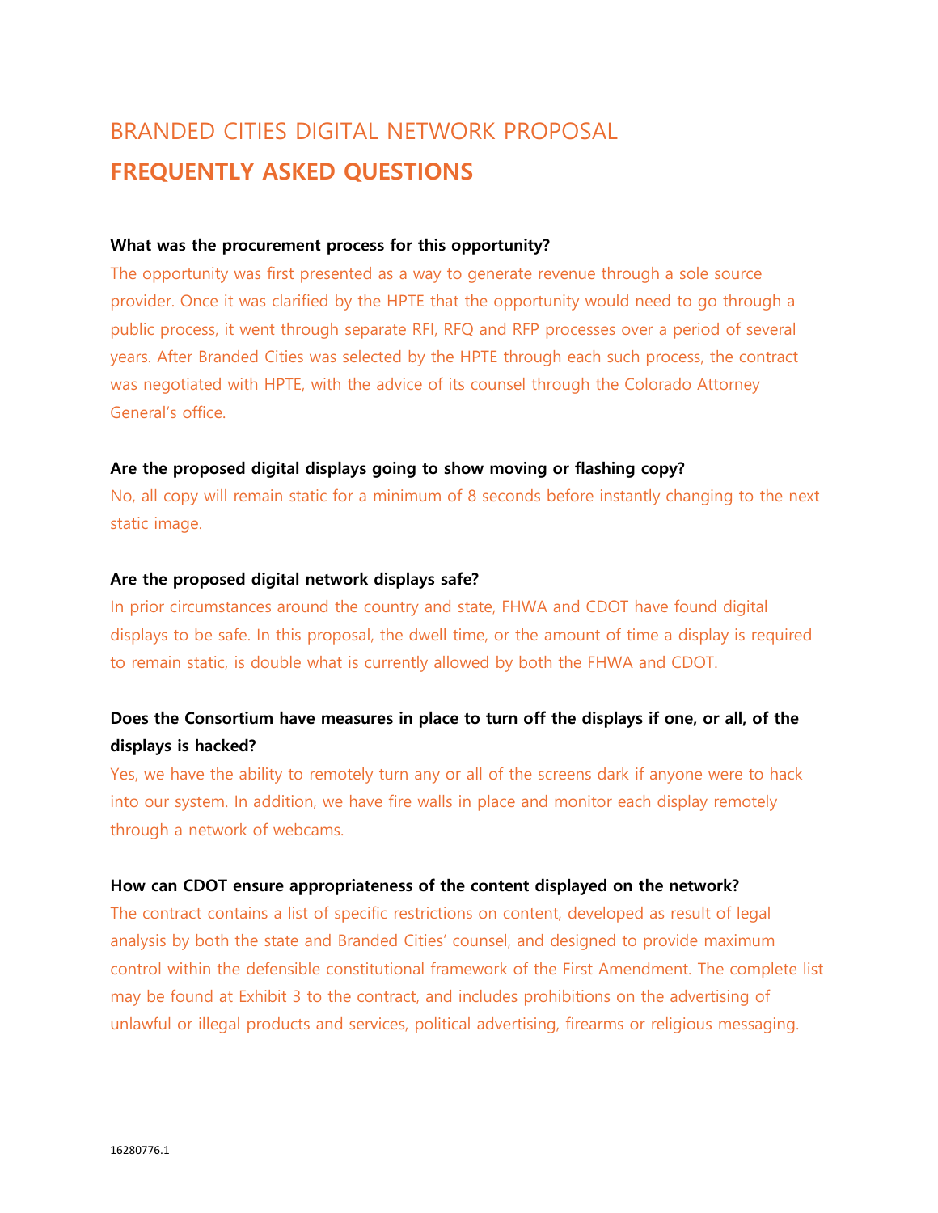# BRANDED CITIES DIGITAL NETWORK PROPOSAL

## FREQUENTLY ASKED QUESTIONS

**What was the procurement process for this opportunity?**

The opportunity was first presented as a way to generate revenue through a sole source provider. Once it was clarified by the HPTE that the opportunity would need to go through a public process, it went through separate RFI, RFQ and RFP processes over a period of several years. After Branded Cities was selected by the HPTE through each such process, the contract was negotiated with HPTE, with the advice of its counsel through the Colorado Attorney General's office.

**Are the proposed digital displays going to show moving or flashing copy?**

No, all copy will remain static for a minimum of 8 seconds before instantly changing to the next static image.

**Are the proposed digital network displays safe?**

In prior circumstances around the country and state, FHWA and CDOT have found digital displays to be safe. In this proposal, the dwell time, or the amount of time a display is required to remain static, is double what is currently allowed by both the FHWA and CDOT.

**Does the Consortium have measures in place to turn off the displays if one, or all, of the displays is hacked?**

Yes, we have the ability to remotely turn any or all of the screens dark if anyone were to hack into our system. In addition, we have fire walls in place and monitor each display remotely through a network of webcams.

**How can CDOT ensure appropriateness of the content displayed on the network?**

The contract contains a list of specific restrictions on content, developed as result of legal analysis by both the state and Branded Cities' counsel, and designed to provide maximum control within the defensible constitutional framework of the First Amendment. The complete list may be found at Exhibit 3 to the contract, and includes prohibitions on the advertising of unlawful or illegal products and services, political advertising, firearms or religious messaging.

16280776.1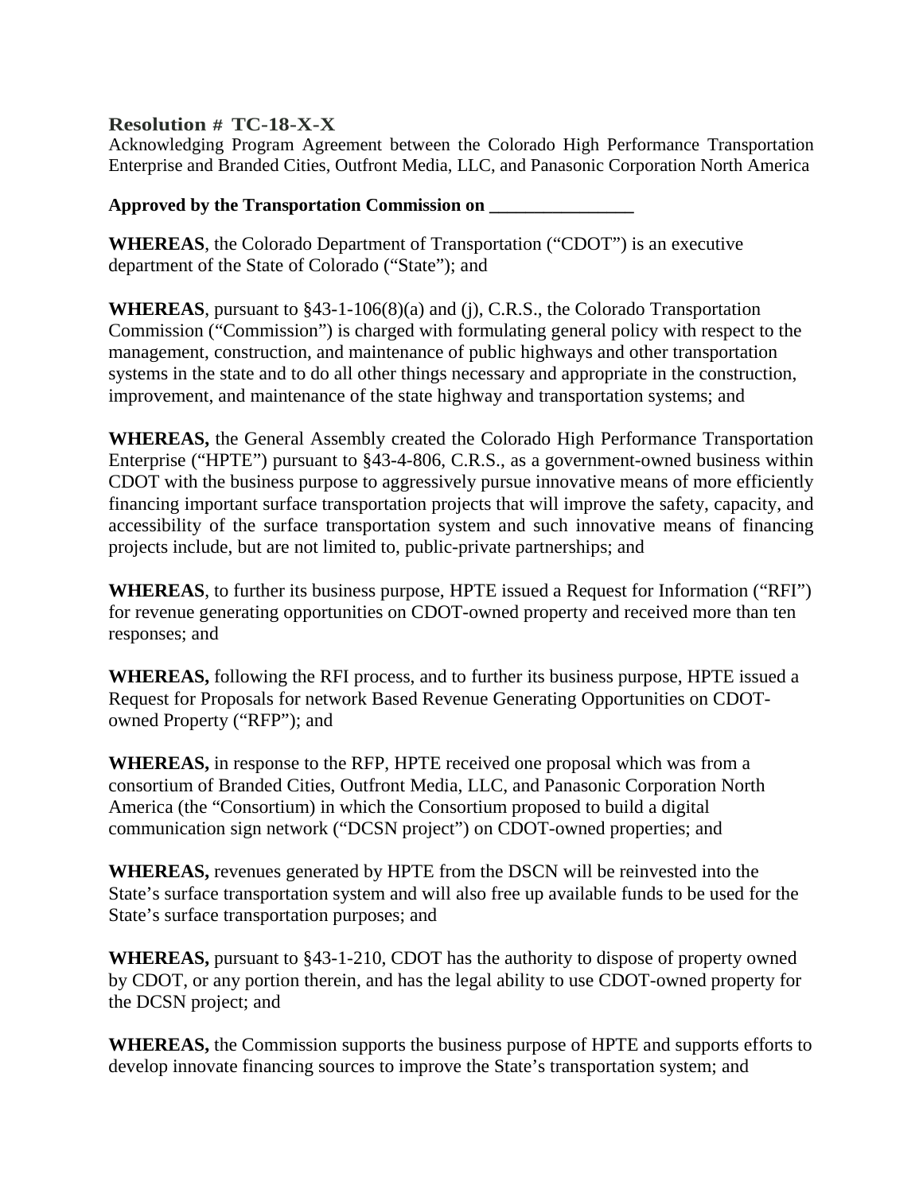**Resolution # TC-18-X-X**

Acknowledging Program Agreement between the Colorado High Performance Transportation Enterprise and Branded Cities, Outfront Media, LLC, and Panasonic Corporation North America

**Approved by the Transportation Commission on ________________**

**WHEREAS**, the Colorado Department of Transportation ("CDOT") is an executive department of the State of Colorado ("State"); and

**WHEREAS**, pursuant to §43-1-106(8)(a) and (j), C.R.S., the Colorado Transportation Commission ("Commission") is charged with formulating general policy with respect to the management, construction, and maintenance of public highways and other transportation systems in the state and to do all other things necessary and appropriate in the construction, improvement, and maintenance of the state highway and transportation systems; and

**WHEREAS,** the General Assembly created the Colorado High Performance Transportation Enterprise ("HPTE") pursuant to §43-4-806, C.R.S., as a government-owned business within CDOT with the business purpose to aggressively pursue innovative means of more efficiently financing important surface transportation projects that will improve the safety, capacity, and accessibility of the surface transportation system and such innovative means of financing projects include, but are not limited to, public-private partnerships; and

**WHEREAS**, to further its business purpose, HPTE issued a Request for Information ("RFI") for revenue generating opportunities on CDOT-owned property and received more than ten responses; and

**WHEREAS,** following the RFI process, and to further its business purpose, HPTE issued a Request for Proposals for network Based Revenue Generating Opportunities on CDOT-owned Property ("RFP"); and

**WHEREAS,** in response to the RFP, HPTE received one proposal which was from a consortium of Branded Cities, Outfront Media, LLC, and Panasonic Corporation North America (the "Consortium) in which the Consortium proposed to build a digital communication sign network ("DCSN project") on CDOT-owned properties; and

**WHEREAS,** revenues generated by HPTE from the DSCN will be reinvested into the State's surface transportation system and will also free up available funds to be used for the State's surface transportation purposes; and

**WHEREAS,** pursuant to §43-1-210, CDOT has the authority to dispose of property owned by CDOT, or any portion therein, and has the legal ability to use CDOT-owned property for the DCSN project; and

**WHEREAS,** the Commission supports the business purpose of HPTE and supports efforts to develop innovate financing sources to improve the State's transportation system; and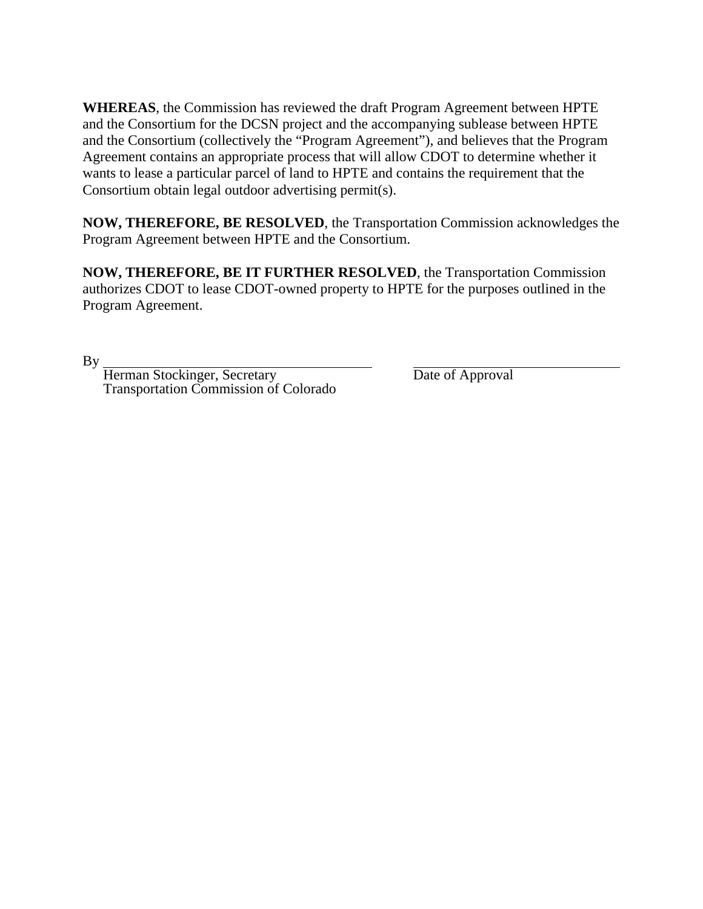**WHEREAS**, the Commission has reviewed the draft Program Agreement between HPTE and the Consortium for the DCSN project and the accompanying sublease between HPTE and the Consortium (collectively the "Program Agreement"), and believes that the Program Agreement contains an appropriate process that will allow CDOT to determine whether it wants to lease a particular parcel of land to HPTE and contains the requirement that the Consortium obtain legal outdoor advertising permit(s).

**NOW, THEREFORE, BE RESOLVED**, the Transportation Commission acknowledges the Program Agreement between HPTE and the Consortium.

**NOW, THEREFORE, BE IT FURTHER RESOLVED**, the Transportation Commission authorizes CDOT to lease CDOT-owned property to HPTE for the purposes outlined in the Program Agreement.

By ______________________________________  ______________________________

Herman Stockinger, Secretary  
Transportation Commission of Colorado

Date of Approval